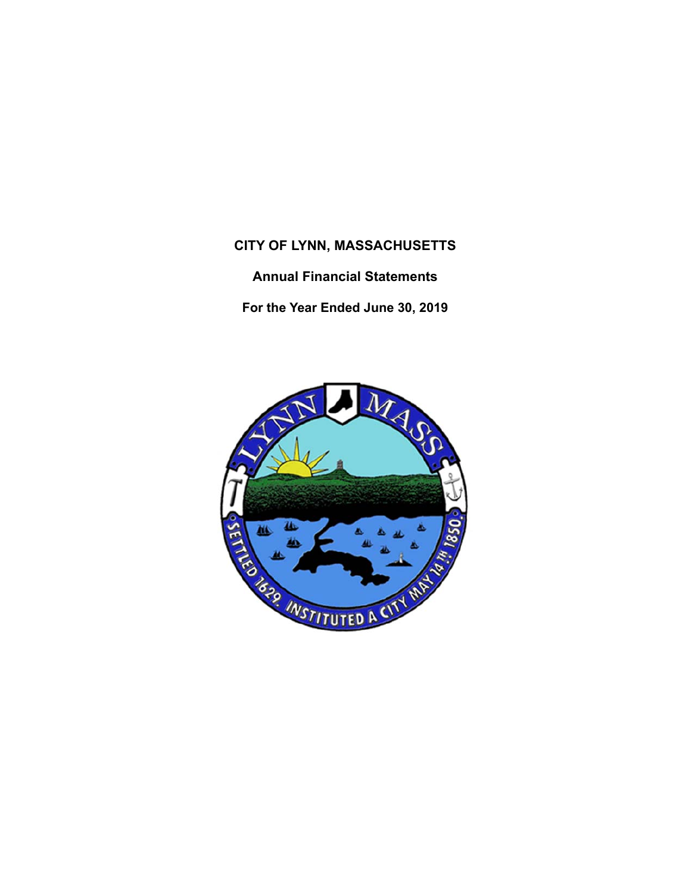# CITY OF LYNN, MASSACHUSETTS

## Annual Financial Statements

## For the Year Ended June 30, 2019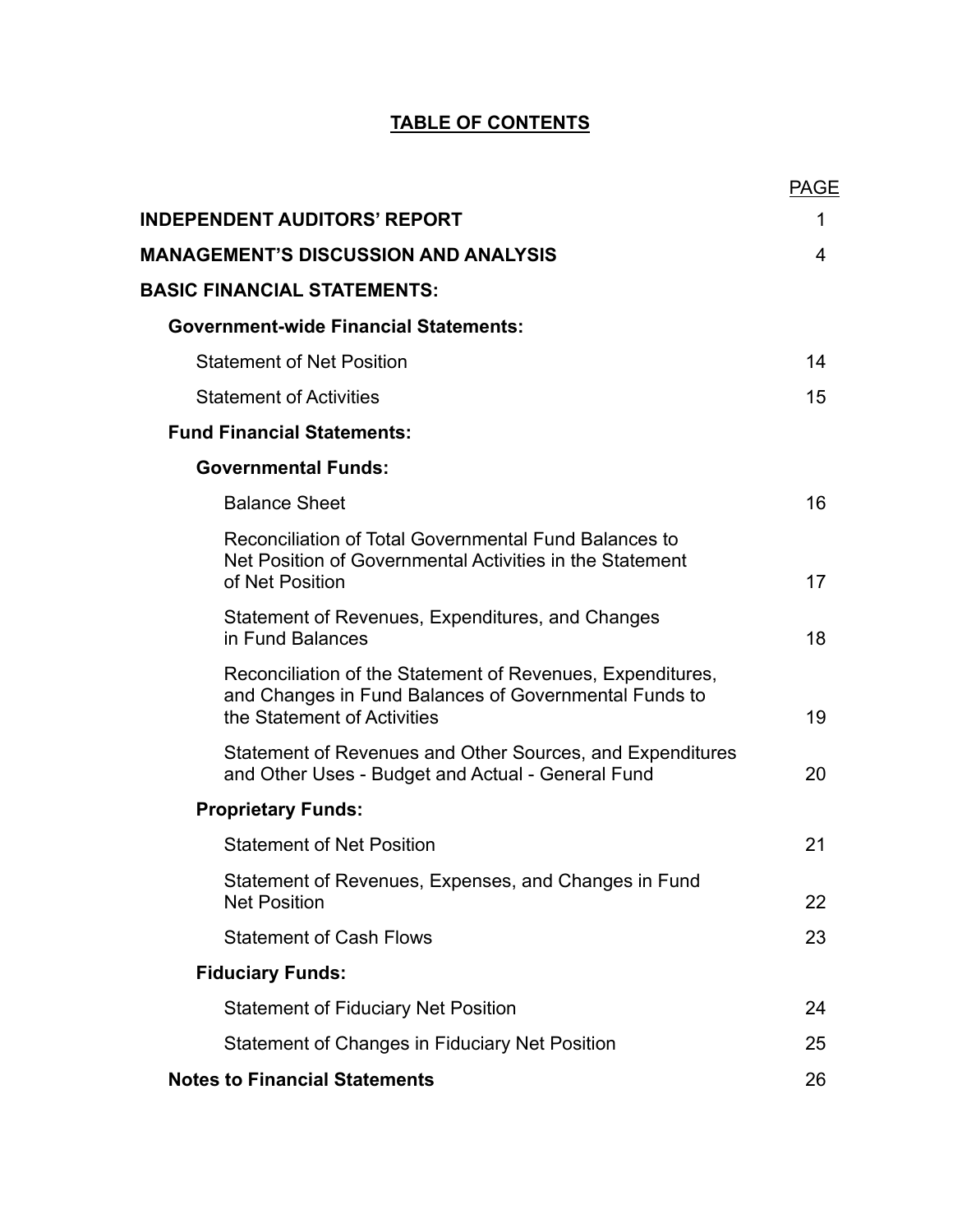# TABLE OF CONTENTS

| | PAGE |
|---|---|
| **INDEPENDENT AUDITORS' REPORT** | 1 |
| **MANAGEMENT'S DISCUSSION AND ANALYSIS** | 4 |
| **BASIC FINANCIAL STATEMENTS:** | |
| **Government-wide Financial Statements:** | |
| Statement of Net Position | 14 |
| Statement of Activities | 15 |
| **Fund Financial Statements:** | |
| **Governmental Funds:** | |
| Balance Sheet | 16 |
| Reconciliation of Total Governmental Fund Balances to Net Position of Governmental Activities in the Statement of Net Position | 17 |
| Statement of Revenues, Expenditures, and Changes in Fund Balances | 18 |
| Reconciliation of the Statement of Revenues, Expenditures, and Changes in Fund Balances of Governmental Funds to the Statement of Activities | 19 |
| Statement of Revenues and Other Sources, and Expenditures and Other Uses - Budget and Actual - General Fund | 20 |
| **Proprietary Funds:** | |
| Statement of Net Position | 21 |
| Statement of Revenues, Expenses, and Changes in Fund Net Position | 22 |
| Statement of Cash Flows | 23 |
| **Fiduciary Funds:** | |
| Statement of Fiduciary Net Position | 24 |
| Statement of Changes in Fiduciary Net Position | 25 |
| **Notes to Financial Statements** | 26 |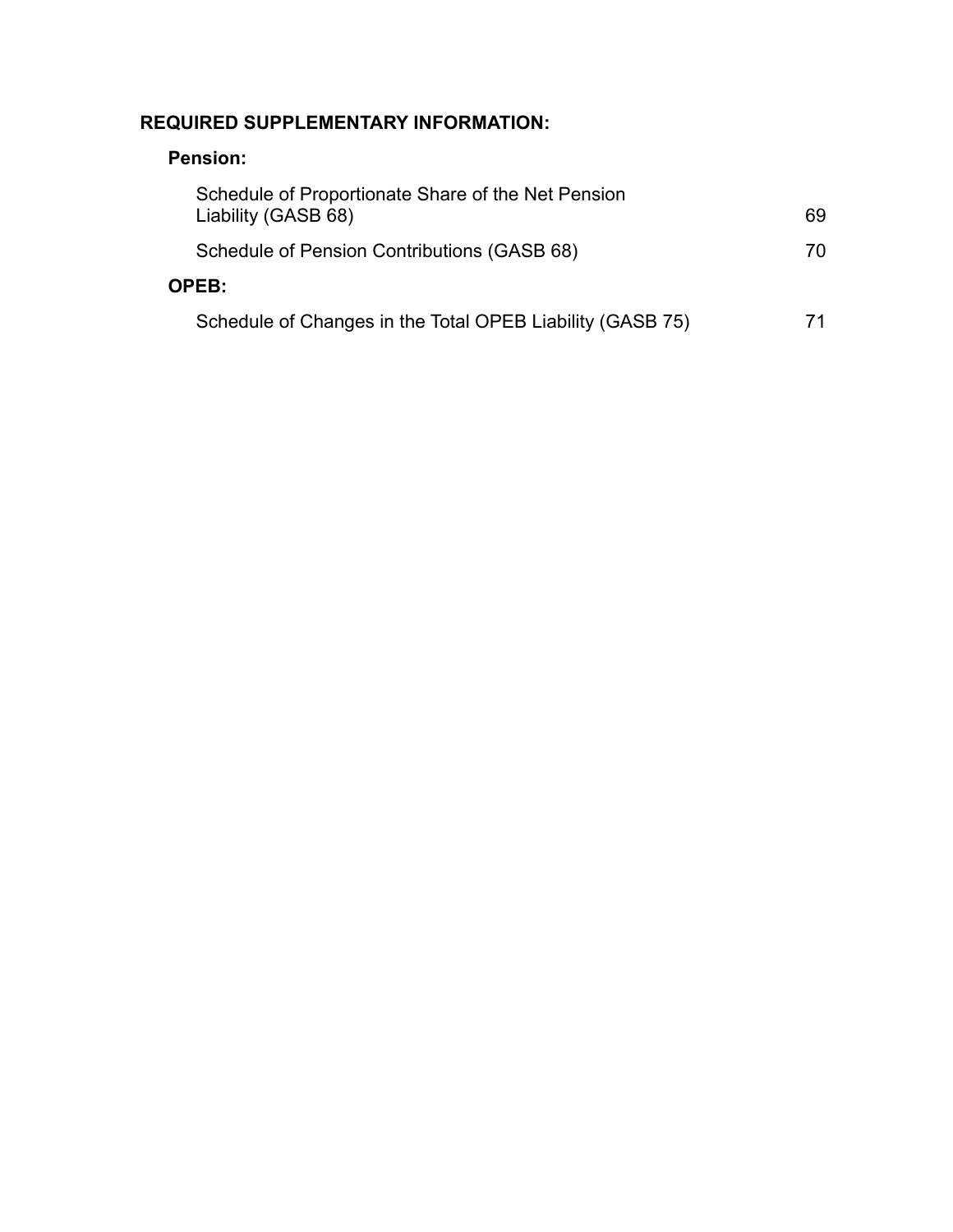## REQUIRED SUPPLEMENTARY INFORMATION:

### Pension:

| | |
|---|---|
| Schedule of Proportionate Share of the Net Pension Liability (GASB 68) | 69 |
| Schedule of Pension Contributions (GASB 68) | 70 |

### OPEB:

| | |
|---|---|
| Schedule of Changes in the Total OPEB Liability (GASB 75) | 71 |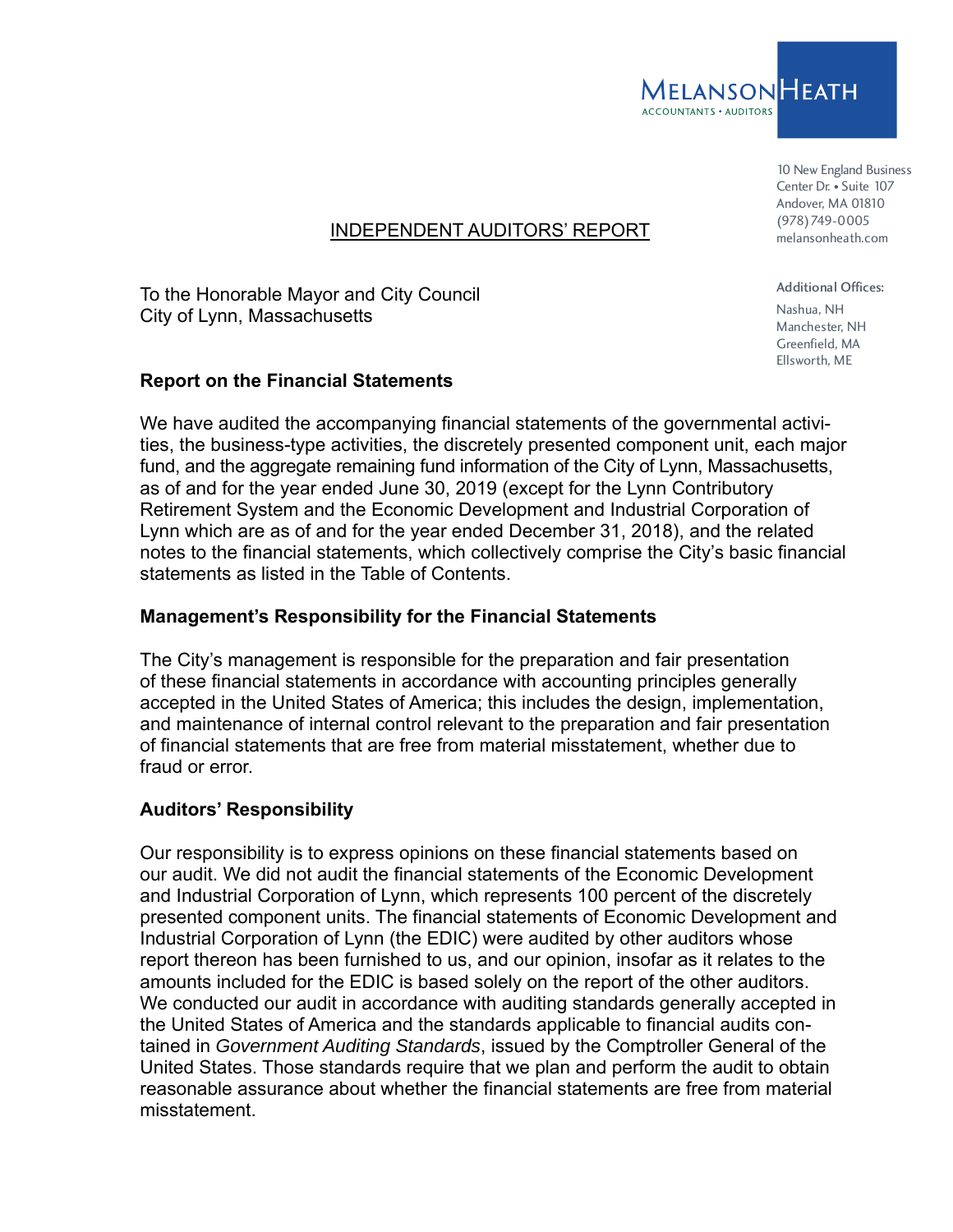MELANSON HEATH
ACCOUNTANTS • AUDITORS

10 New England Business Center Dr. • Suite 107
Andover, MA 01810
(978) 749-0005
melansonheath.com

Additional Offices:
Nashua, NH
Manchester, NH
Greenfield, MA
Ellsworth, ME

# INDEPENDENT AUDITORS' REPORT

To the Honorable Mayor and City Council
City of Lynn, Massachusetts

## Report on the Financial Statements

We have audited the accompanying financial statements of the governmental activities, the business-type activities, the discretely presented component unit, each major fund, and the aggregate remaining fund information of the City of Lynn, Massachusetts, as of and for the year ended June 30, 2019 (except for the Lynn Contributory Retirement System and the Economic Development and Industrial Corporation of Lynn which are as of and for the year ended December 31, 2018), and the related notes to the financial statements, which collectively comprise the City's basic financial statements as listed in the Table of Contents.

## Management's Responsibility for the Financial Statements

The City's management is responsible for the preparation and fair presentation of these financial statements in accordance with accounting principles generally accepted in the United States of America; this includes the design, implementation, and maintenance of internal control relevant to the preparation and fair presentation of financial statements that are free from material misstatement, whether due to fraud or error.

## Auditors' Responsibility

Our responsibility is to express opinions on these financial statements based on our audit. We did not audit the financial statements of the Economic Development and Industrial Corporation of Lynn, which represents 100 percent of the discretely presented component units. The financial statements of Economic Development and Industrial Corporation of Lynn (the EDIC) were audited by other auditors whose report thereon has been furnished to us, and our opinion, insofar as it relates to the amounts included for the EDIC is based solely on the report of the other auditors. We conducted our audit in accordance with auditing standards generally accepted in the United States of America and the standards applicable to financial audits contained in *Government Auditing Standards*, issued by the Comptroller General of the United States. Those standards require that we plan and perform the audit to obtain reasonable assurance about whether the financial statements are free from material misstatement.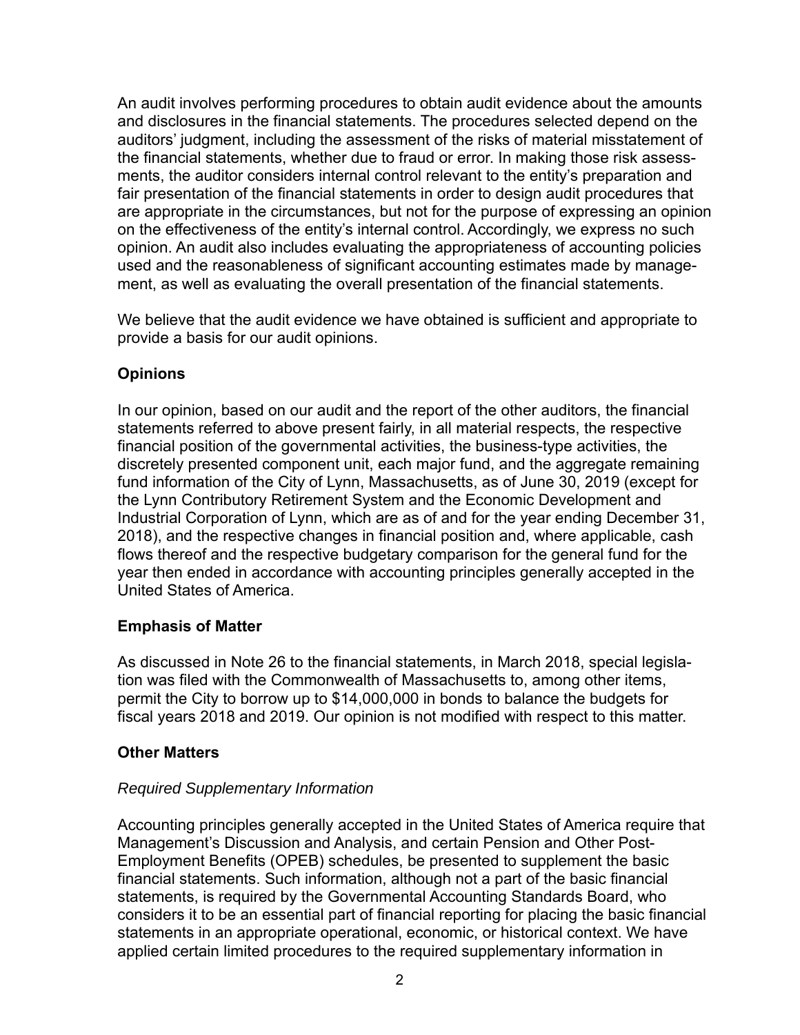An audit involves performing procedures to obtain audit evidence about the amounts and disclosures in the financial statements. The procedures selected depend on the auditors' judgment, including the assessment of the risks of material misstatement of the financial statements, whether due to fraud or error. In making those risk assessments, the auditor considers internal control relevant to the entity's preparation and fair presentation of the financial statements in order to design audit procedures that are appropriate in the circumstances, but not for the purpose of expressing an opinion on the effectiveness of the entity's internal control. Accordingly, we express no such opinion. An audit also includes evaluating the appropriateness of accounting policies used and the reasonableness of significant accounting estimates made by management, as well as evaluating the overall presentation of the financial statements.

We believe that the audit evidence we have obtained is sufficient and appropriate to provide a basis for our audit opinions.

## Opinions

In our opinion, based on our audit and the report of the other auditors, the financial statements referred to above present fairly, in all material respects, the respective financial position of the governmental activities, the business-type activities, the discretely presented component unit, each major fund, and the aggregate remaining fund information of the City of Lynn, Massachusetts, as of June 30, 2019 (except for the Lynn Contributory Retirement System and the Economic Development and Industrial Corporation of Lynn, which are as of and for the year ending December 31, 2018), and the respective changes in financial position and, where applicable, cash flows thereof and the respective budgetary comparison for the general fund for the year then ended in accordance with accounting principles generally accepted in the United States of America.

## Emphasis of Matter

As discussed in Note 26 to the financial statements, in March 2018, special legislation was filed with the Commonwealth of Massachusetts to, among other items, permit the City to borrow up to $14,000,000 in bonds to balance the budgets for fiscal years 2018 and 2019. Our opinion is not modified with respect to this matter.

## Other Matters

*Required Supplementary Information*

Accounting principles generally accepted in the United States of America require that Management's Discussion and Analysis, and certain Pension and Other Post-Employment Benefits (OPEB) schedules, be presented to supplement the basic financial statements. Such information, although not a part of the basic financial statements, is required by the Governmental Accounting Standards Board, who considers it to be an essential part of financial reporting for placing the basic financial statements in an appropriate operational, economic, or historical context. We have applied certain limited procedures to the required supplementary information in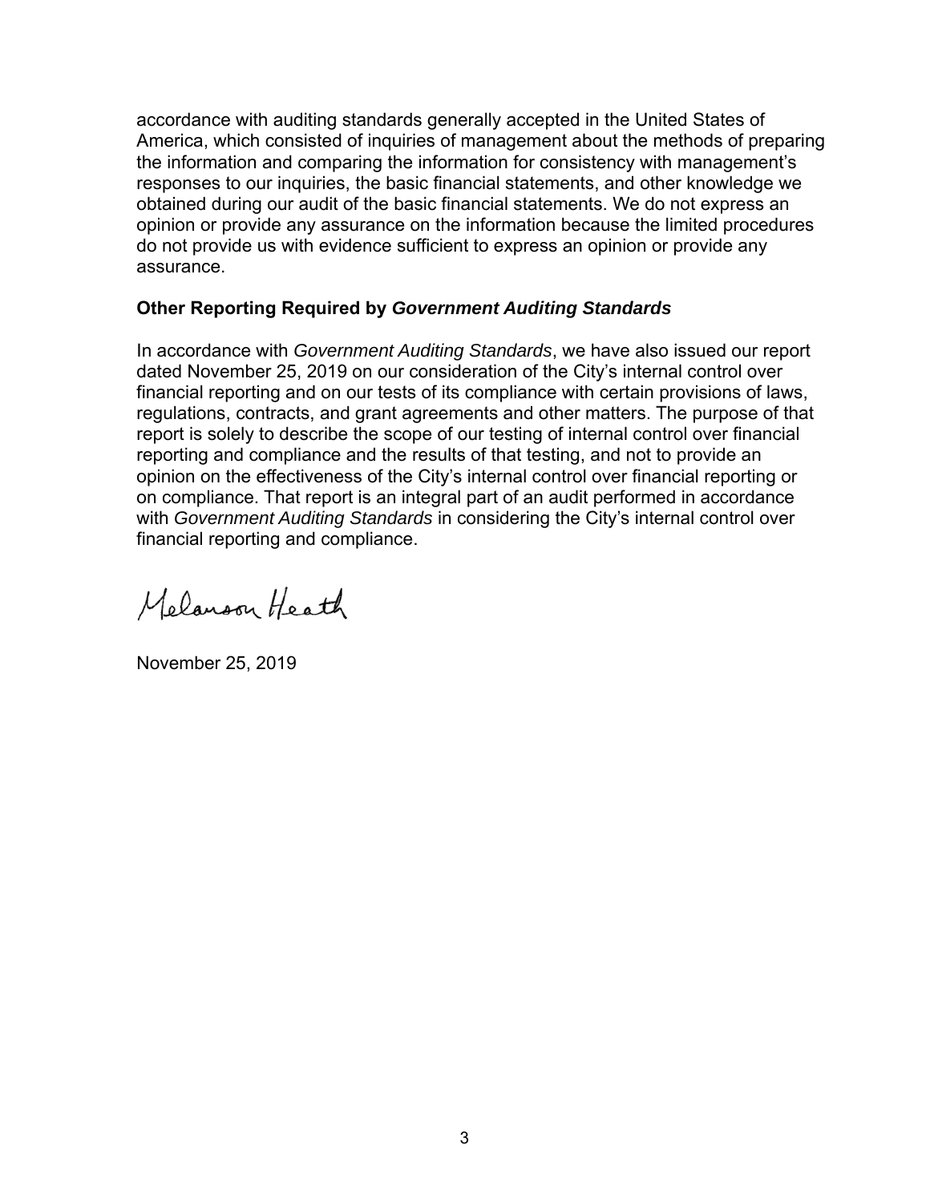accordance with auditing standards generally accepted in the United States of America, which consisted of inquiries of management about the methods of preparing the information and comparing the information for consistency with management's responses to our inquiries, the basic financial statements, and other knowledge we obtained during our audit of the basic financial statements. We do not express an opinion or provide any assurance on the information because the limited procedures do not provide us with evidence sufficient to express an opinion or provide any assurance.

**Other Reporting Required by *Government Auditing Standards***

In accordance with *Government Auditing Standards*, we have also issued our report dated November 25, 2019 on our consideration of the City's internal control over financial reporting and on our tests of its compliance with certain provisions of laws, regulations, contracts, and grant agreements and other matters. The purpose of that report is solely to describe the scope of our testing of internal control over financial reporting and compliance and the results of that testing, and not to provide an opinion on the effectiveness of the City's internal control over financial reporting or on compliance. That report is an integral part of an audit performed in accordance with *Government Auditing Standards* in considering the City's internal control over financial reporting and compliance.

Melanson Heath

November 25, 2019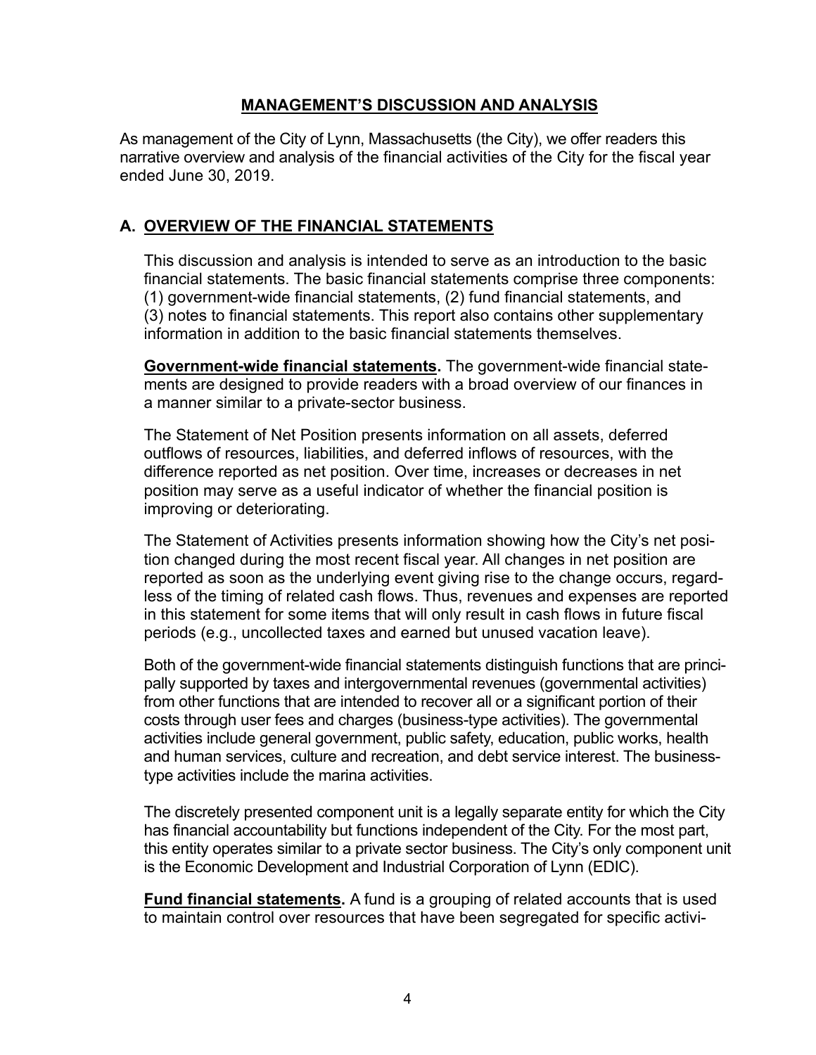# MANAGEMENT'S DISCUSSION AND ANALYSIS

As management of the City of Lynn, Massachusetts (the City), we offer readers this narrative overview and analysis of the financial activities of the City for the fiscal year ended June 30, 2019.

## A. OVERVIEW OF THE FINANCIAL STATEMENTS

This discussion and analysis is intended to serve as an introduction to the basic financial statements. The basic financial statements comprise three components: (1) government-wide financial statements, (2) fund financial statements, and (3) notes to financial statements. This report also contains other supplementary information in addition to the basic financial statements themselves.

**Government-wide financial statements.** The government-wide financial statements are designed to provide readers with a broad overview of our finances in a manner similar to a private-sector business.

The Statement of Net Position presents information on all assets, deferred outflows of resources, liabilities, and deferred inflows of resources, with the difference reported as net position. Over time, increases or decreases in net position may serve as a useful indicator of whether the financial position is improving or deteriorating.

The Statement of Activities presents information showing how the City's net position changed during the most recent fiscal year. All changes in net position are reported as soon as the underlying event giving rise to the change occurs, regardless of the timing of related cash flows. Thus, revenues and expenses are reported in this statement for some items that will only result in cash flows in future fiscal periods (e.g., uncollected taxes and earned but unused vacation leave).

Both of the government-wide financial statements distinguish functions that are principally supported by taxes and intergovernmental revenues (governmental activities) from other functions that are intended to recover all or a significant portion of their costs through user fees and charges (business-type activities). The governmental activities include general government, public safety, education, public works, health and human services, culture and recreation, and debt service interest. The business-type activities include the marina activities.

The discretely presented component unit is a legally separate entity for which the City has financial accountability but functions independent of the City. For the most part, this entity operates similar to a private sector business. The City's only component unit is the Economic Development and Industrial Corporation of Lynn (EDIC).

**Fund financial statements.** A fund is a grouping of related accounts that is used to maintain control over resources that have been segregated for specific activi-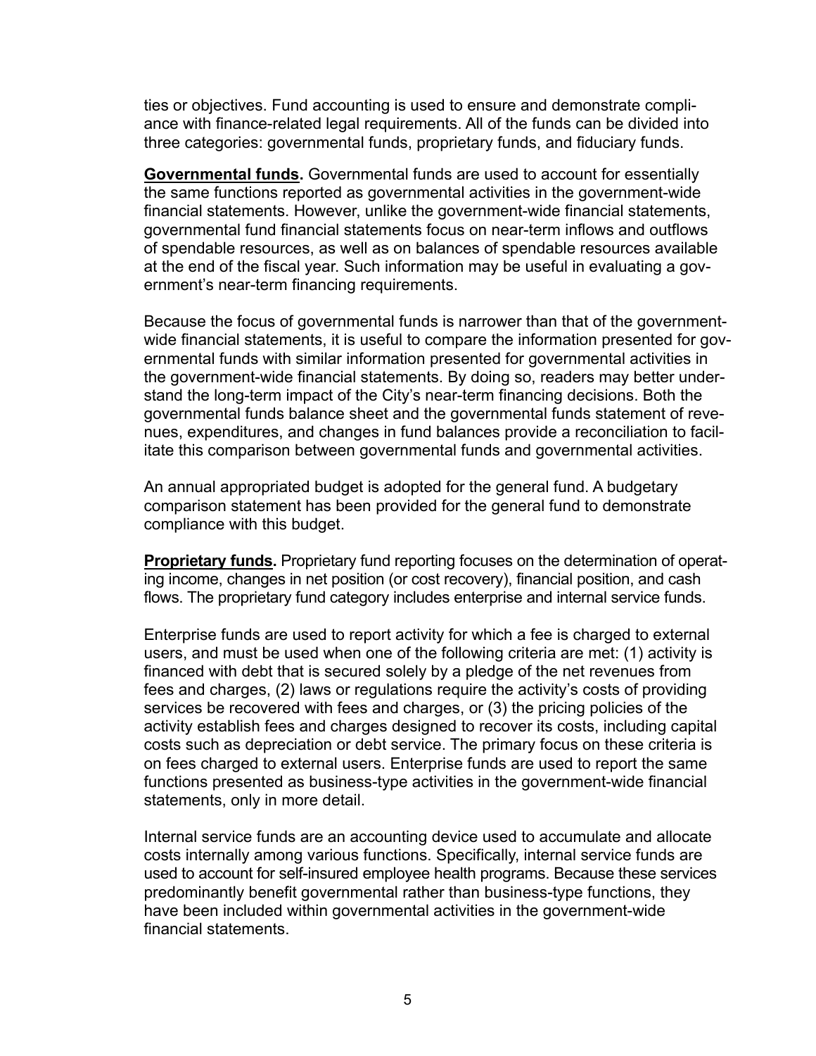ties or objectives. Fund accounting is used to ensure and demonstrate compliance with finance-related legal requirements. All of the funds can be divided into three categories: governmental funds, proprietary funds, and fiduciary funds.

**Governmental funds.** Governmental funds are used to account for essentially the same functions reported as governmental activities in the government-wide financial statements. However, unlike the government-wide financial statements, governmental fund financial statements focus on near-term inflows and outflows of spendable resources, as well as on balances of spendable resources available at the end of the fiscal year. Such information may be useful in evaluating a government's near-term financing requirements.

Because the focus of governmental funds is narrower than that of the government-wide financial statements, it is useful to compare the information presented for governmental funds with similar information presented for governmental activities in the government-wide financial statements. By doing so, readers may better understand the long-term impact of the City's near-term financing decisions. Both the governmental funds balance sheet and the governmental funds statement of revenues, expenditures, and changes in fund balances provide a reconciliation to facilitate this comparison between governmental funds and governmental activities.

An annual appropriated budget is adopted for the general fund. A budgetary comparison statement has been provided for the general fund to demonstrate compliance with this budget.

**Proprietary funds.** Proprietary fund reporting focuses on the determination of operating income, changes in net position (or cost recovery), financial position, and cash flows. The proprietary fund category includes enterprise and internal service funds.

Enterprise funds are used to report activity for which a fee is charged to external users, and must be used when one of the following criteria are met: (1) activity is financed with debt that is secured solely by a pledge of the net revenues from fees and charges, (2) laws or regulations require the activity's costs of providing services be recovered with fees and charges, or (3) the pricing policies of the activity establish fees and charges designed to recover its costs, including capital costs such as depreciation or debt service. The primary focus on these criteria is on fees charged to external users. Enterprise funds are used to report the same functions presented as business-type activities in the government-wide financial statements, only in more detail.

Internal service funds are an accounting device used to accumulate and allocate costs internally among various functions. Specifically, internal service funds are used to account for self-insured employee health programs. Because these services predominantly benefit governmental rather than business-type functions, they have been included within governmental activities in the government-wide financial statements.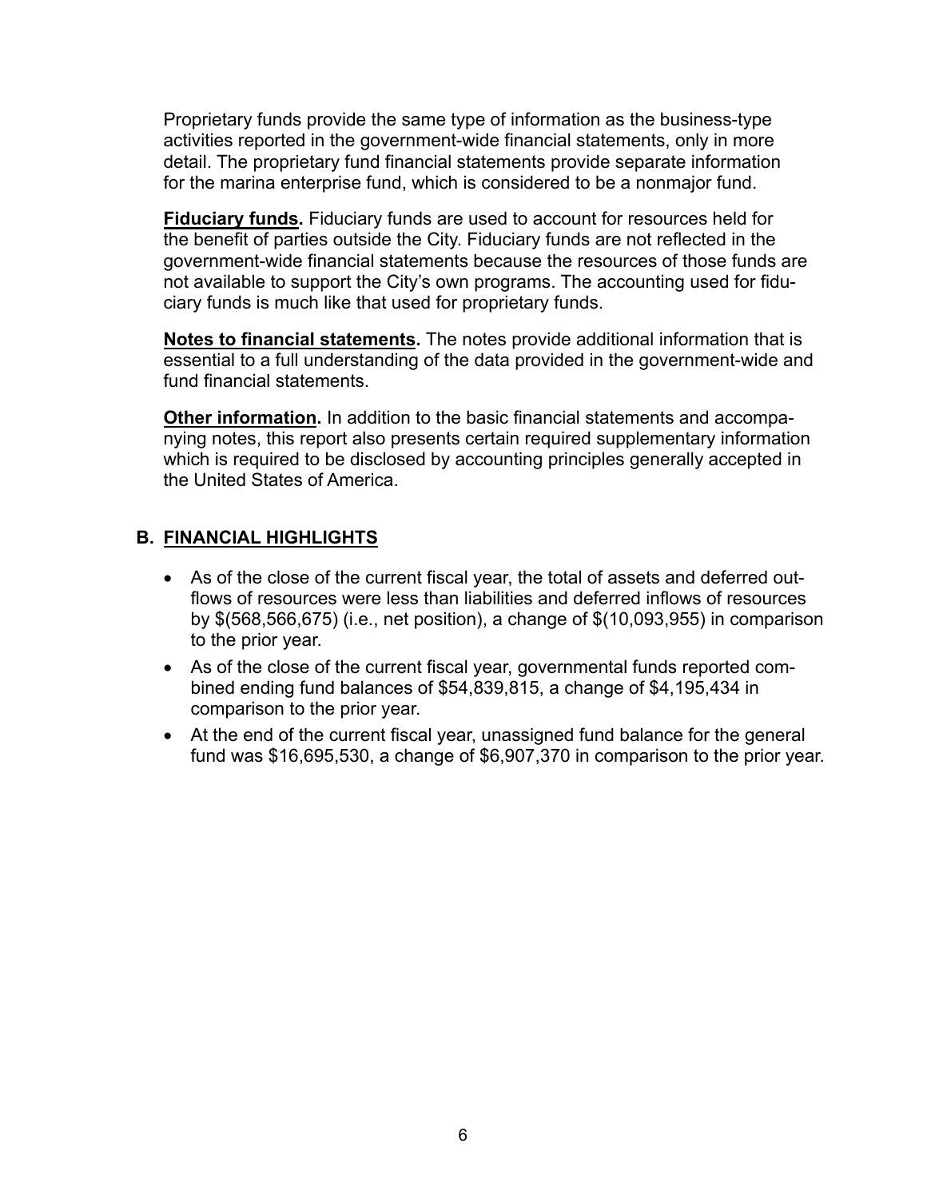Proprietary funds provide the same type of information as the business-type activities reported in the government-wide financial statements, only in more detail. The proprietary fund financial statements provide separate information for the marina enterprise fund, which is considered to be a nonmajor fund.

**Fiduciary funds.** Fiduciary funds are used to account for resources held for the benefit of parties outside the City. Fiduciary funds are not reflected in the government-wide financial statements because the resources of those funds are not available to support the City's own programs. The accounting used for fiduciary funds is much like that used for proprietary funds.

**Notes to financial statements.** The notes provide additional information that is essential to a full understanding of the data provided in the government-wide and fund financial statements.

**Other information.** In addition to the basic financial statements and accompanying notes, this report also presents certain required supplementary information which is required to be disclosed by accounting principles generally accepted in the United States of America.

## B. FINANCIAL HIGHLIGHTS

- As of the close of the current fiscal year, the total of assets and deferred outflows of resources were less than liabilities and deferred inflows of resources by $(568,566,675) (i.e., net position), a change of $(10,093,955) in comparison to the prior year.
- As of the close of the current fiscal year, governmental funds reported combined ending fund balances of $54,839,815, a change of $4,195,434 in comparison to the prior year.
- At the end of the current fiscal year, unassigned fund balance for the general fund was $16,695,530, a change of $6,907,370 in comparison to the prior year.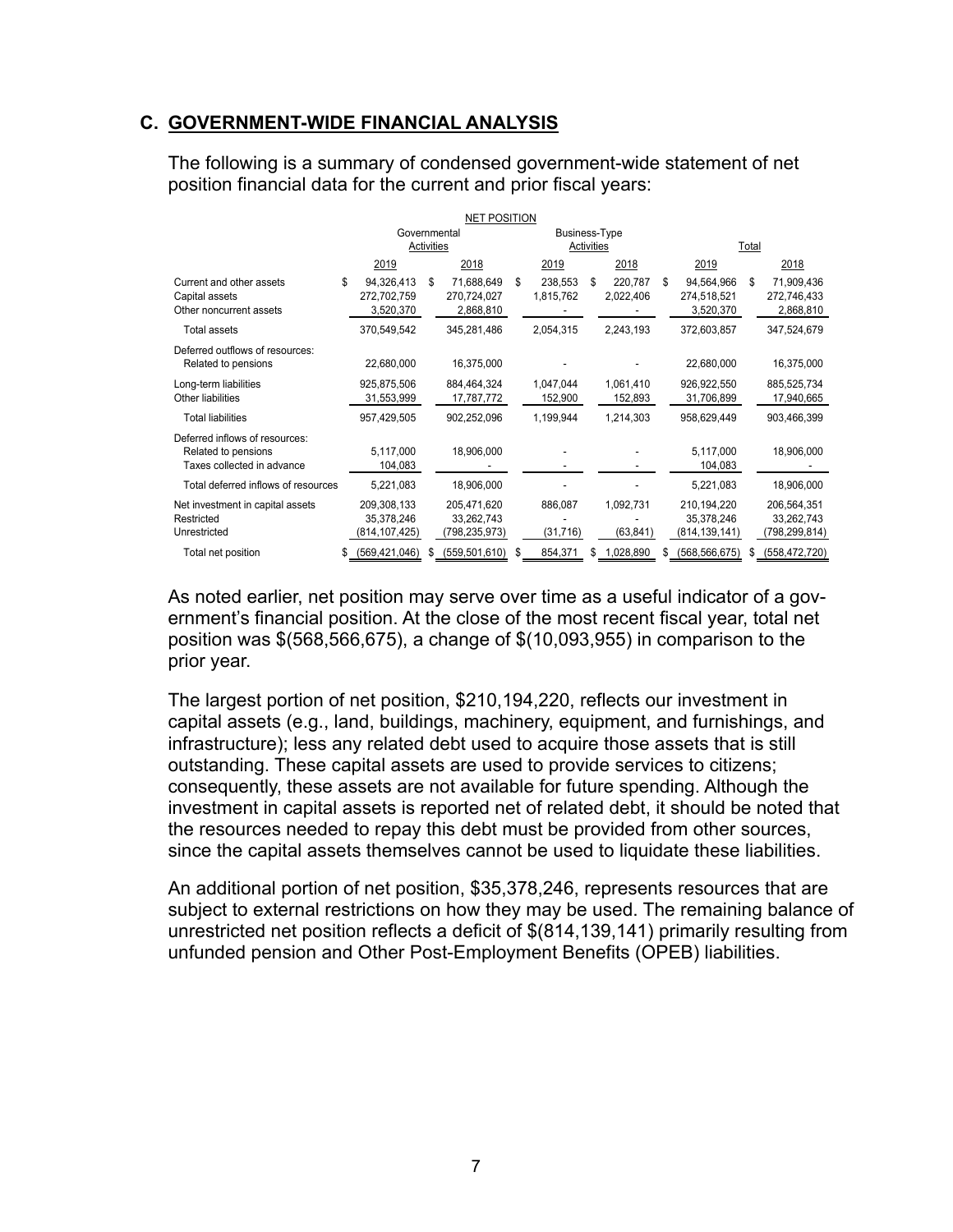## C. GOVERNMENT-WIDE FINANCIAL ANALYSIS

The following is a summary of condensed government-wide statement of net position financial data for the current and prior fiscal years:

| NET POSITION | Governmental Activities | | Business-Type Activities | | Total | |
|---|---|---|---|---|---|---|
| | 2019 | 2018 | 2019 | 2018 | 2019 | 2018 |
| Current and other assets | $ 94,326,413 | $ 71,688,649 | $ 238,553 | $ 220,787 | $ 94,564,966 | $ 71,909,436 |
| Capital assets | 272,702,759 | 270,724,027 | 1,815,762 | 2,022,406 | 274,518,521 | 272,746,433 |
| Other noncurrent assets | 3,520,370 | 2,868,810 | - | - | 3,520,370 | 2,868,810 |
| Total assets | 370,549,542 | 345,281,486 | 2,054,315 | 2,243,193 | 372,603,857 | 347,524,679 |
| Deferred outflows of resources: | | | | | | |
| Related to pensions | 22,680,000 | 16,375,000 | - | - | 22,680,000 | 16,375,000 |
| Long-term liabilities | 925,875,506 | 884,464,324 | 1,047,044 | 1,061,410 | 926,922,550 | 885,525,734 |
| Other liabilities | 31,553,999 | 17,787,772 | 152,900 | 152,893 | 31,706,899 | 17,940,665 |
| Total liabilities | 957,429,505 | 902,252,096 | 1,199,944 | 1,214,303 | 958,629,449 | 903,466,399 |
| Deferred inflows of resources: | | | | | | |
| Related to pensions | 5,117,000 | 18,906,000 | - | - | 5,117,000 | 18,906,000 |
| Taxes collected in advance | 104,083 | - | - | - | 104,083 | - |
| Total deferred inflows of resources | 5,221,083 | 18,906,000 | - | - | 5,221,083 | 18,906,000 |
| Net investment in capital assets | 209,308,133 | 205,471,620 | 886,087 | 1,092,731 | 210,194,220 | 206,564,351 |
| Restricted | 35,378,246 | 33,262,743 | - | - | 35,378,246 | 33,262,743 |
| Unrestricted | (814,107,425) | (798,235,973) | (31,716) | (63,841) | (814,139,141) | (798,299,814) |
| Total net position | $ (569,421,046) | $ (559,501,610) | $ 854,371 | $ 1,028,890 | $ (568,566,675) | $ (558,472,720) |

As noted earlier, net position may serve over time as a useful indicator of a government's financial position. At the close of the most recent fiscal year, total net position was $(568,566,675), a change of $(10,093,955) in comparison to the prior year.

The largest portion of net position, $210,194,220, reflects our investment in capital assets (e.g., land, buildings, machinery, equipment, and furnishings, and infrastructure); less any related debt used to acquire those assets that is still outstanding. These capital assets are used to provide services to citizens; consequently, these assets are not available for future spending. Although the investment in capital assets is reported net of related debt, it should be noted that the resources needed to repay this debt must be provided from other sources, since the capital assets themselves cannot be used to liquidate these liabilities.

An additional portion of net position, $35,378,246, represents resources that are subject to external restrictions on how they may be used. The remaining balance of unrestricted net position reflects a deficit of $(814,139,141) primarily resulting from unfunded pension and Other Post-Employment Benefits (OPEB) liabilities.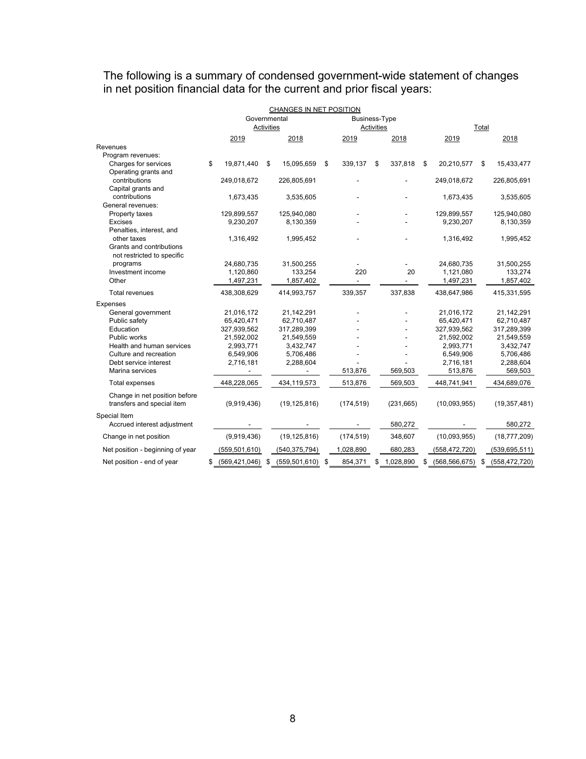The following is a summary of condensed government-wide statement of changes in net position financial data for the current and prior fiscal years:

| CHANGES IN NET POSITION | Governmental Activities | | Business-Type Activities | | Total | |
|---|---|---|---|---|---|---|
| | 2019 | 2018 | 2019 | 2018 | 2019 | 2018 |
| **Revenues** | | | | | | |
| Program revenues: | | | | | | |
| Charges for services | $ 19,871,440 | $ 15,095,659 | $ 339,137 | $ 337,818 | $ 20,210,577 | $ 15,433,477 |
| Operating grants and contributions | 249,018,672 | 226,805,691 | - | - | 249,018,672 | 226,805,691 |
| Capital grants and contributions | 1,673,435 | 3,535,605 | - | - | 1,673,435 | 3,535,605 |
| General revenues: | | | | | | |
| Property taxes | 129,899,557 | 125,940,080 | - | - | 129,899,557 | 125,940,080 |
| Excises | 9,230,207 | 8,130,359 | - | - | 9,230,207 | 8,130,359 |
| Penalties, interest, and other taxes | 1,316,492 | 1,995,452 | - | - | 1,316,492 | 1,995,452 |
| Grants and contributions not restricted to specific programs | 24,680,735 | 31,500,255 | - | - | 24,680,735 | 31,500,255 |
| Investment income | 1,120,860 | 133,254 | 220 | 20 | 1,121,080 | 133,274 |
| Other | 1,497,231 | 1,857,402 | - | - | 1,497,231 | 1,857,402 |
| Total revenues | 438,308,629 | 414,993,757 | 339,357 | 337,838 | 438,647,986 | 415,331,595 |
| **Expenses** | | | | | | |
| General government | 21,016,172 | 21,142,291 | - | - | 21,016,172 | 21,142,291 |
| Public safety | 65,420,471 | 62,710,487 | - | - | 65,420,471 | 62,710,487 |
| Education | 327,939,562 | 317,289,399 | - | - | 327,939,562 | 317,289,399 |
| Public works | 21,592,002 | 21,549,559 | - | - | 21,592,002 | 21,549,559 |
| Health and human services | 2,993,771 | 3,432,747 | - | - | 2,993,771 | 3,432,747 |
| Culture and recreation | 6,549,906 | 5,706,486 | - | - | 6,549,906 | 5,706,486 |
| Debt service interest | 2,716,181 | 2,288,604 | - | - | 2,716,181 | 2,288,604 |
| Marina services | - | - | 513,876 | 569,503 | 513,876 | 569,503 |
| Total expenses | 448,228,065 | 434,119,573 | 513,876 | 569,503 | 448,741,941 | 434,689,076 |
| Change in net position before transfers and special item | (9,919,436) | (19,125,816) | (174,519) | (231,665) | (10,093,955) | (19,357,481) |
| Special Item | | | | | | |
| Accrued interest adjustment | - | - | - | 580,272 | - | 580,272 |
| Change in net position | (9,919,436) | (19,125,816) | (174,519) | 348,607 | (10,093,955) | (18,777,209) |
| Net position - beginning of year | (559,501,610) | (540,375,794) | 1,028,890 | 680,283 | (558,472,720) | (539,695,511) |
| Net position - end of year | $ (569,421,046) | $ (559,501,610) | $ 854,371 | $ 1,028,890 | $ (568,566,675) | $ (558,472,720) |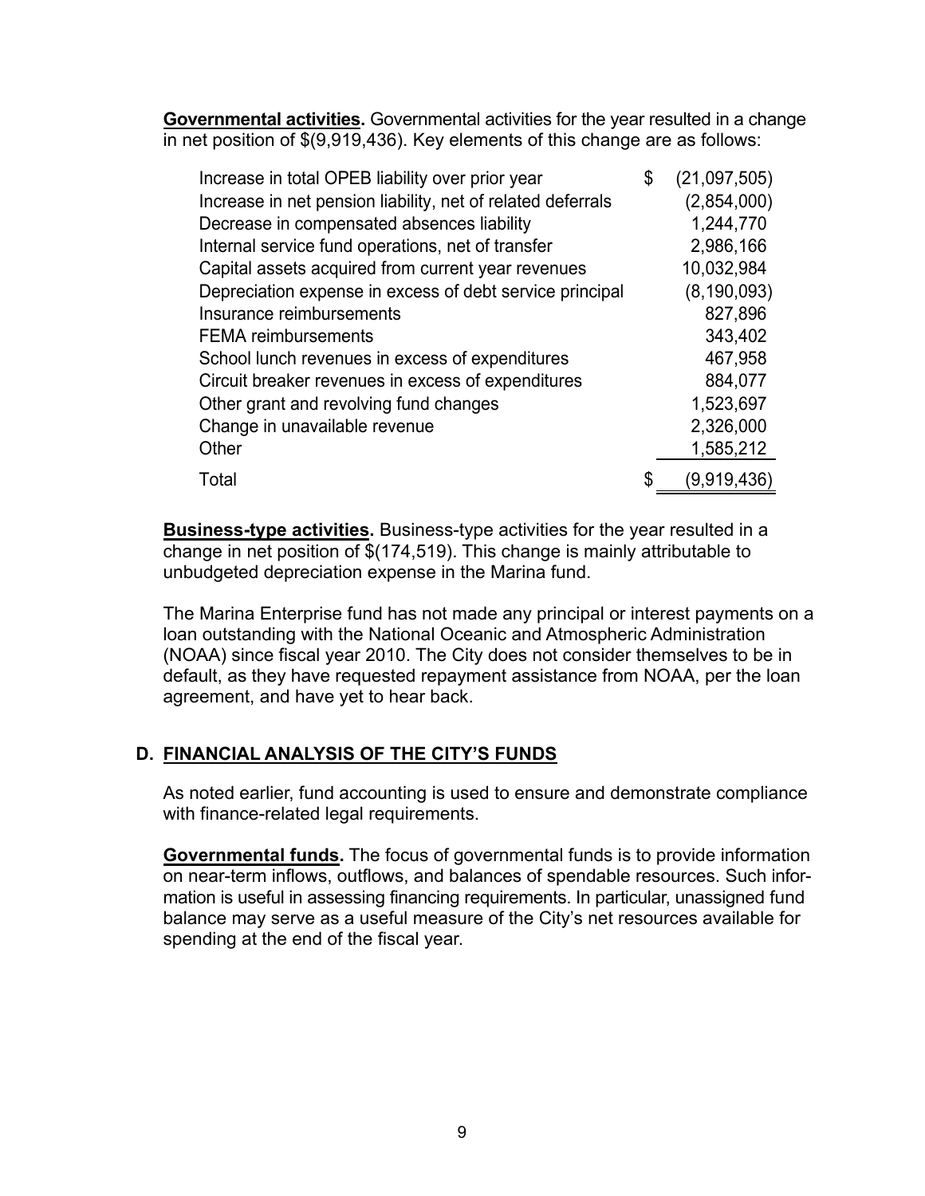**Governmental activities.** Governmental activities for the year resulted in a change in net position of $(9,919,436). Key elements of this change are as follows:

| | |
|---|---|
| Increase in total OPEB liability over prior year | $ (21,097,505) |
| Increase in net pension liability, net of related deferrals | (2,854,000) |
| Decrease in compensated absences liability | 1,244,770 |
| Internal service fund operations, net of transfer | 2,986,166 |
| Capital assets acquired from current year revenues | 10,032,984 |
| Depreciation expense in excess of debt service principal | (8,190,093) |
| Insurance reimbursements | 827,896 |
| FEMA reimbursements | 343,402 |
| School lunch revenues in excess of expenditures | 467,958 |
| Circuit breaker revenues in excess of expenditures | 884,077 |
| Other grant and revolving fund changes | 1,523,697 |
| Change in unavailable revenue | 2,326,000 |
| Other | 1,585,212 |
| Total | $ (9,919,436) |

**Business-type activities.** Business-type activities for the year resulted in a change in net position of $(174,519). This change is mainly attributable to unbudgeted depreciation expense in the Marina fund.

The Marina Enterprise fund has not made any principal or interest payments on a loan outstanding with the National Oceanic and Atmospheric Administration (NOAA) since fiscal year 2010. The City does not consider themselves to be in default, as they have requested repayment assistance from NOAA, per the loan agreement, and have yet to hear back.

## D. FINANCIAL ANALYSIS OF THE CITY'S FUNDS

As noted earlier, fund accounting is used to ensure and demonstrate compliance with finance-related legal requirements.

**Governmental funds.** The focus of governmental funds is to provide information on near-term inflows, outflows, and balances of spendable resources. Such information is useful in assessing financing requirements. In particular, unassigned fund balance may serve as a useful measure of the City's net resources available for spending at the end of the fiscal year.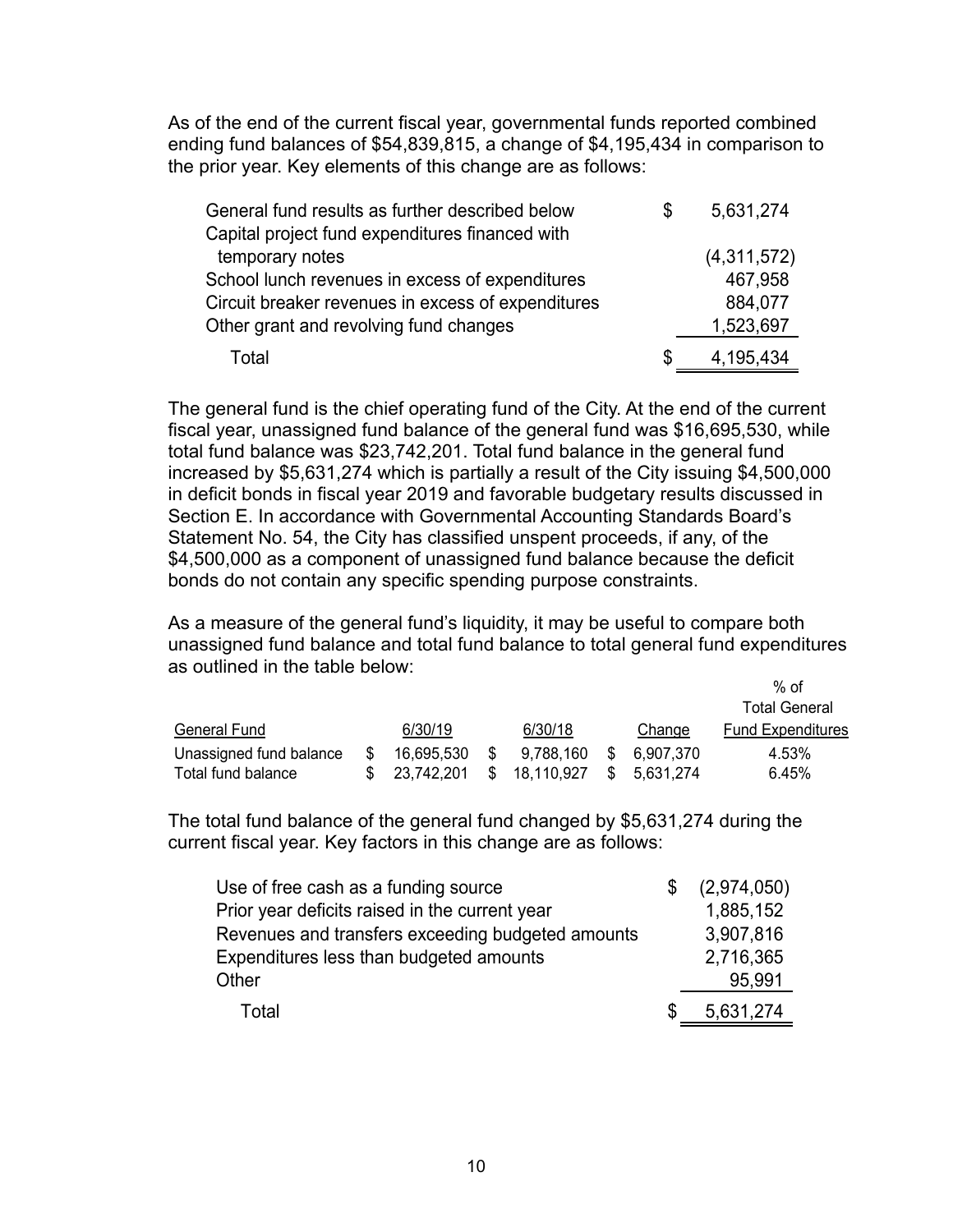As of the end of the current fiscal year, governmental funds reported combined ending fund balances of $54,839,815, a change of $4,195,434 in comparison to the prior year. Key elements of this change are as follows:

| | | |
|---|---|---|
| General fund results as further described below | $ | 5,631,274 |
| Capital project fund expenditures financed with temporary notes | | (4,311,572) |
| School lunch revenues in excess of expenditures | | 467,958 |
| Circuit breaker revenues in excess of expenditures | | 884,077 |
| Other grant and revolving fund changes | | 1,523,697 |
| Total | $ | 4,195,434 |

The general fund is the chief operating fund of the City. At the end of the current fiscal year, unassigned fund balance of the general fund was $16,695,530, while total fund balance was $23,742,201. Total fund balance in the general fund increased by $5,631,274 which is partially a result of the City issuing $4,500,000 in deficit bonds in fiscal year 2019 and favorable budgetary results discussed in Section E. In accordance with Governmental Accounting Standards Board's Statement No. 54, the City has classified unspent proceeds, if any, of the $4,500,000 as a component of unassigned fund balance because the deficit bonds do not contain any specific spending purpose constraints.

As a measure of the general fund's liquidity, it may be useful to compare both unassigned fund balance and total fund balance to total general fund expenditures as outlined in the table below:

| General Fund | 6/30/19 | 6/30/18 | Change | % of Total General Fund Expenditures |
|---|---|---|---|---|
| Unassigned fund balance | $ 16,695,530 | $ 9,788,160 | $ 6,907,370 | 4.53% |
| Total fund balance | $ 23,742,201 | $ 18,110,927 | $ 5,631,274 | 6.45% |

The total fund balance of the general fund changed by $5,631,274 during the current fiscal year. Key factors in this change are as follows:

| | | |
|---|---|---|
| Use of free cash as a funding source | $ | (2,974,050) |
| Prior year deficits raised in the current year | | 1,885,152 |
| Revenues and transfers exceeding budgeted amounts | | 3,907,816 |
| Expenditures less than budgeted amounts | | 2,716,365 |
| Other | | 95,991 |
| Total | $ | 5,631,274 |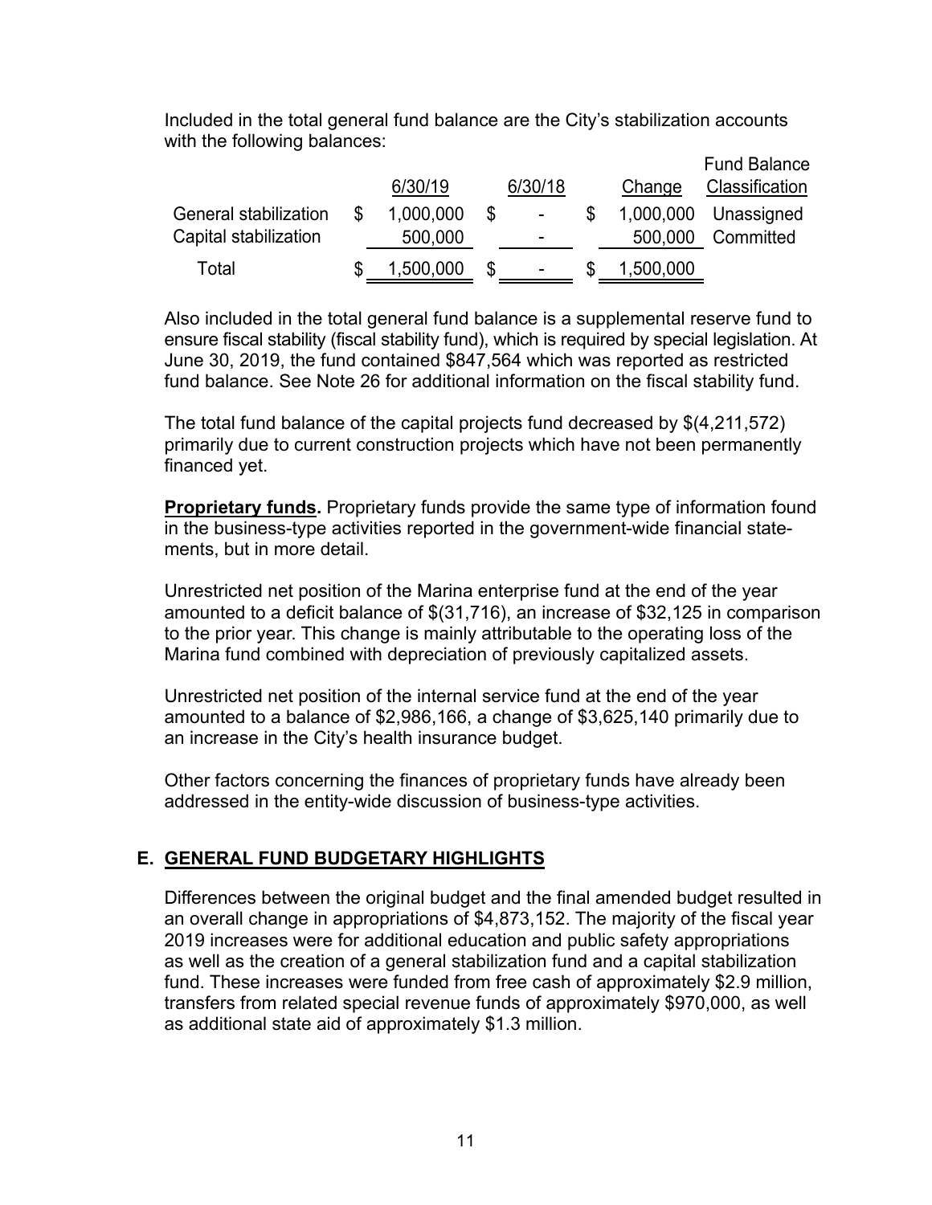Included in the total general fund balance are the City's stabilization accounts with the following balances:

| | 6/30/19 | 6/30/18 | Change | Fund Balance Classification |
|---|---|---|---|---|
| General stabilization | $ 1,000,000 | $ - | $ 1,000,000 | Unassigned |
| Capital stabilization | 500,000 | - | 500,000 | Committed |
| Total | $ 1,500,000 | $ - | $ 1,500,000 | |

Also included in the total general fund balance is a supplemental reserve fund to ensure fiscal stability (fiscal stability fund), which is required by special legislation. At June 30, 2019, the fund contained $847,564 which was reported as restricted fund balance. See Note 26 for additional information on the fiscal stability fund.

The total fund balance of the capital projects fund decreased by $(4,211,572) primarily due to current construction projects which have not been permanently financed yet.

**Proprietary funds.** Proprietary funds provide the same type of information found in the business-type activities reported in the government-wide financial statements, but in more detail.

Unrestricted net position of the Marina enterprise fund at the end of the year amounted to a deficit balance of $(31,716), an increase of $32,125 in comparison to the prior year. This change is mainly attributable to the operating loss of the Marina fund combined with depreciation of previously capitalized assets.

Unrestricted net position of the internal service fund at the end of the year amounted to a balance of $2,986,166, a change of $3,625,140 primarily due to an increase in the City's health insurance budget.

Other factors concerning the finances of proprietary funds have already been addressed in the entity-wide discussion of business-type activities.

## E. GENERAL FUND BUDGETARY HIGHLIGHTS

Differences between the original budget and the final amended budget resulted in an overall change in appropriations of $4,873,152. The majority of the fiscal year 2019 increases were for additional education and public safety appropriations as well as the creation of a general stabilization fund and a capital stabilization fund. These increases were funded from free cash of approximately $2.9 million, transfers from related special revenue funds of approximately $970,000, as well as additional state aid of approximately $1.3 million.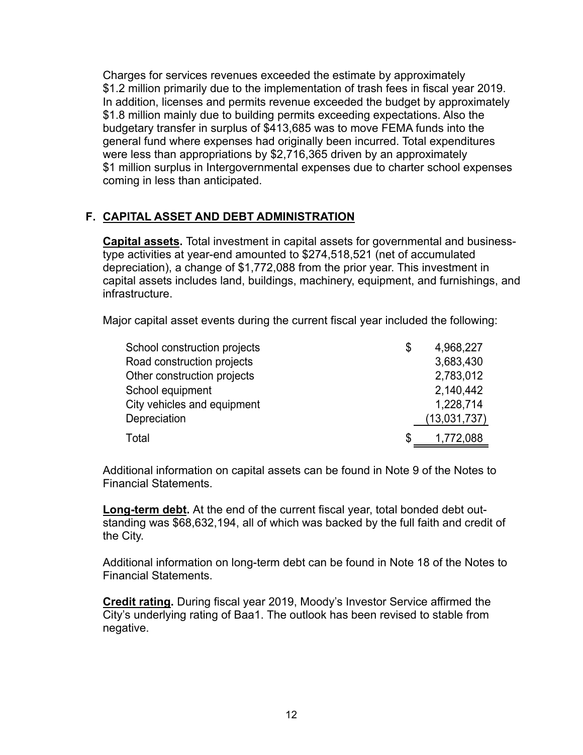Charges for services revenues exceeded the estimate by approximately $1.2 million primarily due to the implementation of trash fees in fiscal year 2019. In addition, licenses and permits revenue exceeded the budget by approximately $1.8 million mainly due to building permits exceeding expectations. Also the budgetary transfer in surplus of $413,685 was to move FEMA funds into the general fund where expenses had originally been incurred. Total expenditures were less than appropriations by $2,716,365 driven by an approximately $1 million surplus in Intergovernmental expenses due to charter school expenses coming in less than anticipated.

## F. CAPITAL ASSET AND DEBT ADMINISTRATION

**Capital assets.** Total investment in capital assets for governmental and business-type activities at year-end amounted to $274,518,521 (net of accumulated depreciation), a change of $1,772,088 from the prior year. This investment in capital assets includes land, buildings, machinery, equipment, and furnishings, and infrastructure.

Major capital asset events during the current fiscal year included the following:

| | | |
|---|---|---|
| School construction projects | $ | 4,968,227 |
| Road construction projects | | 3,683,430 |
| Other construction projects | | 2,783,012 |
| School equipment | | 2,140,442 |
| City vehicles and equipment | | 1,228,714 |
| Depreciation | | (13,031,737) |
| Total | $ | 1,772,088 |

Additional information on capital assets can be found in Note 9 of the Notes to Financial Statements.

**Long-term debt.** At the end of the current fiscal year, total bonded debt outstanding was $68,632,194, all of which was backed by the full faith and credit of the City.

Additional information on long-term debt can be found in Note 18 of the Notes to Financial Statements.

**Credit rating.** During fiscal year 2019, Moody's Investor Service affirmed the City's underlying rating of Baa1. The outlook has been revised to stable from negative.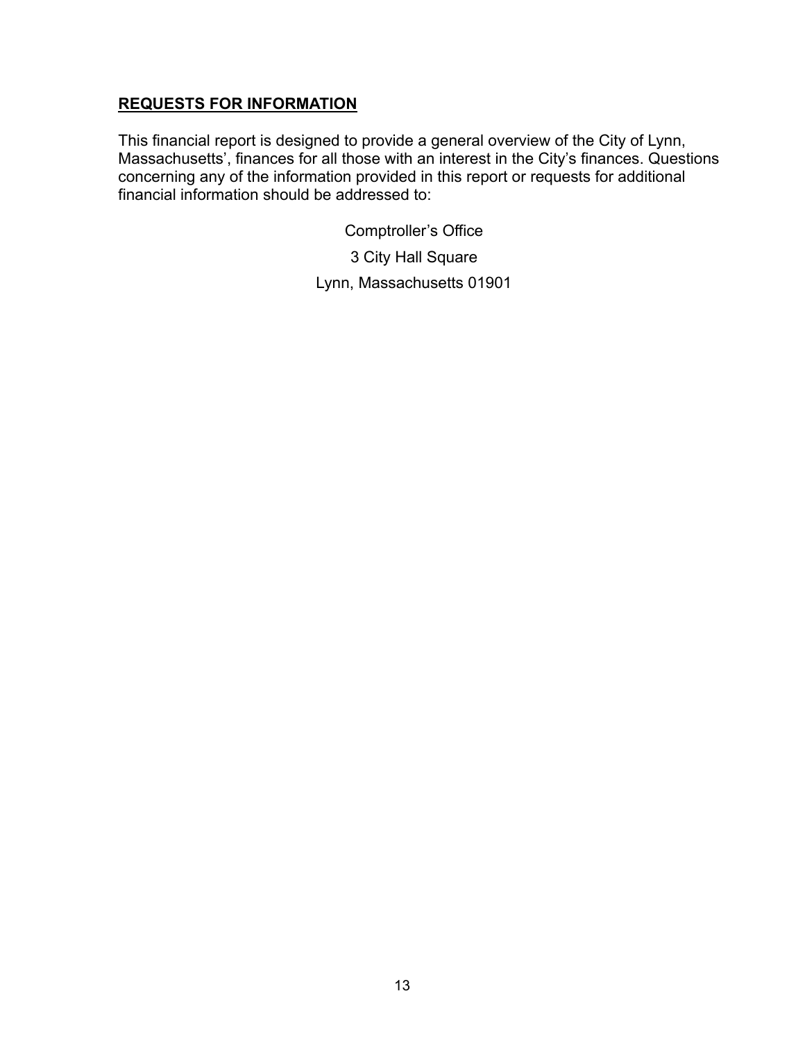**REQUESTS FOR INFORMATION**

This financial report is designed to provide a general overview of the City of Lynn, Massachusetts', finances for all those with an interest in the City's finances. Questions concerning any of the information provided in this report or requests for additional financial information should be addressed to:

Comptroller's Office

3 City Hall Square

Lynn, Massachusetts 01901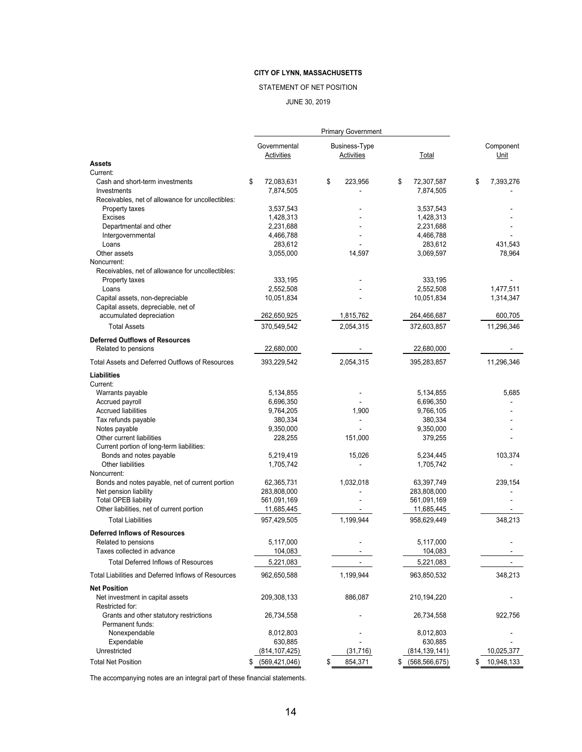**CITY OF LYNN, MASSACHUSETTS**

STATEMENT OF NET POSITION

JUNE 30, 2019

| | Primary Government | | | |
|---|---|---|---|---|
| | Governmental Activities | Business-Type Activities | Total | Component Unit |
| **Assets** | | | | |
| Current: | | | | |
| Cash and short-term investments | $ 72,083,631 | $ 223,956 | $ 72,307,587 | $ 7,393,276 |
| Investments | 7,874,505 | - | 7,874,505 | - |
| Receivables, net of allowance for uncollectibles: | | | | |
| Property taxes | 3,537,543 | - | 3,537,543 | - |
| Excises | 1,428,313 | - | 1,428,313 | - |
| Departmental and other | 2,231,688 | - | 2,231,688 | - |
| Intergovernmental | 4,466,788 | - | 4,466,788 | - |
| Loans | 283,612 | - | 283,612 | 431,543 |
| Other assets | 3,055,000 | 14,597 | 3,069,597 | 78,964 |
| Noncurrent: | | | | |
| Receivables, net of allowance for uncollectibles: | | | | |
| Property taxes | 333,195 | - | 333,195 | - |
| Loans | 2,552,508 | - | 2,552,508 | 1,477,511 |
| Capital assets, non-depreciable | 10,051,834 | - | 10,051,834 | 1,314,347 |
| Capital assets, depreciable, net of accumulated depreciation | 262,650,925 | 1,815,762 | 264,466,687 | 600,705 |
| Total Assets | 370,549,542 | 2,054,315 | 372,603,857 | 11,296,346 |
| **Deferred Outflows of Resources** | | | | |
| Related to pensions | 22,680,000 | - | 22,680,000 | - |
| Total Assets and Deferred Outflows of Resources | 393,229,542 | 2,054,315 | 395,283,857 | 11,296,346 |
| **Liabilities** | | | | |
| Current: | | | | |
| Warrants payable | 5,134,855 | - | 5,134,855 | 5,685 |
| Accrued payroll | 6,696,350 | - | 6,696,350 | - |
| Accrued liabilities | 9,764,205 | 1,900 | 9,766,105 | - |
| Tax refunds payable | 380,334 | - | 380,334 | - |
| Notes payable | 9,350,000 | - | 9,350,000 | - |
| Other current liabilities | 228,255 | 151,000 | 379,255 | - |
| Current portion of long-term liabilities: | | | | |
| Bonds and notes payable | 5,219,419 | 15,026 | 5,234,445 | 103,374 |
| Other liabilities | 1,705,742 | - | 1,705,742 | - |
| Noncurrent: | | | | |
| Bonds and notes payable, net of current portion | 62,365,731 | 1,032,018 | 63,397,749 | 239,154 |
| Net pension liability | 283,808,000 | - | 283,808,000 | - |
| Total OPEB liability | 561,091,169 | - | 561,091,169 | - |
| Other liabilities, net of current portion | 11,685,445 | - | 11,685,445 | - |
| Total Liabilities | 957,429,505 | 1,199,944 | 958,629,449 | 348,213 |
| **Deferred Inflows of Resources** | | | | |
| Related to pensions | 5,117,000 | - | 5,117,000 | - |
| Taxes collected in advance | 104,083 | - | 104,083 | - |
| Total Deferred Inflows of Resources | 5,221,083 | - | 5,221,083 | - |
| Total Liabilities and Deferred Inflows of Resources | 962,650,588 | 1,199,944 | 963,850,532 | 348,213 |
| **Net Position** | | | | |
| Net investment in capital assets | 209,308,133 | 886,087 | 210,194,220 | - |
| Restricted for: | | | | |
| Grants and other statutory restrictions | 26,734,558 | - | 26,734,558 | 922,756 |
| Permanent funds: | | | | |
| Nonexpendable | 8,012,803 | - | 8,012,803 | - |
| Expendable | 630,885 | - | 630,885 | - |
| Unrestricted | (814,107,425) | (31,716) | (814,139,141) | 10,025,377 |
| Total Net Position | $ (569,421,046) | $ 854,371 | $ (568,566,675) | $ 10,948,133 |

The accompanying notes are an integral part of these financial statements.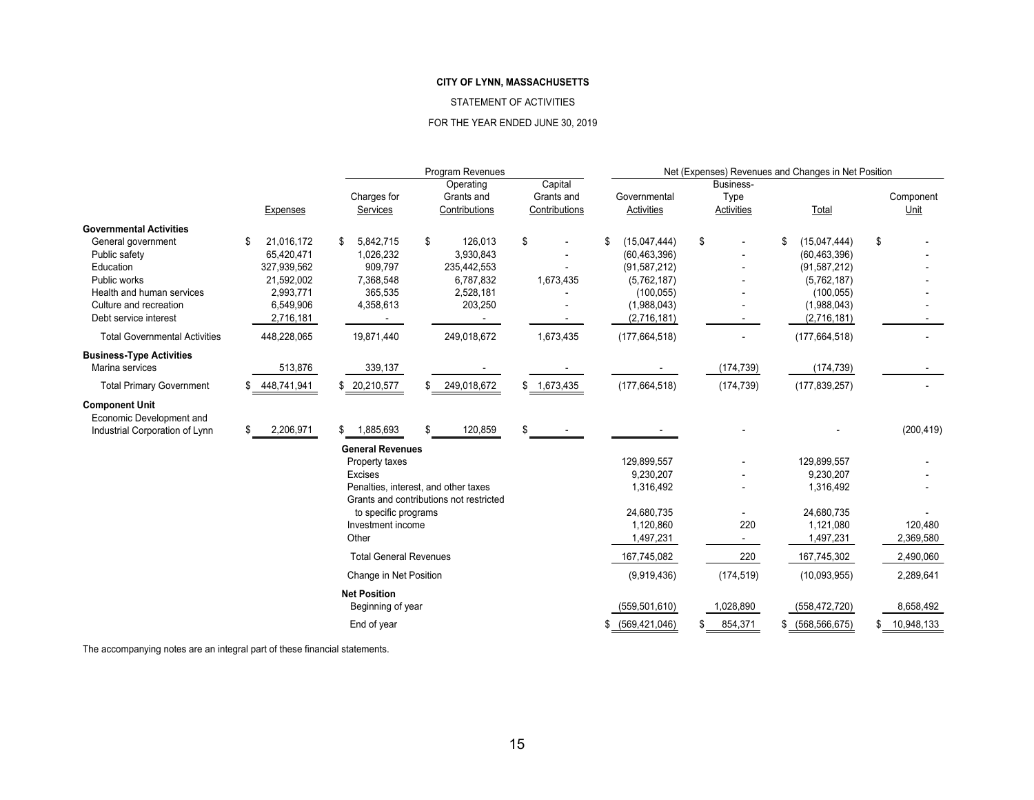**CITY OF LYNN, MASSACHUSETTS**

STATEMENT OF ACTIVITIES

FOR THE YEAR ENDED JUNE 30, 2019

| | | Program Revenues | | | Net (Expenses) Revenues and Changes in Net Position | | | |
|---|---|---|---|---|---|---|---|---|
| | Expenses | Charges for Services | Operating Grants and Contributions | Capital Grants and Contributions | Governmental Activities | Business-Type Activities | Total | Component Unit |
| **Governmental Activities** | | | | | | | | |
| General government | $ 21,016,172 | $ 5,842,715 | $ 126,013 | $ - | $ (15,047,444) | $ - | $ (15,047,444) | $ - |
| Public safety | 65,420,471 | 1,026,232 | 3,930,843 | - | (60,463,396) | - | (60,463,396) | - |
| Education | 327,939,562 | 909,797 | 235,442,553 | - | (91,587,212) | - | (91,587,212) | - |
| Public works | 21,592,002 | 7,368,548 | 6,787,832 | 1,673,435 | (5,762,187) | - | (5,762,187) | - |
| Health and human services | 2,993,771 | 365,535 | 2,528,181 | - | (100,055) | - | (100,055) | - |
| Culture and recreation | 6,549,906 | 4,358,613 | 203,250 | - | (1,988,043) | - | (1,988,043) | - |
| Debt service interest | 2,716,181 | - | - | - | (2,716,181) | - | (2,716,181) | - |
| Total Governmental Activities | 448,228,065 | 19,871,440 | 249,018,672 | 1,673,435 | (177,664,518) | - | (177,664,518) | - |
| **Business-Type Activities** | | | | | | | | |
| Marina services | 513,876 | 339,137 | - | - | - | (174,739) | (174,739) | - |
| Total Primary Government | $ 448,741,941 | $ 20,210,577 | $ 249,018,672 | $ 1,673,435 | (177,664,518) | (174,739) | (177,839,257) | - |
| **Component Unit** | | | | | | | | |
| Economic Development and Industrial Corporation of Lynn | $ 2,206,971 | $ 1,885,693 | $ 120,859 | $ - | - | - | - | (200,419) |
| | | **General Revenues** | | | | | | |
| | | Property taxes | | | 129,899,557 | - | 129,899,557 | - |
| | | Excises | | | 9,230,207 | - | 9,230,207 | - |
| | | Penalties, interest, and other taxes | | | 1,316,492 | - | 1,316,492 | - |
| | | Grants and contributions not restricted to specific programs | | | 24,680,735 | - | 24,680,735 | - |
| | | Investment income | | | 1,120,860 | 220 | 1,121,080 | 120,480 |
| | | Other | | | 1,497,231 | - | 1,497,231 | 2,369,580 |
| | | Total General Revenues | | | 167,745,082 | 220 | 167,745,302 | 2,490,060 |
| | | Change in Net Position | | | (9,919,436) | (174,519) | (10,093,955) | 2,289,641 |
| | | **Net Position** | | | | | | |
| | | Beginning of year | | | (559,501,610) | 1,028,890 | (558,472,720) | 8,658,492 |
| | | End of year | | | $ (569,421,046) | $ 854,371 | $ (568,566,675) | $ 10,948,133 |

The accompanying notes are an integral part of these financial statements.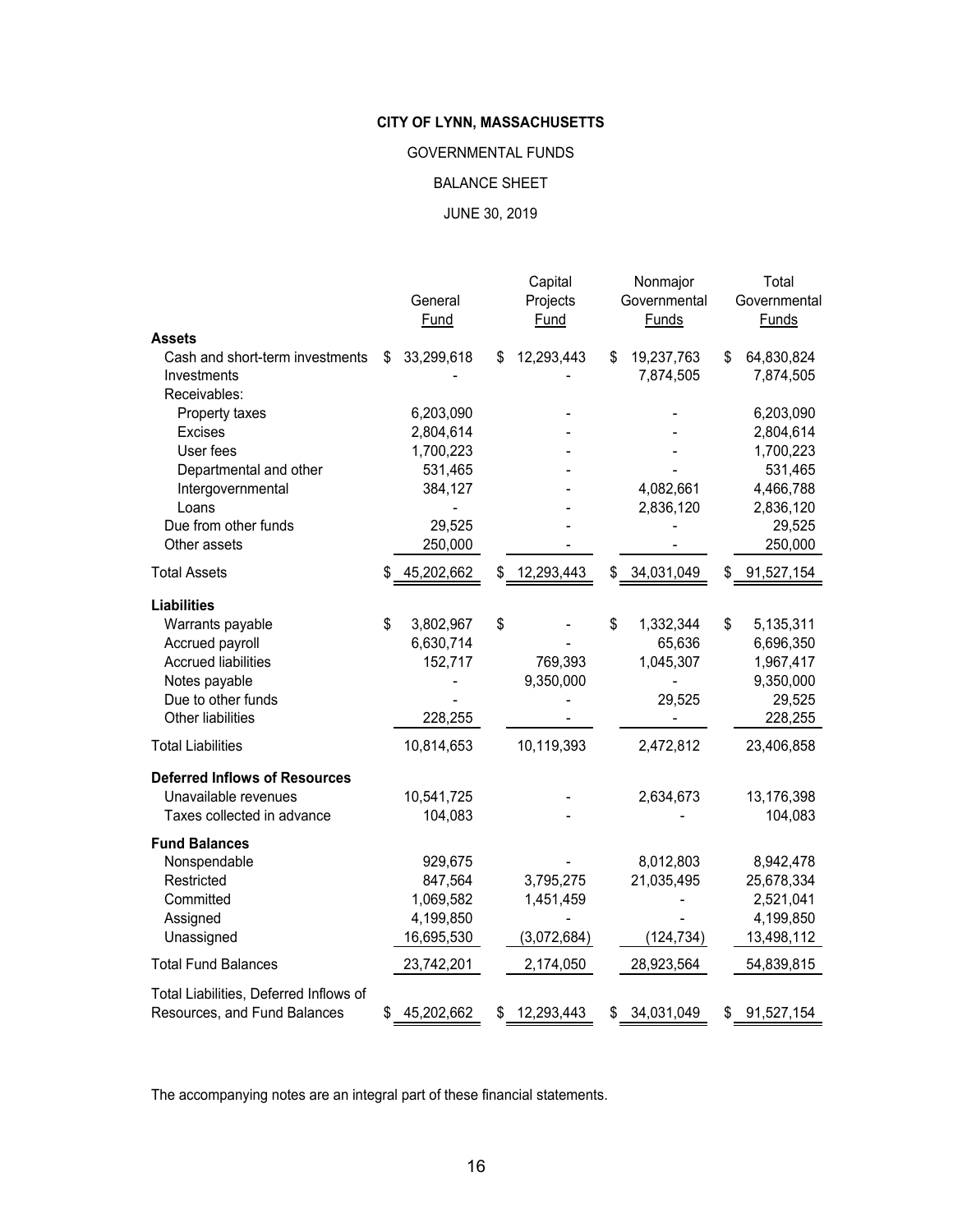**CITY OF LYNN, MASSACHUSETTS**

GOVERNMENTAL FUNDS

BALANCE SHEET

JUNE 30, 2019

| | General Fund | Capital Projects Fund | Nonmajor Governmental Funds | Total Governmental Funds |
|---|---|---|---|---|
| **Assets** | | | | |
| Cash and short-term investments | $ 33,299,618 | $ 12,293,443 | $ 19,237,763 | $ 64,830,824 |
| Investments | - | - | 7,874,505 | 7,874,505 |
| Receivables: | | | | |
| Property taxes | 6,203,090 | - | - | 6,203,090 |
| Excises | 2,804,614 | - | - | 2,804,614 |
| User fees | 1,700,223 | - | - | 1,700,223 |
| Departmental and other | 531,465 | - | - | 531,465 |
| Intergovernmental | 384,127 | - | 4,082,661 | 4,466,788 |
| Loans | - | - | 2,836,120 | 2,836,120 |
| Due from other funds | 29,525 | - | - | 29,525 |
| Other assets | 250,000 | - | - | 250,000 |
| Total Assets | $ 45,202,662 | $ 12,293,443 | $ 34,031,049 | $ 91,527,154 |
| **Liabilities** | | | | |
| Warrants payable | $ 3,802,967 | $ - | $ 1,332,344 | $ 5,135,311 |
| Accrued payroll | 6,630,714 | - | 65,636 | 6,696,350 |
| Accrued liabilities | 152,717 | 769,393 | 1,045,307 | 1,967,417 |
| Notes payable | - | 9,350,000 | - | 9,350,000 |
| Due to other funds | - | - | 29,525 | 29,525 |
| Other liabilities | 228,255 | - | - | 228,255 |
| Total Liabilities | 10,814,653 | 10,119,393 | 2,472,812 | 23,406,858 |
| **Deferred Inflows of Resources** | | | | |
| Unavailable revenues | 10,541,725 | - | 2,634,673 | 13,176,398 |
| Taxes collected in advance | 104,083 | - | - | 104,083 |
| **Fund Balances** | | | | |
| Nonspendable | 929,675 | - | 8,012,803 | 8,942,478 |
| Restricted | 847,564 | 3,795,275 | 21,035,495 | 25,678,334 |
| Committed | 1,069,582 | 1,451,459 | - | 2,521,041 |
| Assigned | 4,199,850 | - | - | 4,199,850 |
| Unassigned | 16,695,530 | (3,072,684) | (124,734) | 13,498,112 |
| Total Fund Balances | 23,742,201 | 2,174,050 | 28,923,564 | 54,839,815 |
| Total Liabilities, Deferred Inflows of Resources, and Fund Balances | $ 45,202,662 | $ 12,293,443 | $ 34,031,049 | $ 91,527,154 |

The accompanying notes are an integral part of these financial statements.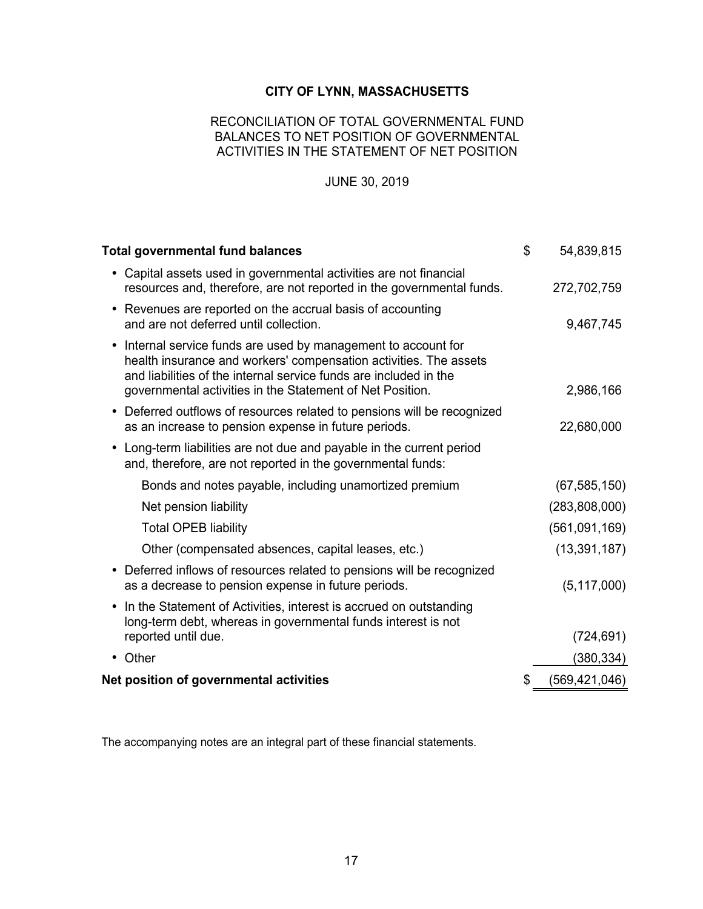# CITY OF LYNN, MASSACHUSETTS

## RECONCILIATION OF TOTAL GOVERNMENTAL FUND BALANCES TO NET POSITION OF GOVERNMENTAL ACTIVITIES IN THE STATEMENT OF NET POSITION

JUNE 30, 2019

| | |
|---|---|
| **Total governmental fund balances** | $ 54,839,815 |
| • Capital assets used in governmental activities are not financial resources and, therefore, are not reported in the governmental funds. | 272,702,759 |
| • Revenues are reported on the accrual basis of accounting and are not deferred until collection. | 9,467,745 |
| • Internal service funds are used by management to account for health insurance and workers' compensation activities. The assets and liabilities of the internal service funds are included in the governmental activities in the Statement of Net Position. | 2,986,166 |
| • Deferred outflows of resources related to pensions will be recognized as an increase to pension expense in future periods. | 22,680,000 |
| • Long-term liabilities are not due and payable in the current period and, therefore, are not reported in the governmental funds: | |
| Bonds and notes payable, including unamortized premium | (67,585,150) |
| Net pension liability | (283,808,000) |
| Total OPEB liability | (561,091,169) |
| Other (compensated absences, capital leases, etc.) | (13,391,187) |
| • Deferred inflows of resources related to pensions will be recognized as a decrease to pension expense in future periods. | (5,117,000) |
| • In the Statement of Activities, interest is accrued on outstanding long-term debt, whereas in governmental funds interest is not reported until due. | (724,691) |
| • Other | (380,334) |
| **Net position of governmental activities** | $ (569,421,046) |

The accompanying notes are an integral part of these financial statements.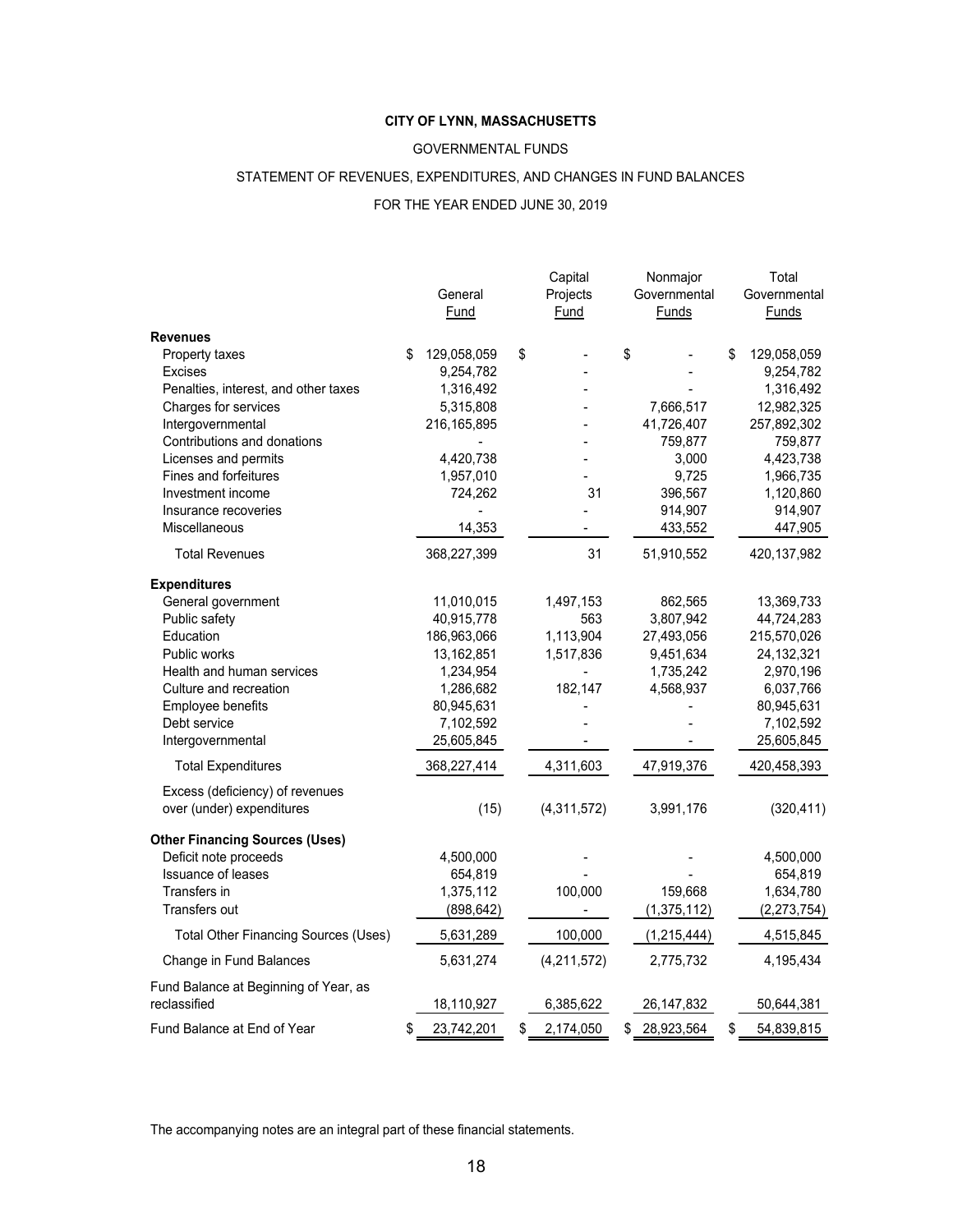**CITY OF LYNN, MASSACHUSETTS**

GOVERNMENTAL FUNDS

STATEMENT OF REVENUES, EXPENDITURES, AND CHANGES IN FUND BALANCES

FOR THE YEAR ENDED JUNE 30, 2019

| | General Fund | Capital Projects Fund | Nonmajor Governmental Funds | Total Governmental Funds |
|---|---|---|---|---|
| **Revenues** | | | | |
| Property taxes | $ 129,058,059 | $ - | $ - | $ 129,058,059 |
| Excises | 9,254,782 | - | - | 9,254,782 |
| Penalties, interest, and other taxes | 1,316,492 | - | - | 1,316,492 |
| Charges for services | 5,315,808 | - | 7,666,517 | 12,982,325 |
| Intergovernmental | 216,165,895 | - | 41,726,407 | 257,892,302 |
| Contributions and donations | - | - | 759,877 | 759,877 |
| Licenses and permits | 4,420,738 | - | 3,000 | 4,423,738 |
| Fines and forfeitures | 1,957,010 | - | 9,725 | 1,966,735 |
| Investment income | 724,262 | 31 | 396,567 | 1,120,860 |
| Insurance recoveries | - | - | 914,907 | 914,907 |
| Miscellaneous | 14,353 | - | 433,552 | 447,905 |
| Total Revenues | 368,227,399 | 31 | 51,910,552 | 420,137,982 |
| **Expenditures** | | | | |
| General government | 11,010,015 | 1,497,153 | 862,565 | 13,369,733 |
| Public safety | 40,915,778 | 563 | 3,807,942 | 44,724,283 |
| Education | 186,963,066 | 1,113,904 | 27,493,056 | 215,570,026 |
| Public works | 13,162,851 | 1,517,836 | 9,451,634 | 24,132,321 |
| Health and human services | 1,234,954 | - | 1,735,242 | 2,970,196 |
| Culture and recreation | 1,286,682 | 182,147 | 4,568,937 | 6,037,766 |
| Employee benefits | 80,945,631 | - | - | 80,945,631 |
| Debt service | 7,102,592 | - | - | 7,102,592 |
| Intergovernmental | 25,605,845 | - | - | 25,605,845 |
| Total Expenditures | 368,227,414 | 4,311,603 | 47,919,376 | 420,458,393 |
| Excess (deficiency) of revenues over (under) expenditures | (15) | (4,311,572) | 3,991,176 | (320,411) |
| **Other Financing Sources (Uses)** | | | | |
| Deficit note proceeds | 4,500,000 | - | - | 4,500,000 |
| Issuance of leases | 654,819 | - | - | 654,819 |
| Transfers in | 1,375,112 | 100,000 | 159,668 | 1,634,780 |
| Transfers out | (898,642) | - | (1,375,112) | (2,273,754) |
| Total Other Financing Sources (Uses) | 5,631,289 | 100,000 | (1,215,444) | 4,515,845 |
| Change in Fund Balances | 5,631,274 | (4,211,572) | 2,775,732 | 4,195,434 |
| Fund Balance at Beginning of Year, as reclassified | 18,110,927 | 6,385,622 | 26,147,832 | 50,644,381 |
| Fund Balance at End of Year | $ 23,742,201 | $ 2,174,050 | $ 28,923,564 | $ 54,839,815 |

The accompanying notes are an integral part of these financial statements.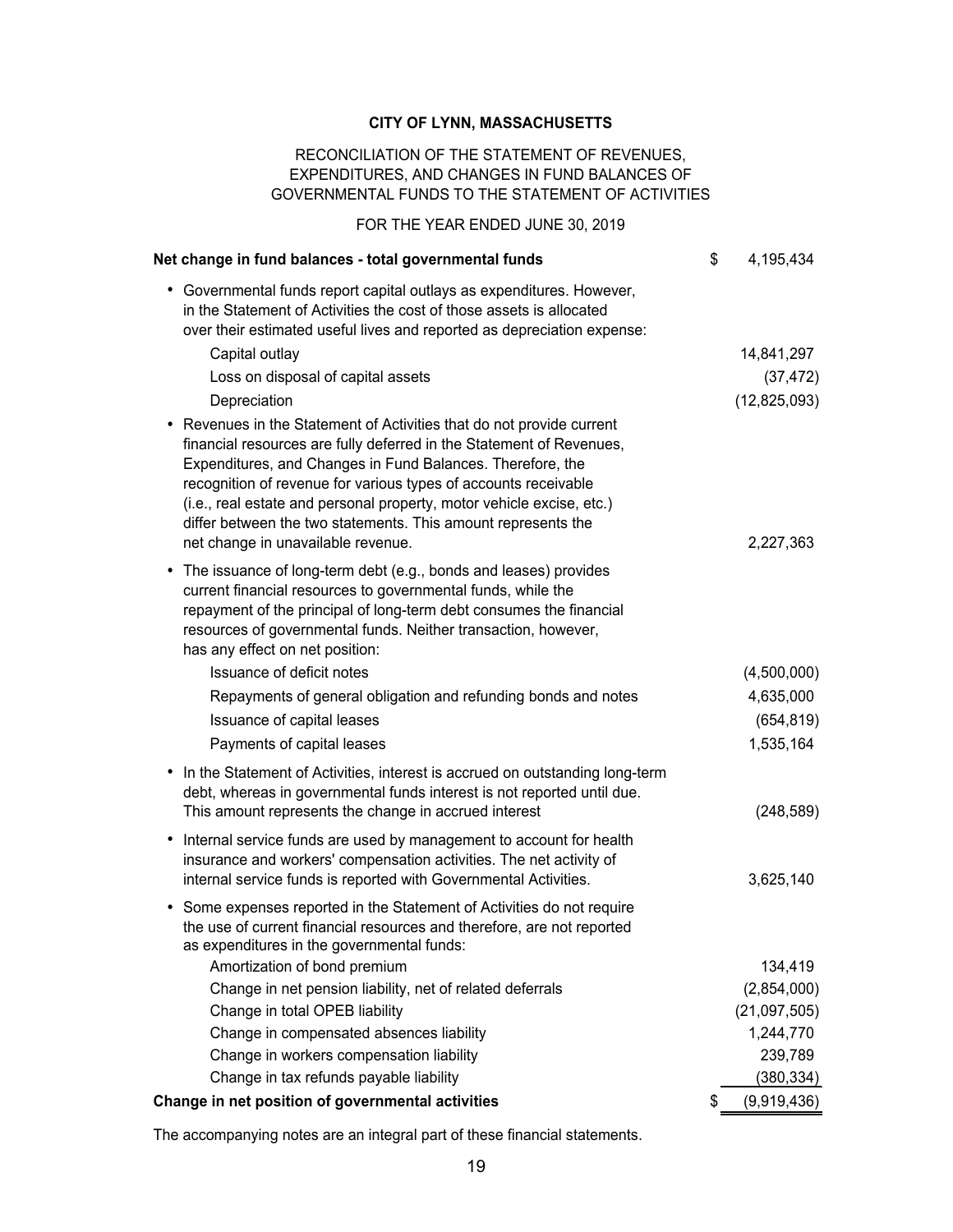# CITY OF LYNN, MASSACHUSETTS

## RECONCILIATION OF THE STATEMENT OF REVENUES, EXPENDITURES, AND CHANGES IN FUND BALANCES OF GOVERNMENTAL FUNDS TO THE STATEMENT OF ACTIVITIES

### FOR THE YEAR ENDED JUNE 30, 2019

| | | |
|---|---|---|
| **Net change in fund balances - total governmental funds** | $ | 4,195,434 |
| • Governmental funds report capital outlays as expenditures. However, in the Statement of Activities the cost of those assets is allocated over their estimated useful lives and reported as depreciation expense: | | |
| Capital outlay | | 14,841,297 |
| Loss on disposal of capital assets | | (37,472) |
| Depreciation | | (12,825,093) |
| • Revenues in the Statement of Activities that do not provide current financial resources are fully deferred in the Statement of Revenues, Expenditures, and Changes in Fund Balances. Therefore, the recognition of revenue for various types of accounts receivable (i.e., real estate and personal property, motor vehicle excise, etc.) differ between the two statements. This amount represents the net change in unavailable revenue. | | 2,227,363 |
| • The issuance of long-term debt (e.g., bonds and leases) provides current financial resources to governmental funds, while the repayment of the principal of long-term debt consumes the financial resources of governmental funds. Neither transaction, however, has any effect on net position: | | |
| Issuance of deficit notes | | (4,500,000) |
| Repayments of general obligation and refunding bonds and notes | | 4,635,000 |
| Issuance of capital leases | | (654,819) |
| Payments of capital leases | | 1,535,164 |
| • In the Statement of Activities, interest is accrued on outstanding long-term debt, whereas in governmental funds interest is not reported until due. This amount represents the change in accrued interest | | (248,589) |
| • Internal service funds are used by management to account for health insurance and workers' compensation activities. The net activity of internal service funds is reported with Governmental Activities. | | 3,625,140 |
| • Some expenses reported in the Statement of Activities do not require the use of current financial resources and therefore, are not reported as expenditures in the governmental funds: | | |
| Amortization of bond premium | | 134,419 |
| Change in net pension liability, net of related deferrals | | (2,854,000) |
| Change in total OPEB liability | | (21,097,505) |
| Change in compensated absences liability | | 1,244,770 |
| Change in workers compensation liability | | 239,789 |
| Change in tax refunds payable liability | | (380,334) |
| **Change in net position of governmental activities** | $ | (9,919,436) |

The accompanying notes are an integral part of these financial statements.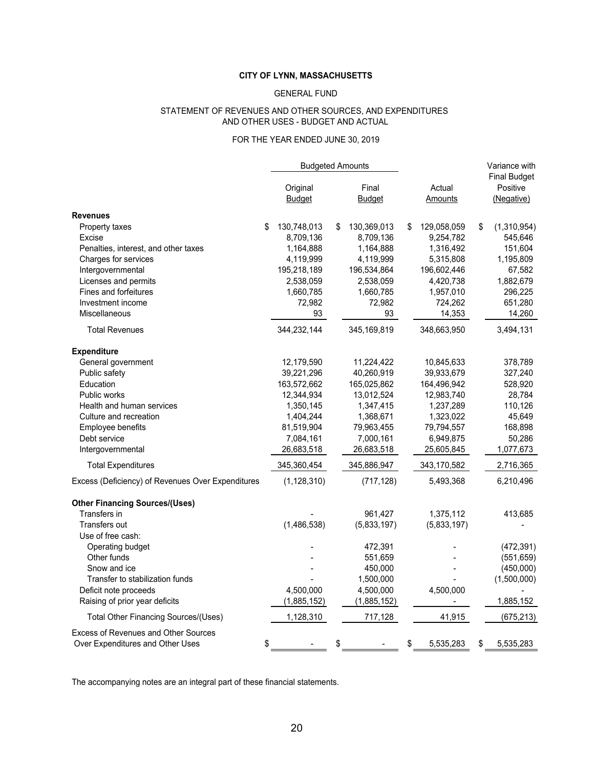**CITY OF LYNN, MASSACHUSETTS**

GENERAL FUND

STATEMENT OF REVENUES AND OTHER SOURCES, AND EXPENDITURES AND OTHER USES - BUDGET AND ACTUAL

FOR THE YEAR ENDED JUNE 30, 2019

| | Budgeted Amounts | | | |
|---|---|---|---|---|
| | Original Budget | Final Budget | Actual Amounts | Variance with Final Budget Positive (Negative) |
| **Revenues** | | | | |
| Property taxes | $ 130,748,013 | $ 130,369,013 | $ 129,058,059 | $ (1,310,954) |
| Excise | 8,709,136 | 8,709,136 | 9,254,782 | 545,646 |
| Penalties, interest, and other taxes | 1,164,888 | 1,164,888 | 1,316,492 | 151,604 |
| Charges for services | 4,119,999 | 4,119,999 | 5,315,808 | 1,195,809 |
| Intergovernmental | 195,218,189 | 196,534,864 | 196,602,446 | 67,582 |
| Licenses and permits | 2,538,059 | 2,538,059 | 4,420,738 | 1,882,679 |
| Fines and forfeitures | 1,660,785 | 1,660,785 | 1,957,010 | 296,225 |
| Investment income | 72,982 | 72,982 | 724,262 | 651,280 |
| Miscellaneous | 93 | 93 | 14,353 | 14,260 |
| Total Revenues | 344,232,144 | 345,169,819 | 348,663,950 | 3,494,131 |
| **Expenditure** | | | | |
| General government | 12,179,590 | 11,224,422 | 10,845,633 | 378,789 |
| Public safety | 39,221,296 | 40,260,919 | 39,933,679 | 327,240 |
| Education | 163,572,662 | 165,025,862 | 164,496,942 | 528,920 |
| Public works | 12,344,934 | 13,012,524 | 12,983,740 | 28,784 |
| Health and human services | 1,350,145 | 1,347,415 | 1,237,289 | 110,126 |
| Culture and recreation | 1,404,244 | 1,368,671 | 1,323,022 | 45,649 |
| Employee benefits | 81,519,904 | 79,963,455 | 79,794,557 | 168,898 |
| Debt service | 7,084,161 | 7,000,161 | 6,949,875 | 50,286 |
| Intergovernmental | 26,683,518 | 26,683,518 | 25,605,845 | 1,077,673 |
| Total Expenditures | 345,360,454 | 345,886,947 | 343,170,582 | 2,716,365 |
| Excess (Deficiency) of Revenues Over Expenditures | (1,128,310) | (717,128) | 5,493,368 | 6,210,496 |
| **Other Financing Sources/(Uses)** | | | | |
| Transfers in | - | 961,427 | 1,375,112 | 413,685 |
| Transfers out | (1,486,538) | (5,833,197) | (5,833,197) | - |
| Use of free cash: | | | | |
| Operating budget | - | 472,391 | - | (472,391) |
| Other funds | - | 551,659 | - | (551,659) |
| Snow and ice | - | 450,000 | - | (450,000) |
| Transfer to stabilization funds | - | 1,500,000 | - | (1,500,000) |
| Deficit note proceeds | 4,500,000 | 4,500,000 | 4,500,000 | - |
| Raising of prior year deficits | (1,885,152) | (1,885,152) | - | 1,885,152 |
| Total Other Financing Sources/(Uses) | 1,128,310 | 717,128 | 41,915 | (675,213) |
| Excess of Revenues and Other Sources Over Expenditures and Other Uses | $ - | $ - | $ 5,535,283 | $ 5,535,283 |

The accompanying notes are an integral part of these financial statements.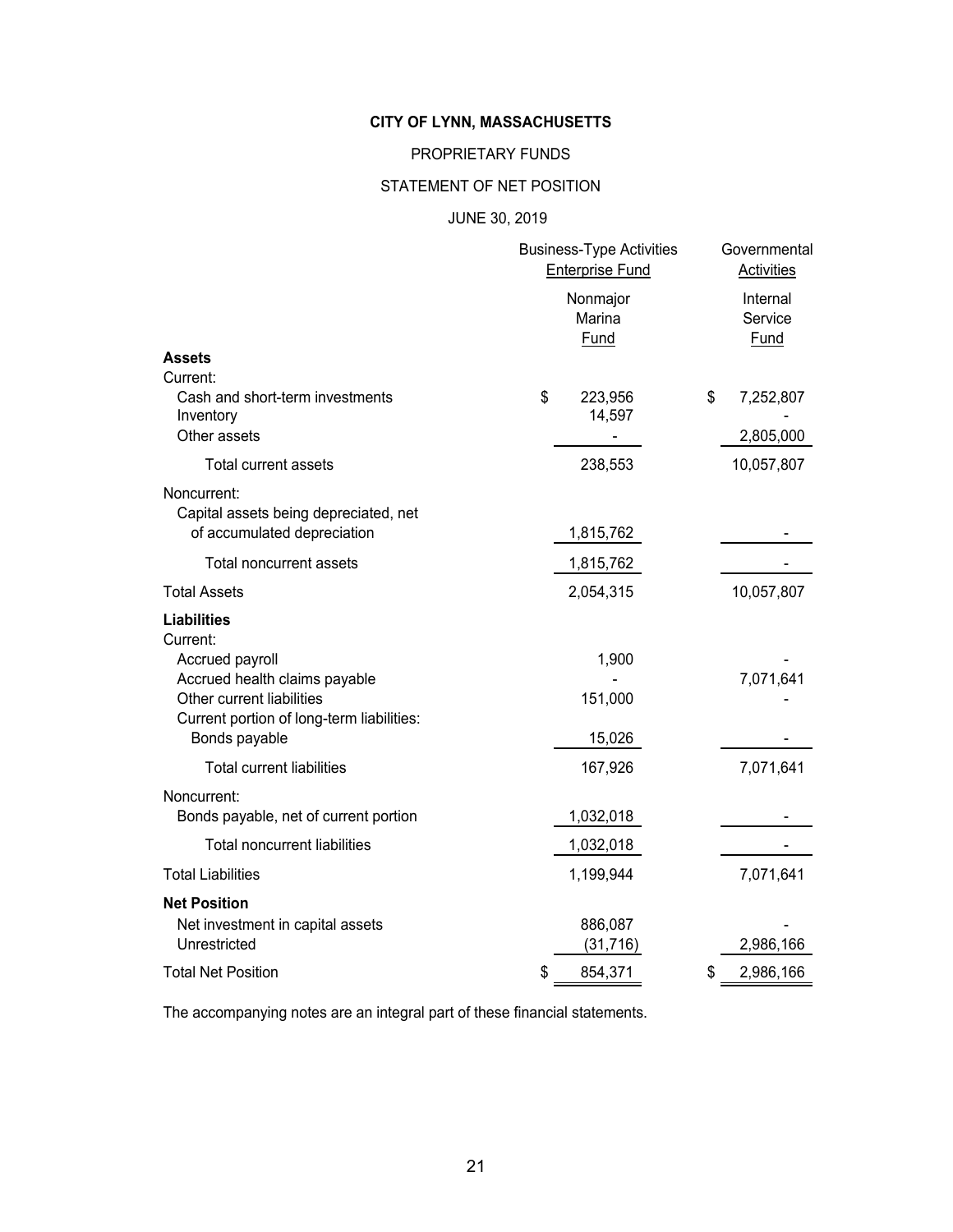**CITY OF LYNN, MASSACHUSETTS**

PROPRIETARY FUNDS

STATEMENT OF NET POSITION

JUNE 30, 2019

| | Business-Type Activities Enterprise Fund | Governmental Activities |
|---|---|---|
| | Nonmajor Marina Fund | Internal Service Fund |
| **Assets** | | |
| Current: | | |
| Cash and short-term investments | $ 223,956 | $ 7,252,807 |
| Inventory | 14,597 | - |
| Other assets | - | 2,805,000 |
| Total current assets | 238,553 | 10,057,807 |
| Noncurrent: | | |
| Capital assets being depreciated, net of accumulated depreciation | 1,815,762 | - |
| Total noncurrent assets | 1,815,762 | - |
| Total Assets | 2,054,315 | 10,057,807 |
| **Liabilities** | | |
| Current: | | |
| Accrued payroll | 1,900 | - |
| Accrued health claims payable | - | 7,071,641 |
| Other current liabilities | 151,000 | - |
| Current portion of long-term liabilities: | | |
| Bonds payable | 15,026 | - |
| Total current liabilities | 167,926 | 7,071,641 |
| Noncurrent: | | |
| Bonds payable, net of current portion | 1,032,018 | - |
| Total noncurrent liabilities | 1,032,018 | - |
| Total Liabilities | 1,199,944 | 7,071,641 |
| **Net Position** | | |
| Net investment in capital assets | 886,087 | - |
| Unrestricted | (31,716) | 2,986,166 |
| Total Net Position | $ 854,371 | $ 2,986,166 |

The accompanying notes are an integral part of these financial statements.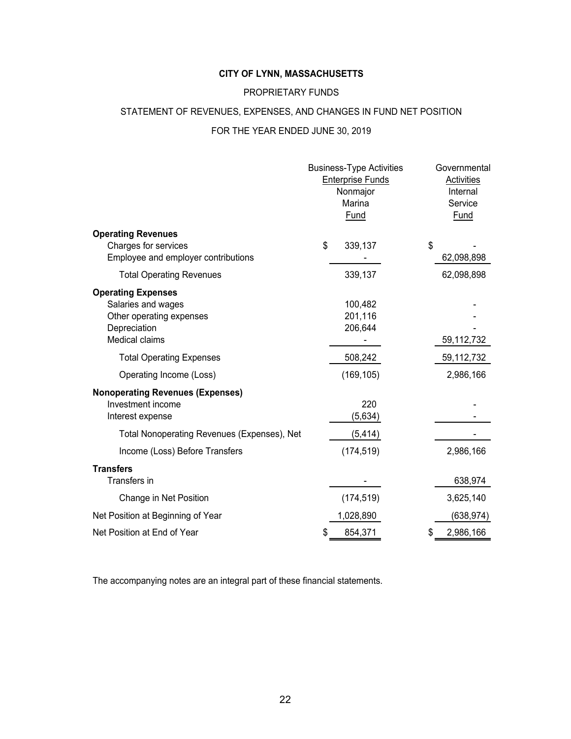**CITY OF LYNN, MASSACHUSETTS**

PROPRIETARY FUNDS

STATEMENT OF REVENUES, EXPENSES, AND CHANGES IN FUND NET POSITION

FOR THE YEAR ENDED JUNE 30, 2019

| | Business-Type Activities Enterprise Funds Nonmajor Marina Fund | Governmental Activities Internal Service Fund |
|---|---|---|
| **Operating Revenues** | | |
| Charges for services | $ 339,137 | $ - |
| Employee and employer contributions | - | 62,098,898 |
| Total Operating Revenues | 339,137 | 62,098,898 |
| **Operating Expenses** | | |
| Salaries and wages | 100,482 | - |
| Other operating expenses | 201,116 | - |
| Depreciation | 206,644 | - |
| Medical claims | - | 59,112,732 |
| Total Operating Expenses | 508,242 | 59,112,732 |
| Operating Income (Loss) | (169,105) | 2,986,166 |
| **Nonoperating Revenues (Expenses)** | | |
| Investment income | 220 | - |
| Interest expense | (5,634) | - |
| Total Nonoperating Revenues (Expenses), Net | (5,414) | - |
| Income (Loss) Before Transfers | (174,519) | 2,986,166 |
| **Transfers** | | |
| Transfers in | - | 638,974 |
| Change in Net Position | (174,519) | 3,625,140 |
| Net Position at Beginning of Year | 1,028,890 | (638,974) |
| Net Position at End of Year | $ 854,371 | $ 2,986,166 |

The accompanying notes are an integral part of these financial statements.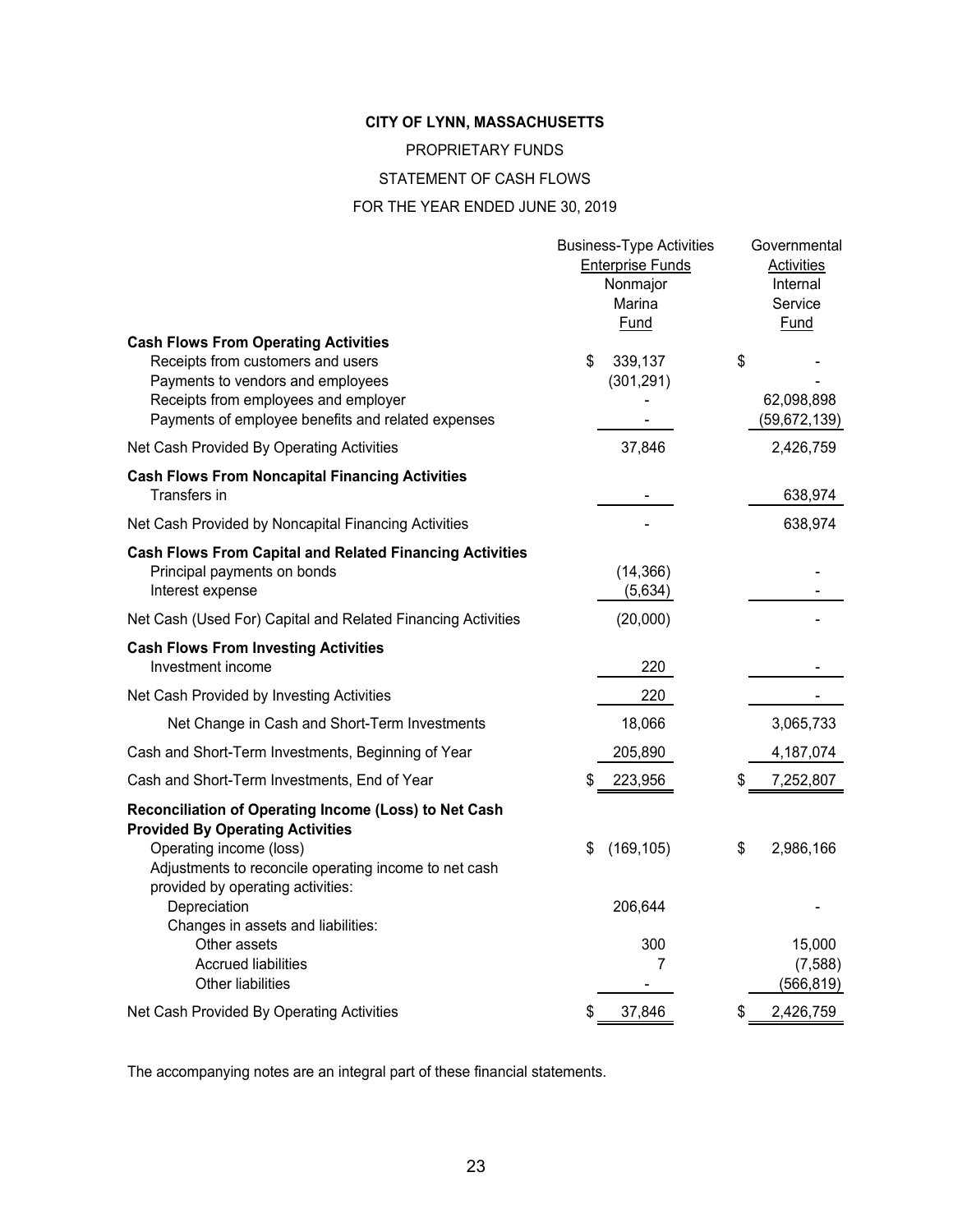**CITY OF LYNN, MASSACHUSETTS**

PROPRIETARY FUNDS

STATEMENT OF CASH FLOWS

FOR THE YEAR ENDED JUNE 30, 2019

| | Business-Type Activities Enterprise Funds Nonmajor Marina Fund | Governmental Activities Internal Service Fund |
|---|---|---|
| **Cash Flows From Operating Activities** | | |
| Receipts from customers and users | $ 339,137 | $ - |
| Payments to vendors and employees | (301,291) | - |
| Receipts from employees and employer | - | 62,098,898 |
| Payments of employee benefits and related expenses | - | (59,672,139) |
| Net Cash Provided By Operating Activities | 37,846 | 2,426,759 |
| **Cash Flows From Noncapital Financing Activities** | | |
| Transfers in | - | 638,974 |
| Net Cash Provided by Noncapital Financing Activities | - | 638,974 |
| **Cash Flows From Capital and Related Financing Activities** | | |
| Principal payments on bonds | (14,366) | - |
| Interest expense | (5,634) | - |
| Net Cash (Used For) Capital and Related Financing Activities | (20,000) | - |
| **Cash Flows From Investing Activities** | | |
| Investment income | 220 | - |
| Net Cash Provided by Investing Activities | 220 | - |
| Net Change in Cash and Short-Term Investments | 18,066 | 3,065,733 |
| Cash and Short-Term Investments, Beginning of Year | 205,890 | 4,187,074 |
| Cash and Short-Term Investments, End of Year | $ 223,956 | $ 7,252,807 |
| **Reconciliation of Operating Income (Loss) to Net Cash Provided By Operating Activities** | | |
| Operating income (loss) | $ (169,105) | $ 2,986,166 |
| Adjustments to reconcile operating income to net cash provided by operating activities: | | |
| Depreciation | 206,644 | - |
| Changes in assets and liabilities: | | |
| Other assets | 300 | 15,000 |
| Accrued liabilities | 7 | (7,588) |
| Other liabilities | - | (566,819) |
| Net Cash Provided By Operating Activities | $ 37,846 | $ 2,426,759 |

The accompanying notes are an integral part of these financial statements.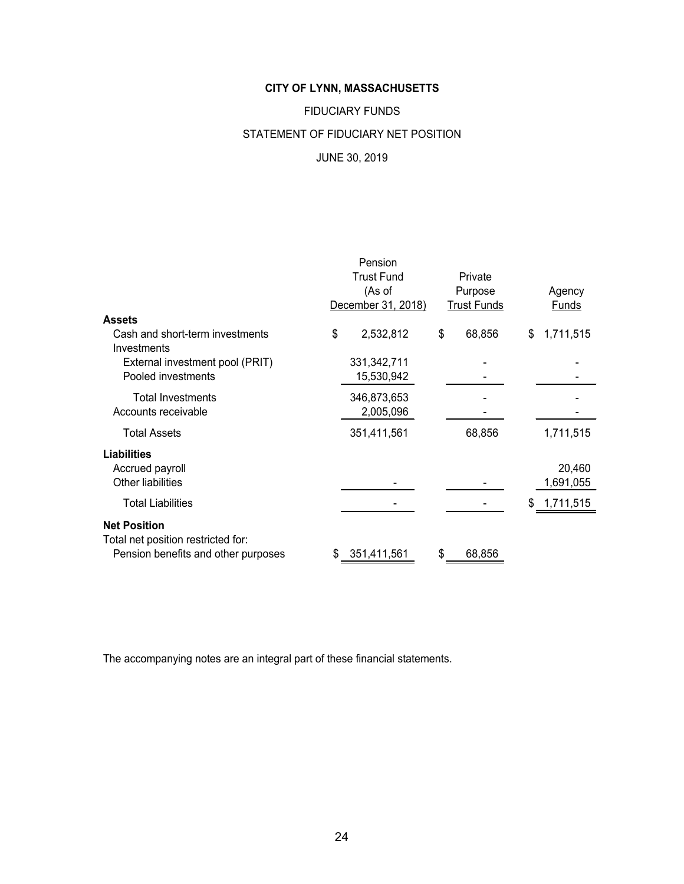**CITY OF LYNN, MASSACHUSETTS**

FIDUCIARY FUNDS

STATEMENT OF FIDUCIARY NET POSITION

JUNE 30, 2019

| | Pension Trust Fund (As of December 31, 2018) | Private Purpose Trust Funds | Agency Funds |
|---|---|---|---|
| **Assets** | | | |
| Cash and short-term investments | $ 2,532,812 | $ 68,856 | $ 1,711,515 |
| Investments | | | |
| External investment pool (PRIT) | 331,342,711 | - | - |
| Pooled investments | 15,530,942 | - | - |
| Total Investments | 346,873,653 | - | - |
| Accounts receivable | 2,005,096 | - | - |
| Total Assets | 351,411,561 | 68,856 | 1,711,515 |
| **Liabilities** | | | |
| Accrued payroll | | | 20,460 |
| Other liabilities | - | - | 1,691,055 |
| Total Liabilities | - | - | $ 1,711,515 |
| **Net Position** | | | |
| Total net position restricted for: | | | |
| Pension benefits and other purposes | $ 351,411,561 | $ 68,856 | |

The accompanying notes are an integral part of these financial statements.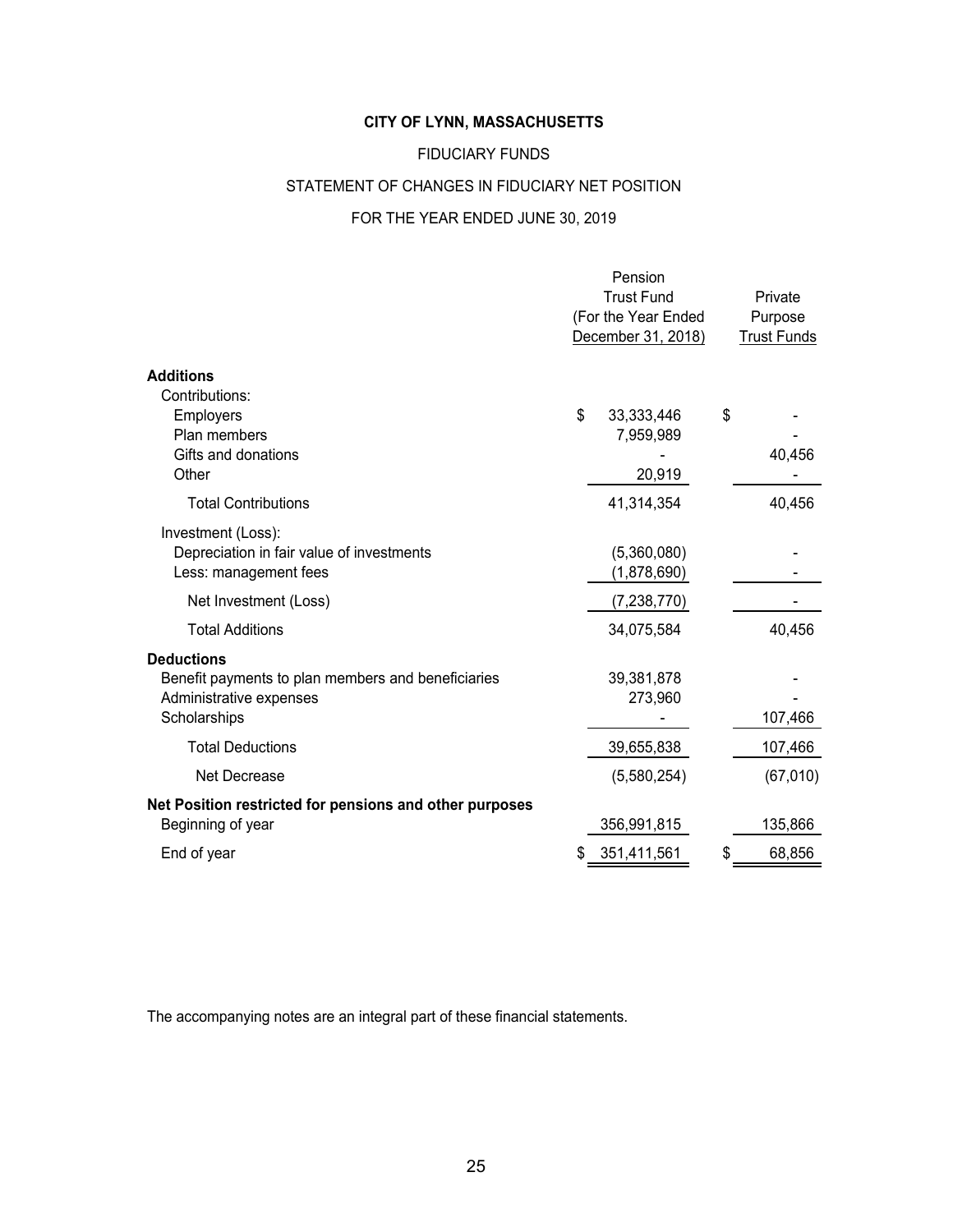**CITY OF LYNN, MASSACHUSETTS**

FIDUCIARY FUNDS

STATEMENT OF CHANGES IN FIDUCIARY NET POSITION

FOR THE YEAR ENDED JUNE 30, 2019

| | Pension Trust Fund (For the Year Ended December 31, 2018) | Private Purpose Trust Funds |
|---|---|---|
| **Additions** | | |
| Contributions: | | |
| Employers | $ 33,333,446 | $ - |
| Plan members | 7,959,989 | - |
| Gifts and donations | - | 40,456 |
| Other | 20,919 | - |
| Total Contributions | 41,314,354 | 40,456 |
| Investment (Loss): | | |
| Depreciation in fair value of investments | (5,360,080) | - |
| Less: management fees | (1,878,690) | - |
| Net Investment (Loss) | (7,238,770) | - |
| Total Additions | 34,075,584 | 40,456 |
| **Deductions** | | |
| Benefit payments to plan members and beneficiaries | 39,381,878 | - |
| Administrative expenses | 273,960 | - |
| Scholarships | - | 107,466 |
| Total Deductions | 39,655,838 | 107,466 |
| Net Decrease | (5,580,254) | (67,010) |
| **Net Position restricted for pensions and other purposes** | | |
| Beginning of year | 356,991,815 | 135,866 |
| End of year | $ 351,411,561 | $ 68,856 |

The accompanying notes are an integral part of these financial statements.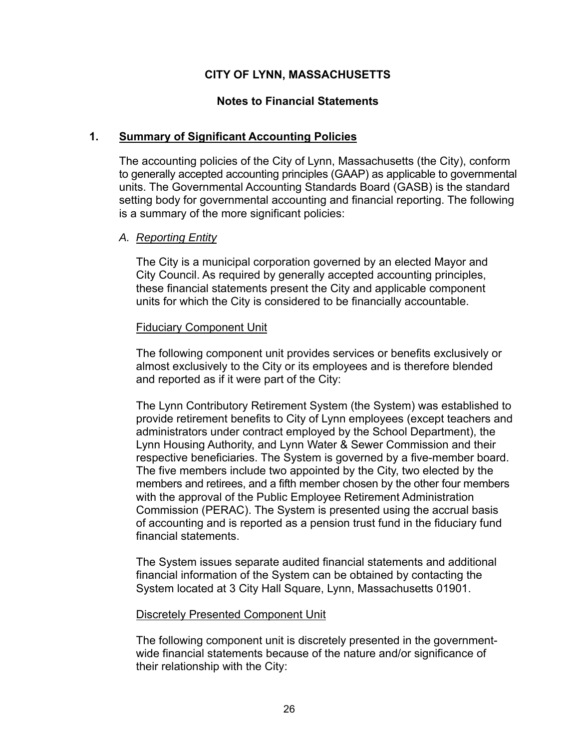# CITY OF LYNN, MASSACHUSETTS

## Notes to Financial Statements

### 1. Summary of Significant Accounting Policies

The accounting policies of the City of Lynn, Massachusetts (the City), conform to generally accepted accounting principles (GAAP) as applicable to governmental units. The Governmental Accounting Standards Board (GASB) is the standard setting body for governmental accounting and financial reporting. The following is a summary of the more significant policies:

#### *A. Reporting Entity*

The City is a municipal corporation governed by an elected Mayor and City Council. As required by generally accepted accounting principles, these financial statements present the City and applicable component units for which the City is considered to be financially accountable.

Fiduciary Component Unit

The following component unit provides services or benefits exclusively or almost exclusively to the City or its employees and is therefore blended and reported as if it were part of the City:

The Lynn Contributory Retirement System (the System) was established to provide retirement benefits to City of Lynn employees (except teachers and administrators under contract employed by the School Department), the Lynn Housing Authority, and Lynn Water & Sewer Commission and their respective beneficiaries. The System is governed by a five-member board. The five members include two appointed by the City, two elected by the members and retirees, and a fifth member chosen by the other four members with the approval of the Public Employee Retirement Administration Commission (PERAC). The System is presented using the accrual basis of accounting and is reported as a pension trust fund in the fiduciary fund financial statements.

The System issues separate audited financial statements and additional financial information of the System can be obtained by contacting the System located at 3 City Hall Square, Lynn, Massachusetts 01901.

Discretely Presented Component Unit

The following component unit is discretely presented in the government-wide financial statements because of the nature and/or significance of their relationship with the City: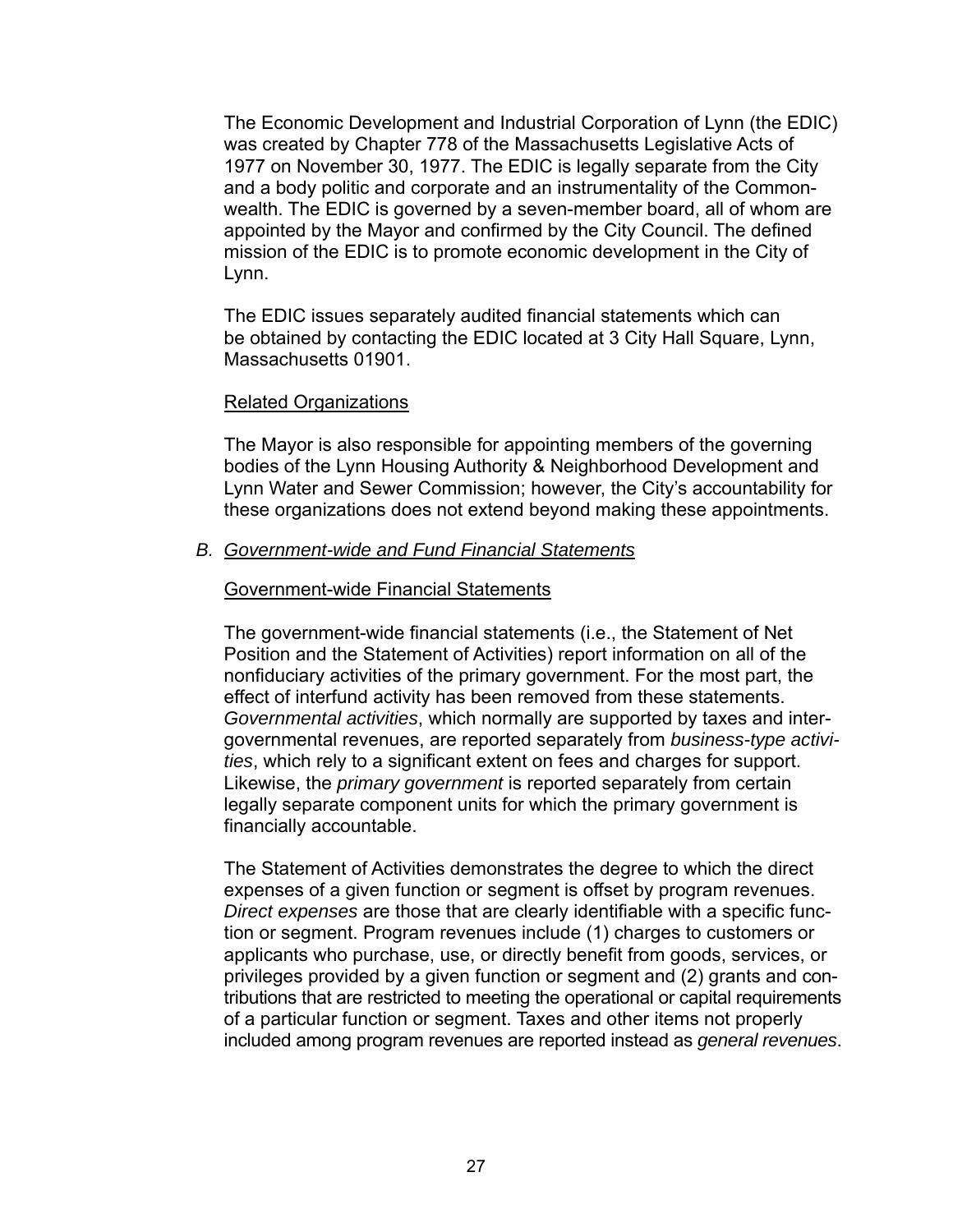The Economic Development and Industrial Corporation of Lynn (the EDIC) was created by Chapter 778 of the Massachusetts Legislative Acts of 1977 on November 30, 1977. The EDIC is legally separate from the City and a body politic and corporate and an instrumentality of the Commonwealth. The EDIC is governed by a seven-member board, all of whom are appointed by the Mayor and confirmed by the City Council. The defined mission of the EDIC is to promote economic development in the City of Lynn.

The EDIC issues separately audited financial statements which can be obtained by contacting the EDIC located at 3 City Hall Square, Lynn, Massachusetts 01901.

Related Organizations

The Mayor is also responsible for appointing members of the governing bodies of the Lynn Housing Authority & Neighborhood Development and Lynn Water and Sewer Commission; however, the City's accountability for these organizations does not extend beyond making these appointments.

*B. Government-wide and Fund Financial Statements*

Government-wide Financial Statements

The government-wide financial statements (i.e., the Statement of Net Position and the Statement of Activities) report information on all of the nonfiduciary activities of the primary government. For the most part, the effect of interfund activity has been removed from these statements. *Governmental activities*, which normally are supported by taxes and intergovernmental revenues, are reported separately from *business-type activities*, which rely to a significant extent on fees and charges for support. Likewise, the *primary government* is reported separately from certain legally separate component units for which the primary government is financially accountable.

The Statement of Activities demonstrates the degree to which the direct expenses of a given function or segment is offset by program revenues. *Direct expenses* are those that are clearly identifiable with a specific function or segment. Program revenues include (1) charges to customers or applicants who purchase, use, or directly benefit from goods, services, or privileges provided by a given function or segment and (2) grants and contributions that are restricted to meeting the operational or capital requirements of a particular function or segment. Taxes and other items not properly included among program revenues are reported instead as *general revenues*.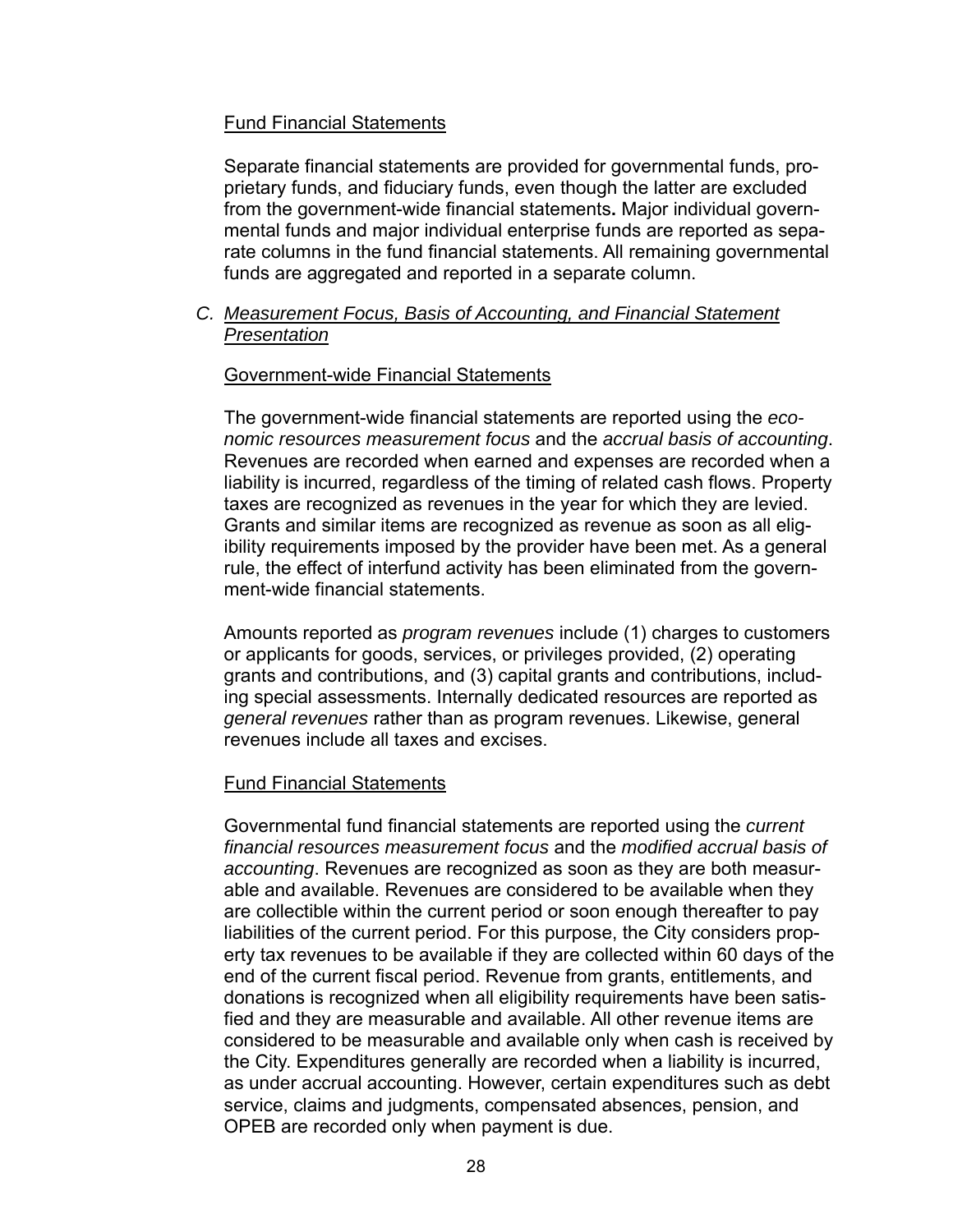Fund Financial Statements

Separate financial statements are provided for governmental funds, proprietary funds, and fiduciary funds, even though the latter are excluded from the government-wide financial statements**.** Major individual governmental funds and major individual enterprise funds are reported as separate columns in the fund financial statements. All remaining governmental funds are aggregated and reported in a separate column.

C. *Measurement Focus, Basis of Accounting, and Financial Statement Presentation*

Government-wide Financial Statements

The government-wide financial statements are reported using the *economic resources measurement focus* and the *accrual basis of accounting*. Revenues are recorded when earned and expenses are recorded when a liability is incurred, regardless of the timing of related cash flows. Property taxes are recognized as revenues in the year for which they are levied. Grants and similar items are recognized as revenue as soon as all eligibility requirements imposed by the provider have been met. As a general rule, the effect of interfund activity has been eliminated from the government-wide financial statements.

Amounts reported as *program revenues* include (1) charges to customers or applicants for goods, services, or privileges provided, (2) operating grants and contributions, and (3) capital grants and contributions, including special assessments. Internally dedicated resources are reported as *general revenues* rather than as program revenues. Likewise, general revenues include all taxes and excises.

Fund Financial Statements

Governmental fund financial statements are reported using the *current financial resources measurement focus* and the *modified accrual basis of accounting*. Revenues are recognized as soon as they are both measurable and available. Revenues are considered to be available when they are collectible within the current period or soon enough thereafter to pay liabilities of the current period. For this purpose, the City considers property tax revenues to be available if they are collected within 60 days of the end of the current fiscal period. Revenue from grants, entitlements, and donations is recognized when all eligibility requirements have been satisfied and they are measurable and available. All other revenue items are considered to be measurable and available only when cash is received by the City. Expenditures generally are recorded when a liability is incurred, as under accrual accounting. However, certain expenditures such as debt service, claims and judgments, compensated absences, pension, and OPEB are recorded only when payment is due.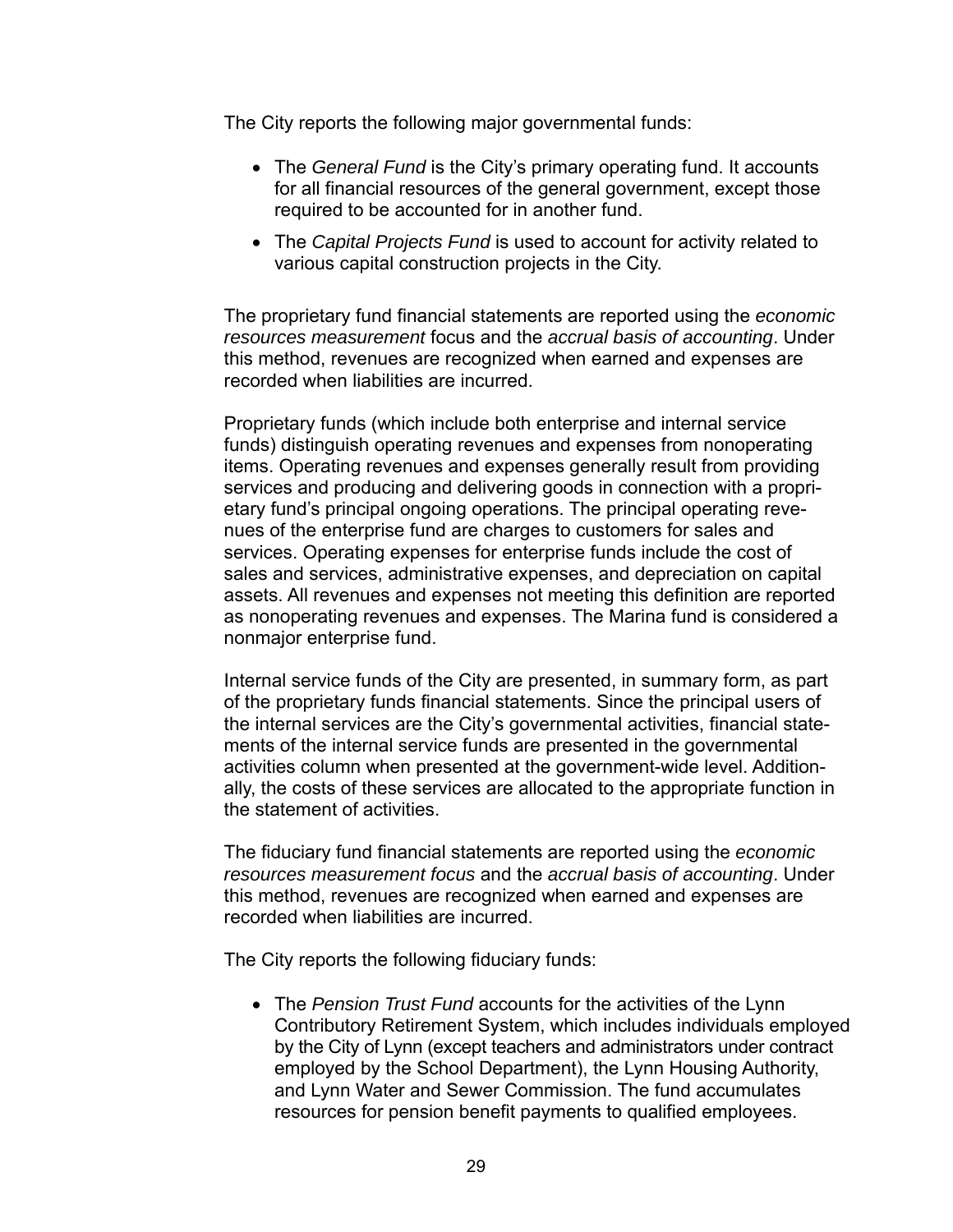The City reports the following major governmental funds:

- The *General Fund* is the City's primary operating fund. It accounts for all financial resources of the general government, except those required to be accounted for in another fund.
- The *Capital Projects Fund* is used to account for activity related to various capital construction projects in the City.

The proprietary fund financial statements are reported using the *economic resources measurement* focus and the *accrual basis of accounting*. Under this method, revenues are recognized when earned and expenses are recorded when liabilities are incurred.

Proprietary funds (which include both enterprise and internal service funds) distinguish operating revenues and expenses from nonoperating items. Operating revenues and expenses generally result from providing services and producing and delivering goods in connection with a proprietary fund's principal ongoing operations. The principal operating revenues of the enterprise fund are charges to customers for sales and services. Operating expenses for enterprise funds include the cost of sales and services, administrative expenses, and depreciation on capital assets. All revenues and expenses not meeting this definition are reported as nonoperating revenues and expenses. The Marina fund is considered a nonmajor enterprise fund.

Internal service funds of the City are presented, in summary form, as part of the proprietary funds financial statements. Since the principal users of the internal services are the City's governmental activities, financial statements of the internal service funds are presented in the governmental activities column when presented at the government-wide level. Additionally, the costs of these services are allocated to the appropriate function in the statement of activities.

The fiduciary fund financial statements are reported using the *economic resources measurement focus* and the *accrual basis of accounting*. Under this method, revenues are recognized when earned and expenses are recorded when liabilities are incurred.

The City reports the following fiduciary funds:

- The *Pension Trust Fund* accounts for the activities of the Lynn Contributory Retirement System, which includes individuals employed by the City of Lynn (except teachers and administrators under contract employed by the School Department), the Lynn Housing Authority, and Lynn Water and Sewer Commission. The fund accumulates resources for pension benefit payments to qualified employees.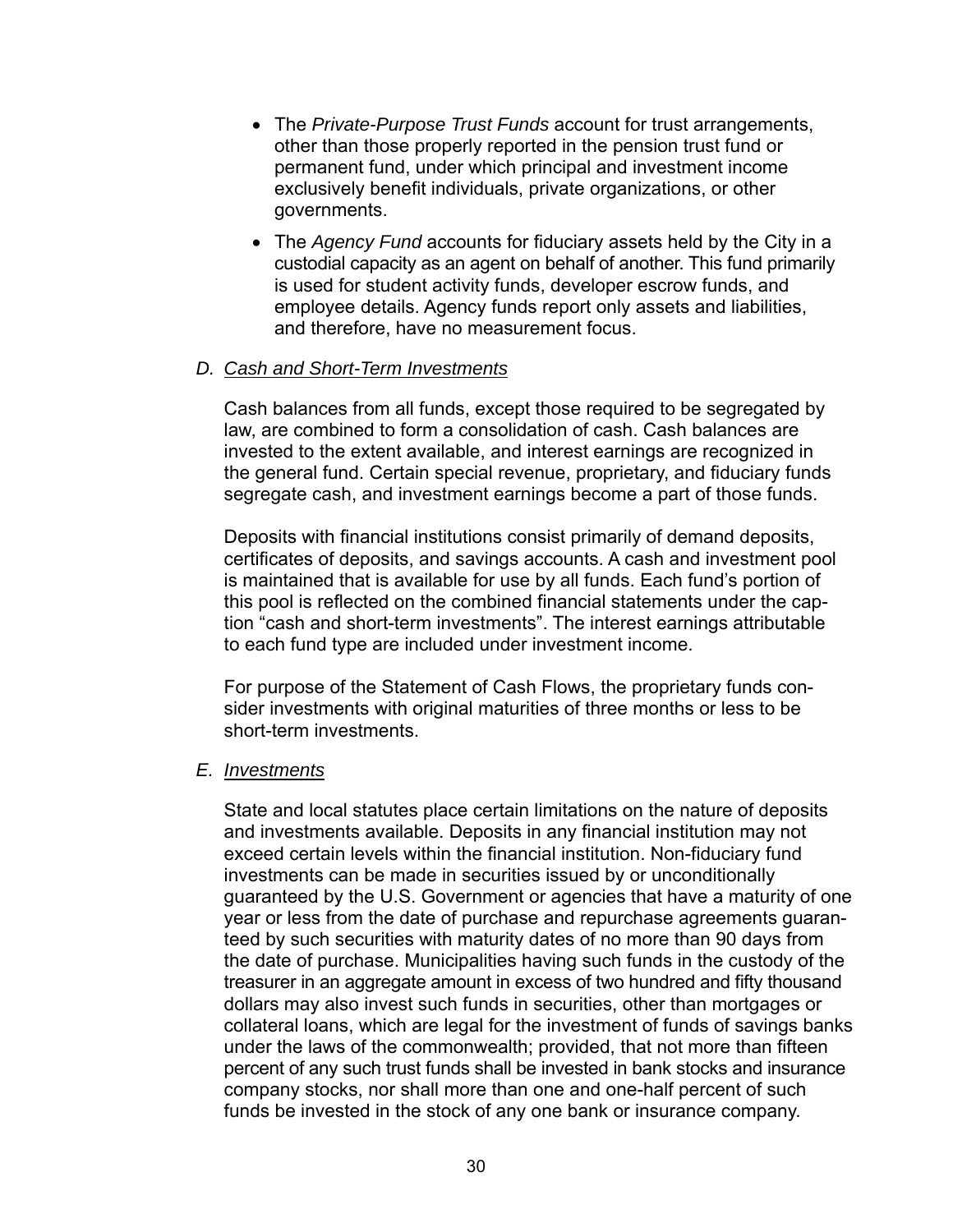- The *Private-Purpose Trust Funds* account for trust arrangements, other than those properly reported in the pension trust fund or permanent fund, under which principal and investment income exclusively benefit individuals, private organizations, or other governments.
- The *Agency Fund* accounts for fiduciary assets held by the City in a custodial capacity as an agent on behalf of another. This fund primarily is used for student activity funds, developer escrow funds, and employee details. Agency funds report only assets and liabilities, and therefore, have no measurement focus.

*D. Cash and Short-Term Investments*

Cash balances from all funds, except those required to be segregated by law, are combined to form a consolidation of cash. Cash balances are invested to the extent available, and interest earnings are recognized in the general fund. Certain special revenue, proprietary, and fiduciary funds segregate cash, and investment earnings become a part of those funds.

Deposits with financial institutions consist primarily of demand deposits, certificates of deposits, and savings accounts. A cash and investment pool is maintained that is available for use by all funds. Each fund's portion of this pool is reflected on the combined financial statements under the caption "cash and short-term investments". The interest earnings attributable to each fund type are included under investment income.

For purpose of the Statement of Cash Flows, the proprietary funds consider investments with original maturities of three months or less to be short-term investments.

*E. Investments*

State and local statutes place certain limitations on the nature of deposits and investments available. Deposits in any financial institution may not exceed certain levels within the financial institution. Non-fiduciary fund investments can be made in securities issued by or unconditionally guaranteed by the U.S. Government or agencies that have a maturity of one year or less from the date of purchase and repurchase agreements guaranteed by such securities with maturity dates of no more than 90 days from the date of purchase. Municipalities having such funds in the custody of the treasurer in an aggregate amount in excess of two hundred and fifty thousand dollars may also invest such funds in securities, other than mortgages or collateral loans, which are legal for the investment of funds of savings banks under the laws of the commonwealth; provided, that not more than fifteen percent of any such trust funds shall be invested in bank stocks and insurance company stocks, nor shall more than one and one-half percent of such funds be invested in the stock of any one bank or insurance company.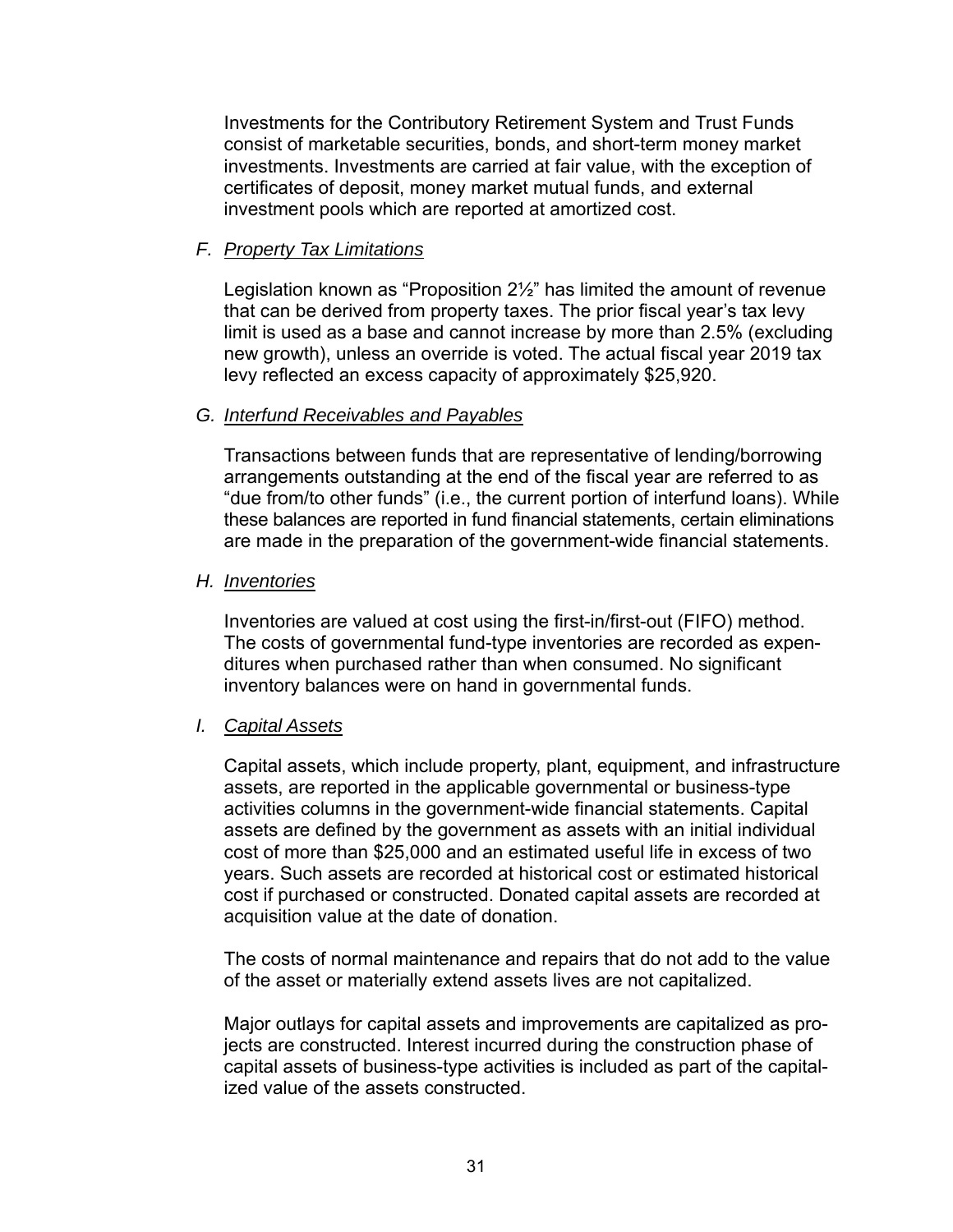Investments for the Contributory Retirement System and Trust Funds consist of marketable securities, bonds, and short-term money market investments. Investments are carried at fair value, with the exception of certificates of deposit, money market mutual funds, and external investment pools which are reported at amortized cost.

### F. *Property Tax Limitations*

Legislation known as "Proposition 2½" has limited the amount of revenue that can be derived from property taxes. The prior fiscal year's tax levy limit is used as a base and cannot increase by more than 2.5% (excluding new growth), unless an override is voted. The actual fiscal year 2019 tax levy reflected an excess capacity of approximately $25,920.

### G. *Interfund Receivables and Payables*

Transactions between funds that are representative of lending/borrowing arrangements outstanding at the end of the fiscal year are referred to as "due from/to other funds" (i.e., the current portion of interfund loans). While these balances are reported in fund financial statements, certain eliminations are made in the preparation of the government-wide financial statements.

### H. *Inventories*

Inventories are valued at cost using the first-in/first-out (FIFO) method. The costs of governmental fund-type inventories are recorded as expenditures when purchased rather than when consumed. No significant inventory balances were on hand in governmental funds.

### I. *Capital Assets*

Capital assets, which include property, plant, equipment, and infrastructure assets, are reported in the applicable governmental or business-type activities columns in the government-wide financial statements. Capital assets are defined by the government as assets with an initial individual cost of more than $25,000 and an estimated useful life in excess of two years. Such assets are recorded at historical cost or estimated historical cost if purchased or constructed. Donated capital assets are recorded at acquisition value at the date of donation.

The costs of normal maintenance and repairs that do not add to the value of the asset or materially extend assets lives are not capitalized.

Major outlays for capital assets and improvements are capitalized as projects are constructed. Interest incurred during the construction phase of capital assets of business-type activities is included as part of the capitalized value of the assets constructed.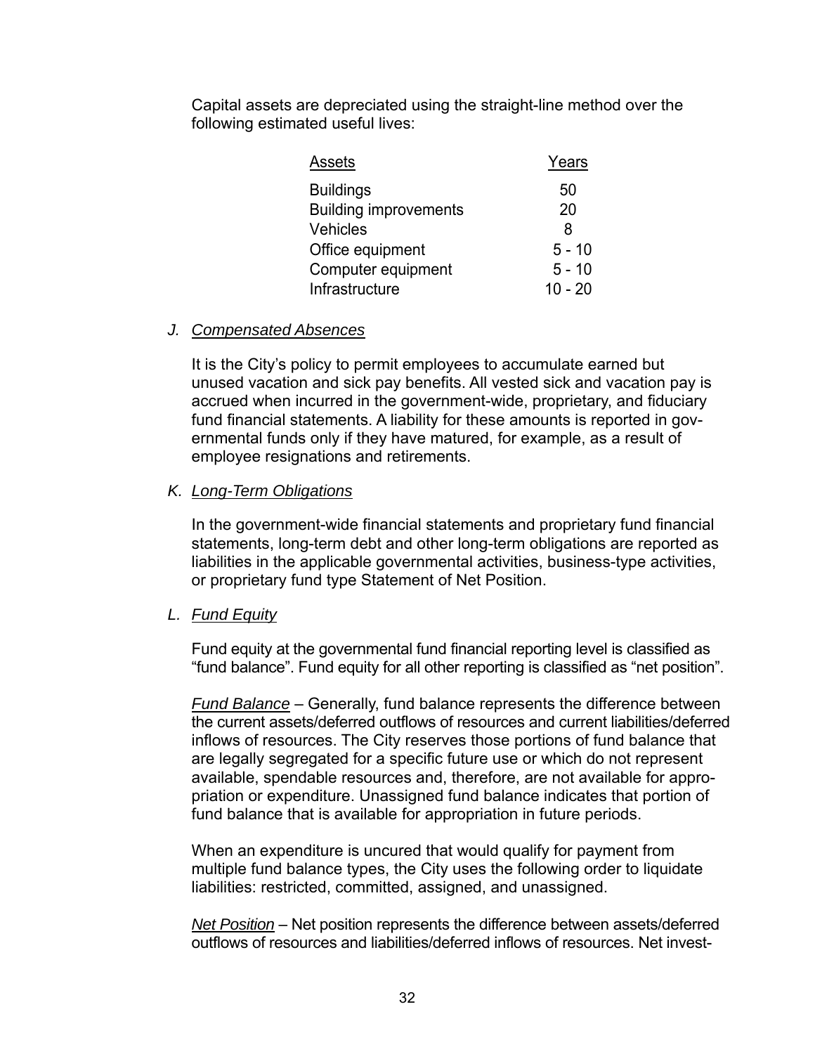Capital assets are depreciated using the straight-line method over the following estimated useful lives:

| Assets | Years |
|---|---|
| Buildings | 50 |
| Building improvements | 20 |
| Vehicles | 8 |
| Office equipment | 5 - 10 |
| Computer equipment | 5 - 10 |
| Infrastructure | 10 - 20 |

### J. *Compensated Absences*

It is the City's policy to permit employees to accumulate earned but unused vacation and sick pay benefits. All vested sick and vacation pay is accrued when incurred in the government-wide, proprietary, and fiduciary fund financial statements. A liability for these amounts is reported in governmental funds only if they have matured, for example, as a result of employee resignations and retirements.

### K. *Long-Term Obligations*

In the government-wide financial statements and proprietary fund financial statements, long-term debt and other long-term obligations are reported as liabilities in the applicable governmental activities, business-type activities, or proprietary fund type Statement of Net Position.

### L. *Fund Equity*

Fund equity at the governmental fund financial reporting level is classified as "fund balance". Fund equity for all other reporting is classified as "net position".

*Fund Balance* – Generally, fund balance represents the difference between the current assets/deferred outflows of resources and current liabilities/deferred inflows of resources. The City reserves those portions of fund balance that are legally segregated for a specific future use or which do not represent available, spendable resources and, therefore, are not available for appropriation or expenditure. Unassigned fund balance indicates that portion of fund balance that is available for appropriation in future periods.

When an expenditure is uncured that would qualify for payment from multiple fund balance types, the City uses the following order to liquidate liabilities: restricted, committed, assigned, and unassigned.

*Net Position* – Net position represents the difference between assets/deferred outflows of resources and liabilities/deferred inflows of resources. Net invest-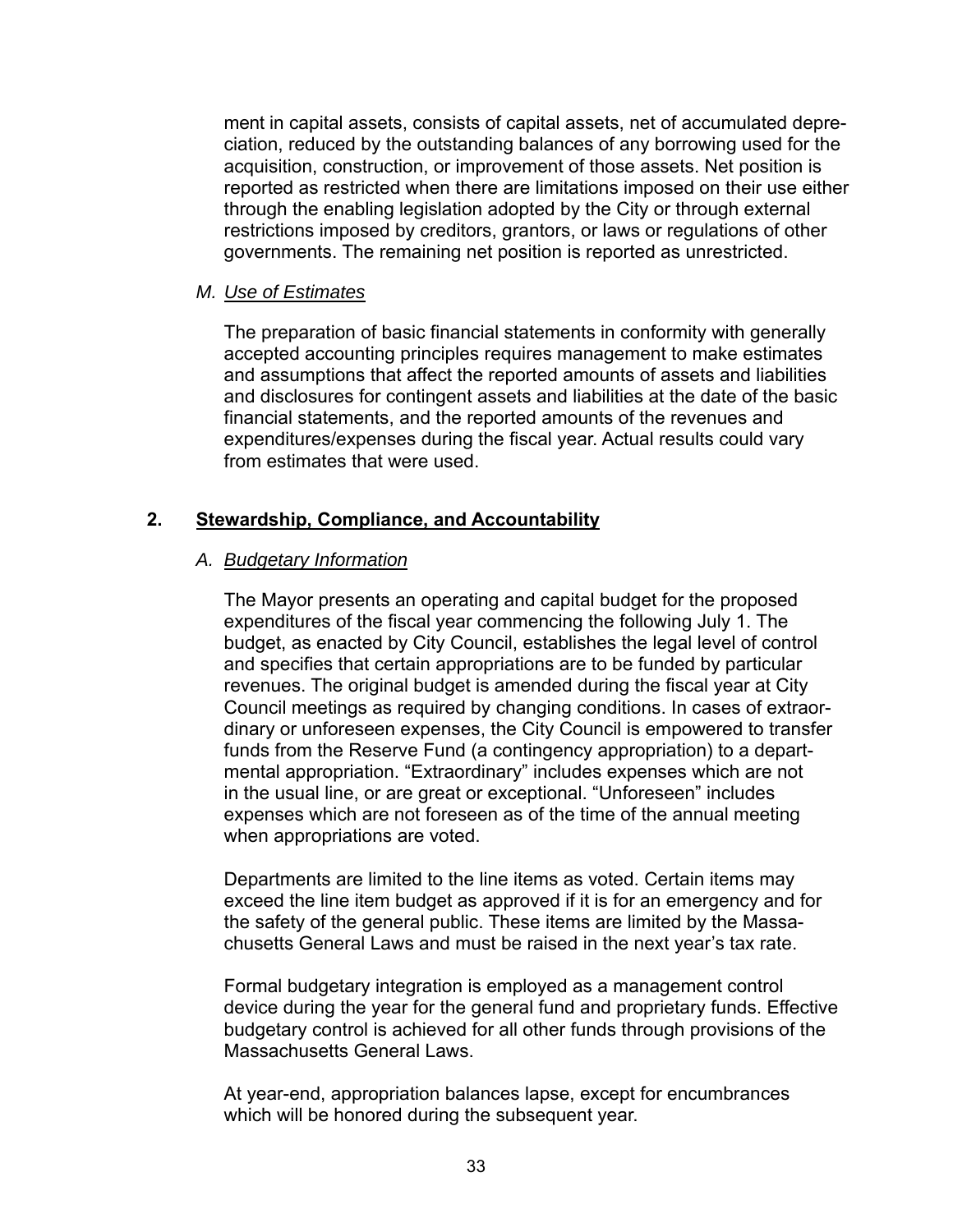ment in capital assets, consists of capital assets, net of accumulated depreciation, reduced by the outstanding balances of any borrowing used for the acquisition, construction, or improvement of those assets. Net position is reported as restricted when there are limitations imposed on their use either through the enabling legislation adopted by the City or through external restrictions imposed by creditors, grantors, or laws or regulations of other governments. The remaining net position is reported as unrestricted.

### M. Use of Estimates

The preparation of basic financial statements in conformity with generally accepted accounting principles requires management to make estimates and assumptions that affect the reported amounts of assets and liabilities and disclosures for contingent assets and liabilities at the date of the basic financial statements, and the reported amounts of the revenues and expenditures/expenses during the fiscal year. Actual results could vary from estimates that were used.

## 2. Stewardship, Compliance, and Accountability

### A. Budgetary Information

The Mayor presents an operating and capital budget for the proposed expenditures of the fiscal year commencing the following July 1. The budget, as enacted by City Council, establishes the legal level of control and specifies that certain appropriations are to be funded by particular revenues. The original budget is amended during the fiscal year at City Council meetings as required by changing conditions. In cases of extraordinary or unforeseen expenses, the City Council is empowered to transfer funds from the Reserve Fund (a contingency appropriation) to a departmental appropriation. "Extraordinary" includes expenses which are not in the usual line, or are great or exceptional. "Unforeseen" includes expenses which are not foreseen as of the time of the annual meeting when appropriations are voted.

Departments are limited to the line items as voted. Certain items may exceed the line item budget as approved if it is for an emergency and for the safety of the general public. These items are limited by the Massachusetts General Laws and must be raised in the next year's tax rate.

Formal budgetary integration is employed as a management control device during the year for the general fund and proprietary funds. Effective budgetary control is achieved for all other funds through provisions of the Massachusetts General Laws.

At year-end, appropriation balances lapse, except for encumbrances which will be honored during the subsequent year.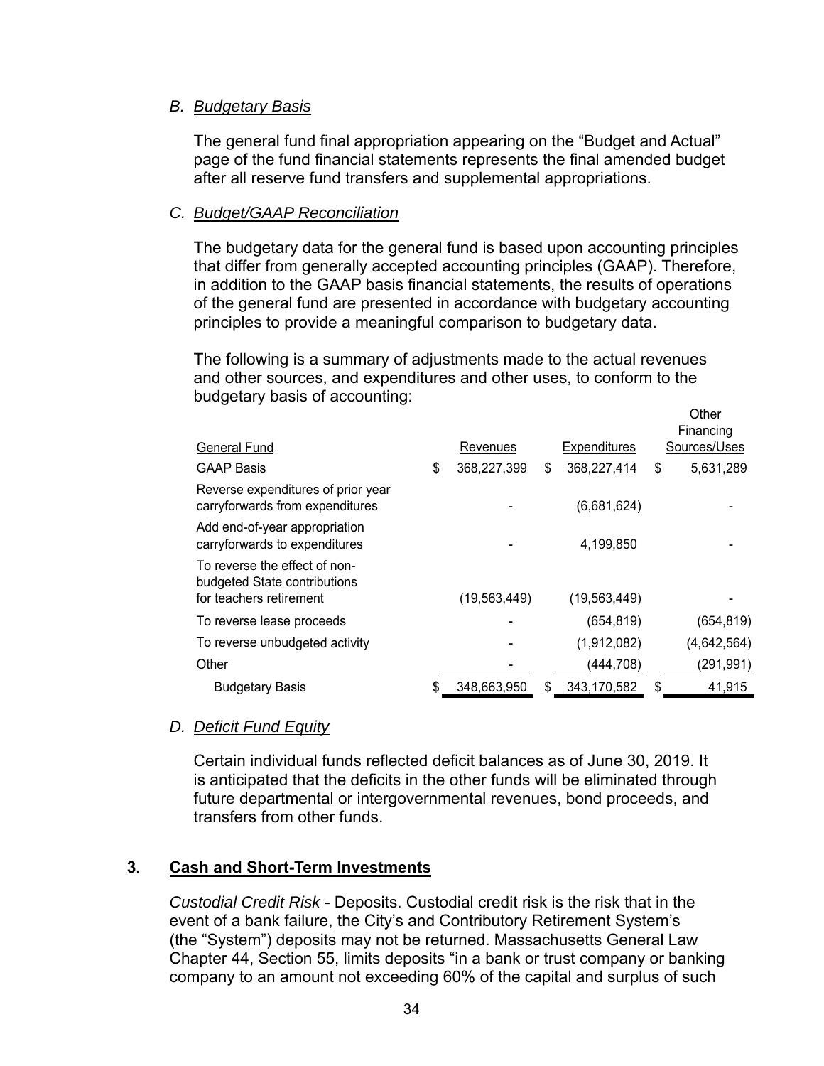*B. Budgetary Basis*

The general fund final appropriation appearing on the "Budget and Actual" page of the fund financial statements represents the final amended budget after all reserve fund transfers and supplemental appropriations.

*C. Budget/GAAP Reconciliation*

The budgetary data for the general fund is based upon accounting principles that differ from generally accepted accounting principles (GAAP). Therefore, in addition to the GAAP basis financial statements, the results of operations of the general fund are presented in accordance with budgetary accounting principles to provide a meaningful comparison to budgetary data.

The following is a summary of adjustments made to the actual revenues and other sources, and expenditures and other uses, to conform to the budgetary basis of accounting:

| General Fund | Revenues | Expenditures | Other Financing Sources/Uses |
|---|---|---|---|
| GAAP Basis | $ 368,227,399 | $ 368,227,414 | $ 5,631,289 |
| Reverse expenditures of prior year carryforwards from expenditures | - | (6,681,624) | - |
| Add end-of-year appropriation carryforwards to expenditures | - | 4,199,850 | - |
| To reverse the effect of non-budgeted State contributions for teachers retirement | (19,563,449) | (19,563,449) | - |
| To reverse lease proceeds | - | (654,819) | (654,819) |
| To reverse unbudgeted activity | - | (1,912,082) | (4,642,564) |
| Other | - | (444,708) | (291,991) |
| Budgetary Basis | $ 348,663,950 | $ 343,170,582 | $ 41,915 |

*D. Deficit Fund Equity*

Certain individual funds reflected deficit balances as of June 30, 2019. It is anticipated that the deficits in the other funds will be eliminated through future departmental or intergovernmental revenues, bond proceeds, and transfers from other funds.

## 3. Cash and Short-Term Investments

*Custodial Credit Risk* - Deposits. Custodial credit risk is the risk that in the event of a bank failure, the City's and Contributory Retirement System's (the "System") deposits may not be returned. Massachusetts General Law Chapter 44, Section 55, limits deposits "in a bank or trust company or banking company to an amount not exceeding 60% of the capital and surplus of such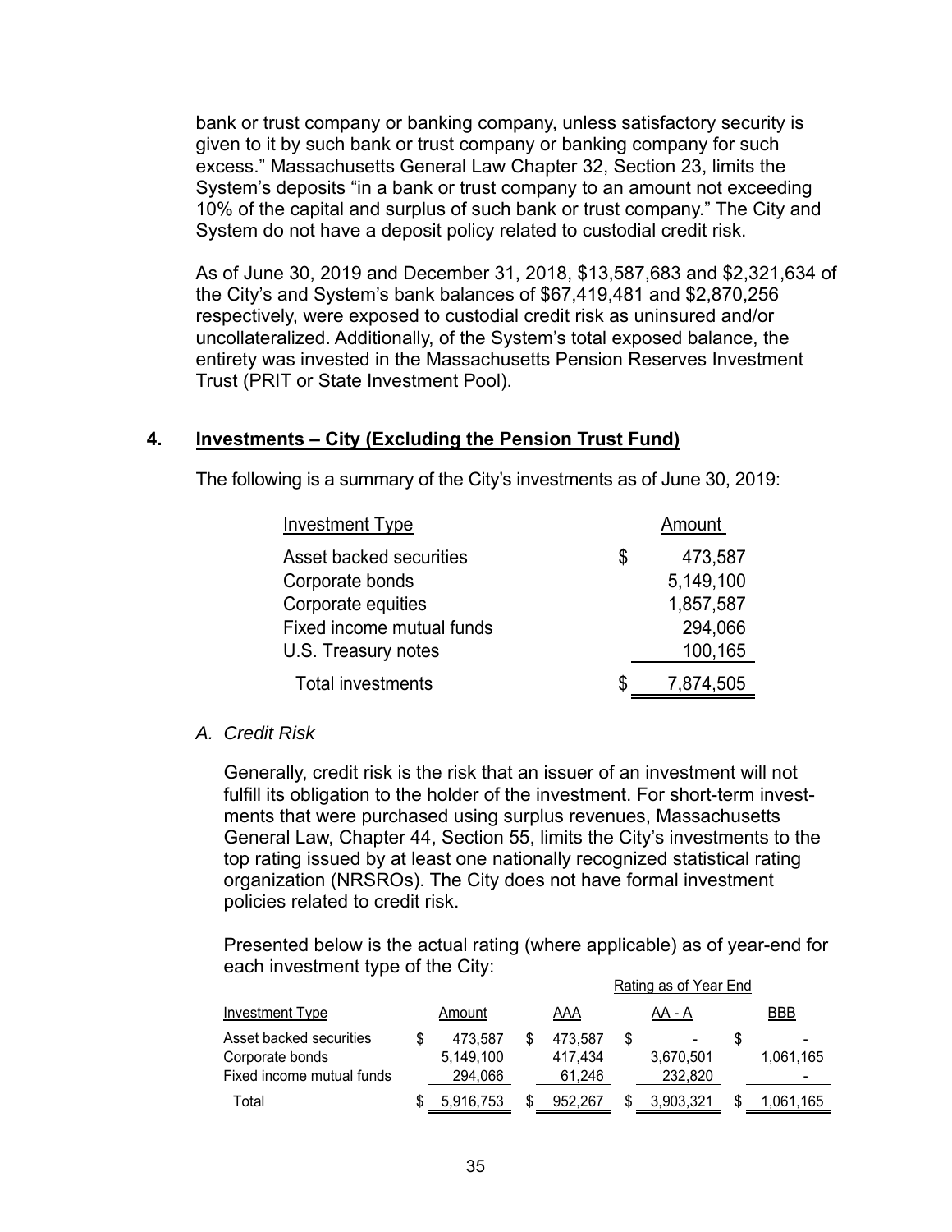bank or trust company or banking company, unless satisfactory security is given to it by such bank or trust company or banking company for such excess." Massachusetts General Law Chapter 32, Section 23, limits the System's deposits "in a bank or trust company to an amount not exceeding 10% of the capital and surplus of such bank or trust company." The City and System do not have a deposit policy related to custodial credit risk.

As of June 30, 2019 and December 31, 2018, $13,587,683 and $2,321,634 of the City's and System's bank balances of $67,419,481 and $2,870,256 respectively, were exposed to custodial credit risk as uninsured and/or uncollateralized. Additionally, of the System's total exposed balance, the entirety was invested in the Massachusetts Pension Reserves Investment Trust (PRIT or State Investment Pool).

## 4. Investments – City (Excluding the Pension Trust Fund)

The following is a summary of the City's investments as of June 30, 2019:

| Investment Type | Amount |
|---|---|
| Asset backed securities | $ 473,587 |
| Corporate bonds | 5,149,100 |
| Corporate equities | 1,857,587 |
| Fixed income mutual funds | 294,066 |
| U.S. Treasury notes | 100,165 |
| Total investments | $ 7,874,505 |

### A. *Credit Risk*

Generally, credit risk is the risk that an issuer of an investment will not fulfill its obligation to the holder of the investment. For short-term investments that were purchased using surplus revenues, Massachusetts General Law, Chapter 44, Section 55, limits the City's investments to the top rating issued by at least one nationally recognized statistical rating organization (NRSROs). The City does not have formal investment policies related to credit risk.

Presented below is the actual rating (where applicable) as of year-end for each investment type of the City:

| | | Rating as of Year End | | |
|---|---|---|---|---|
| Investment Type | Amount | AAA | AA - A | BBB |
| Asset backed securities | $ 473,587 | $ 473,587 | $ - | $ - |
| Corporate bonds | 5,149,100 | 417,434 | 3,670,501 | 1,061,165 |
| Fixed income mutual funds | 294,066 | 61,246 | 232,820 | - |
| Total | $ 5,916,753 | $ 952,267 | $ 3,903,321 | $ 1,061,165 |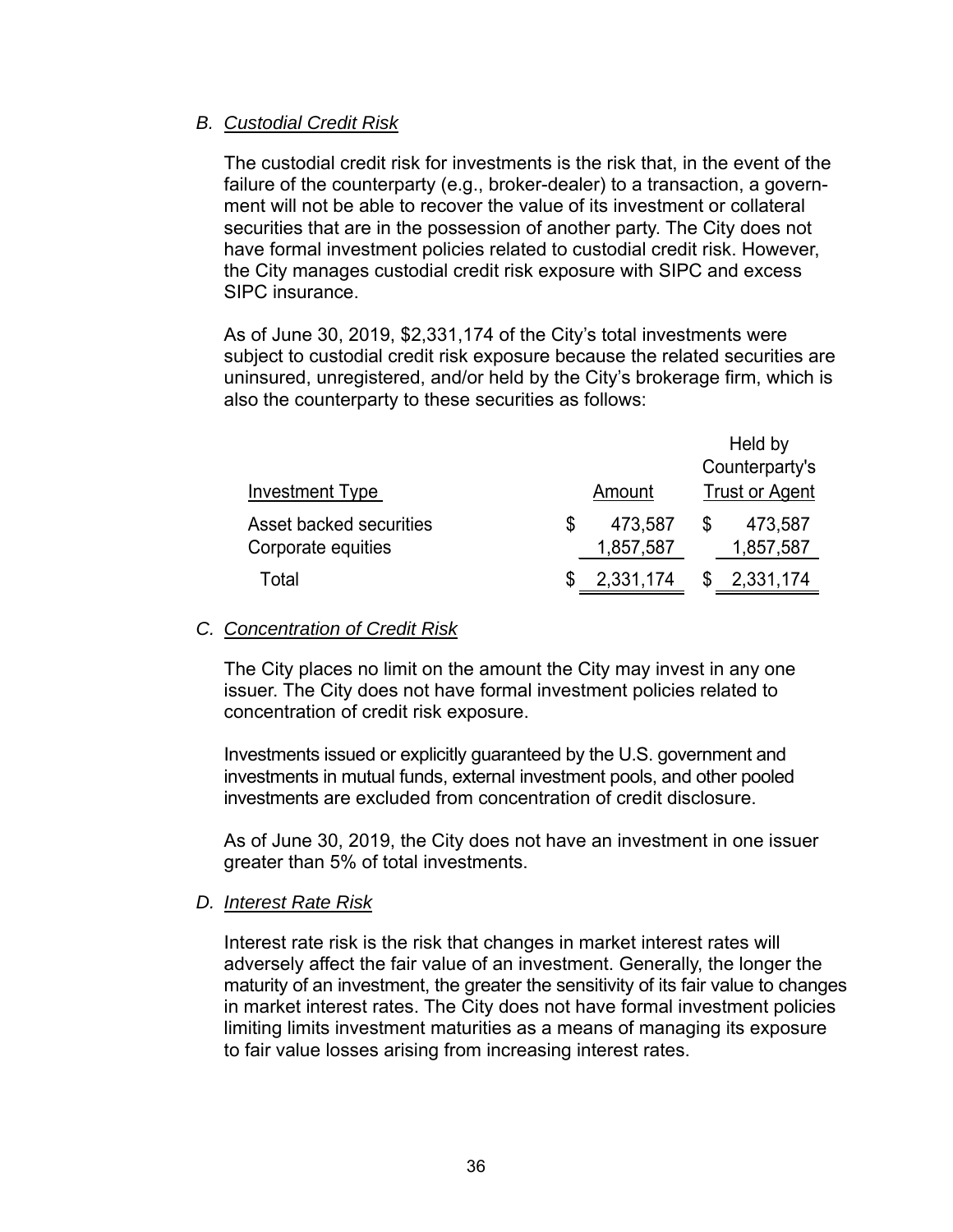### B. *Custodial Credit Risk*

The custodial credit risk for investments is the risk that, in the event of the failure of the counterparty (e.g., broker-dealer) to a transaction, a government will not be able to recover the value of its investment or collateral securities that are in the possession of another party. The City does not have formal investment policies related to custodial credit risk. However, the City manages custodial credit risk exposure with SIPC and excess SIPC insurance.

As of June 30, 2019, $2,331,174 of the City's total investments were subject to custodial credit risk exposure because the related securities are uninsured, unregistered, and/or held by the City's brokerage firm, which is also the counterparty to these securities as follows:

| Investment Type | Amount | Held by Counterparty's Trust or Agent |
|---|---|---|
| Asset backed securities | $ 473,587 | $ 473,587 |
| Corporate equities | 1,857,587 | 1,857,587 |
| Total | $ 2,331,174 | $ 2,331,174 |

### C. *Concentration of Credit Risk*

The City places no limit on the amount the City may invest in any one issuer. The City does not have formal investment policies related to concentration of credit risk exposure.

Investments issued or explicitly guaranteed by the U.S. government and investments in mutual funds, external investment pools, and other pooled investments are excluded from concentration of credit disclosure.

As of June 30, 2019, the City does not have an investment in one issuer greater than 5% of total investments.

### D. *Interest Rate Risk*

Interest rate risk is the risk that changes in market interest rates will adversely affect the fair value of an investment. Generally, the longer the maturity of an investment, the greater the sensitivity of its fair value to changes in market interest rates. The City does not have formal investment policies limiting limits investment maturities as a means of managing its exposure to fair value losses arising from increasing interest rates.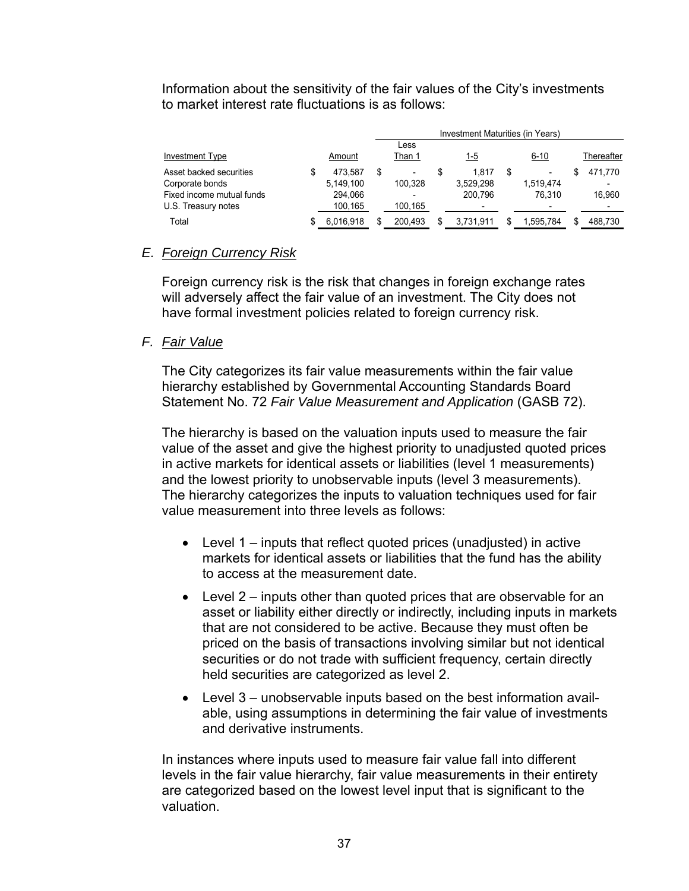Information about the sensitivity of the fair values of the City's investments to market interest rate fluctuations is as follows:

| | | Investment Maturities (in Years) | | | |
|---|---|---|---|---|---|
| Investment Type | Amount | Less Than 1 | 1-5 | 6-10 | Thereafter |
| Asset backed securities | $ 473,587 | $ - | $ 1,817 | $ - | $ 471,770 |
| Corporate bonds | 5,149,100 | 100,328 | 3,529,298 | 1,519,474 | - |
| Fixed income mutual funds | 294,066 | - | 200,796 | 76,310 | 16,960 |
| U.S. Treasury notes | 100,165 | 100,165 | - | - | - |
| Total | $ 6,016,918 | $ 200,493 | $ 3,731,911 | $ 1,595,784 | $ 488,730 |

E. *Foreign Currency Risk*

Foreign currency risk is the risk that changes in foreign exchange rates will adversely affect the fair value of an investment. The City does not have formal investment policies related to foreign currency risk.

F. *Fair Value*

The City categorizes its fair value measurements within the fair value hierarchy established by Governmental Accounting Standards Board Statement No. 72 *Fair Value Measurement and Application* (GASB 72).

The hierarchy is based on the valuation inputs used to measure the fair value of the asset and give the highest priority to unadjusted quoted prices in active markets for identical assets or liabilities (level 1 measurements) and the lowest priority to unobservable inputs (level 3 measurements). The hierarchy categorizes the inputs to valuation techniques used for fair value measurement into three levels as follows:

- Level 1 – inputs that reflect quoted prices (unadjusted) in active markets for identical assets or liabilities that the fund has the ability to access at the measurement date.
- Level 2 – inputs other than quoted prices that are observable for an asset or liability either directly or indirectly, including inputs in markets that are not considered to be active. Because they must often be priced on the basis of transactions involving similar but not identical securities or do not trade with sufficient frequency, certain directly held securities are categorized as level 2.
- Level 3 – unobservable inputs based on the best information available, using assumptions in determining the fair value of investments and derivative instruments.

In instances where inputs used to measure fair value fall into different levels in the fair value hierarchy, fair value measurements in their entirety are categorized based on the lowest level input that is significant to the valuation.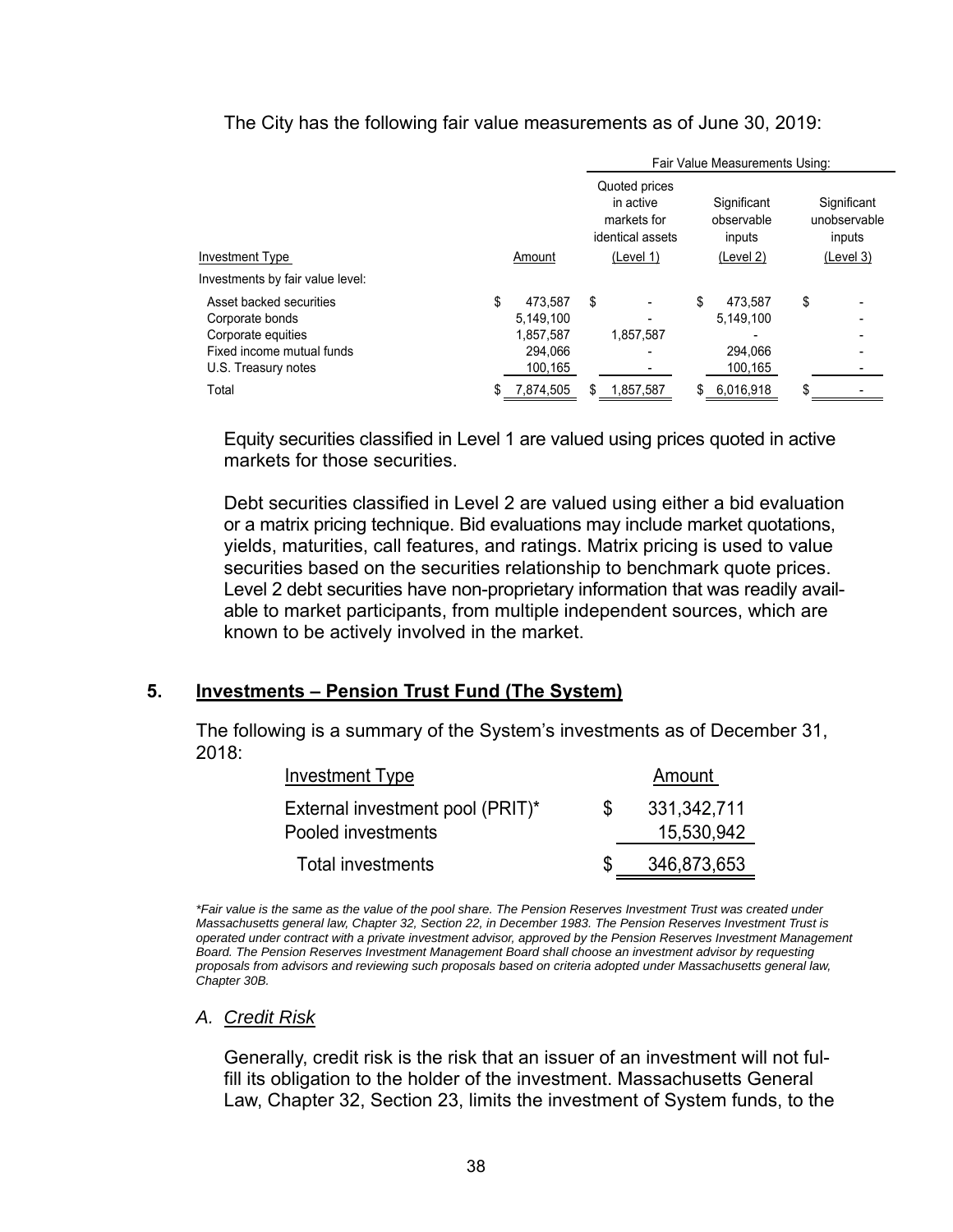The City has the following fair value measurements as of June 30, 2019:

| | | Fair Value Measurements Using: | | |
|---|---|---|---|---|
| Investment Type | Amount | Quoted prices in active markets for identical assets (Level 1) | Significant observable inputs (Level 2) | Significant unobservable inputs (Level 3) |
| Investments by fair value level: | | | | |
| Asset backed securities | $ 473,587 | $ - | $ 473,587 | $ - |
| Corporate bonds | 5,149,100 | - | 5,149,100 | - |
| Corporate equities | 1,857,587 | 1,857,587 | - | - |
| Fixed income mutual funds | 294,066 | - | 294,066 | - |
| U.S. Treasury notes | 100,165 | - | 100,165 | - |
| Total | $ 7,874,505 | $ 1,857,587 | $ 6,016,918 | $ - |

Equity securities classified in Level 1 are valued using prices quoted in active markets for those securities.

Debt securities classified in Level 2 are valued using either a bid evaluation or a matrix pricing technique. Bid evaluations may include market quotations, yields, maturities, call features, and ratings. Matrix pricing is used to value securities based on the securities relationship to benchmark quote prices. Level 2 debt securities have non-proprietary information that was readily available to market participants, from multiple independent sources, which are known to be actively involved in the market.

## 5. Investments – Pension Trust Fund (The System)

The following is a summary of the System's investments as of December 31, 2018:

| Investment Type | Amount |
|---|---|
| External investment pool (PRIT)* | $ 331,342,711 |
| Pooled investments | 15,530,942 |
| Total investments | $ 346,873,653 |

*\*Fair value is the same as the value of the pool share. The Pension Reserves Investment Trust was created under Massachusetts general law, Chapter 32, Section 22, in December 1983. The Pension Reserves Investment Trust is operated under contract with a private investment advisor, approved by the Pension Reserves Investment Management Board. The Pension Reserves Investment Management Board shall choose an investment advisor by requesting proposals from advisors and reviewing such proposals based on criteria adopted under Massachusetts general law, Chapter 30B.*

### A. Credit Risk

Generally, credit risk is the risk that an issuer of an investment will not fulfill its obligation to the holder of the investment. Massachusetts General Law, Chapter 32, Section 23, limits the investment of System funds, to the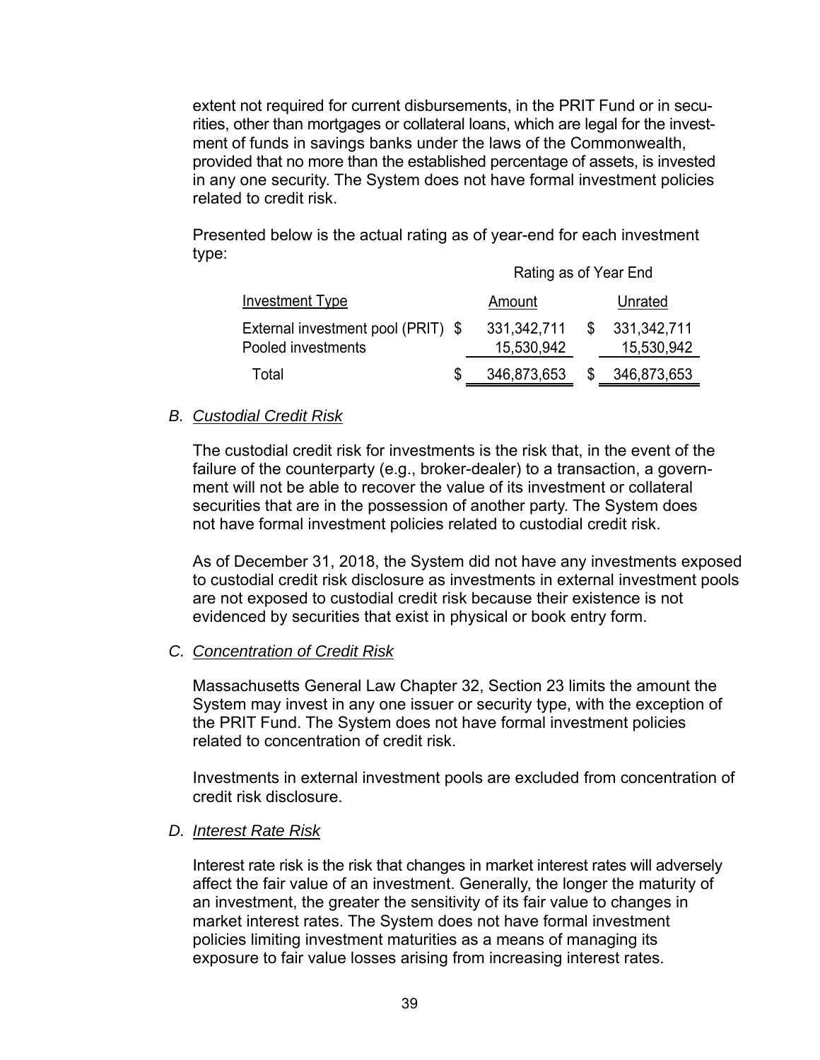extent not required for current disbursements, in the PRIT Fund or in securities, other than mortgages or collateral loans, which are legal for the investment of funds in savings banks under the laws of the Commonwealth, provided that no more than the established percentage of assets, is invested in any one security. The System does not have formal investment policies related to credit risk.

Presented below is the actual rating as of year-end for each investment type:

| | | Rating as of Year End |
|---|---|---|
| Investment Type | Amount | Unrated |
| External investment pool (PRIT) | $ 331,342,711 | $ 331,342,711 |
| Pooled investments | 15,530,942 | 15,530,942 |
| Total | $ 346,873,653 | $ 346,873,653 |

*B. Custodial Credit Risk*

The custodial credit risk for investments is the risk that, in the event of the failure of the counterparty (e.g., broker-dealer) to a transaction, a government will not be able to recover the value of its investment or collateral securities that are in the possession of another party. The System does not have formal investment policies related to custodial credit risk.

As of December 31, 2018, the System did not have any investments exposed to custodial credit risk disclosure as investments in external investment pools are not exposed to custodial credit risk because their existence is not evidenced by securities that exist in physical or book entry form.

*C. Concentration of Credit Risk*

Massachusetts General Law Chapter 32, Section 23 limits the amount the System may invest in any one issuer or security type, with the exception of the PRIT Fund. The System does not have formal investment policies related to concentration of credit risk.

Investments in external investment pools are excluded from concentration of credit risk disclosure.

*D. Interest Rate Risk*

Interest rate risk is the risk that changes in market interest rates will adversely affect the fair value of an investment. Generally, the longer the maturity of an investment, the greater the sensitivity of its fair value to changes in market interest rates. The System does not have formal investment policies limiting investment maturities as a means of managing its exposure to fair value losses arising from increasing interest rates.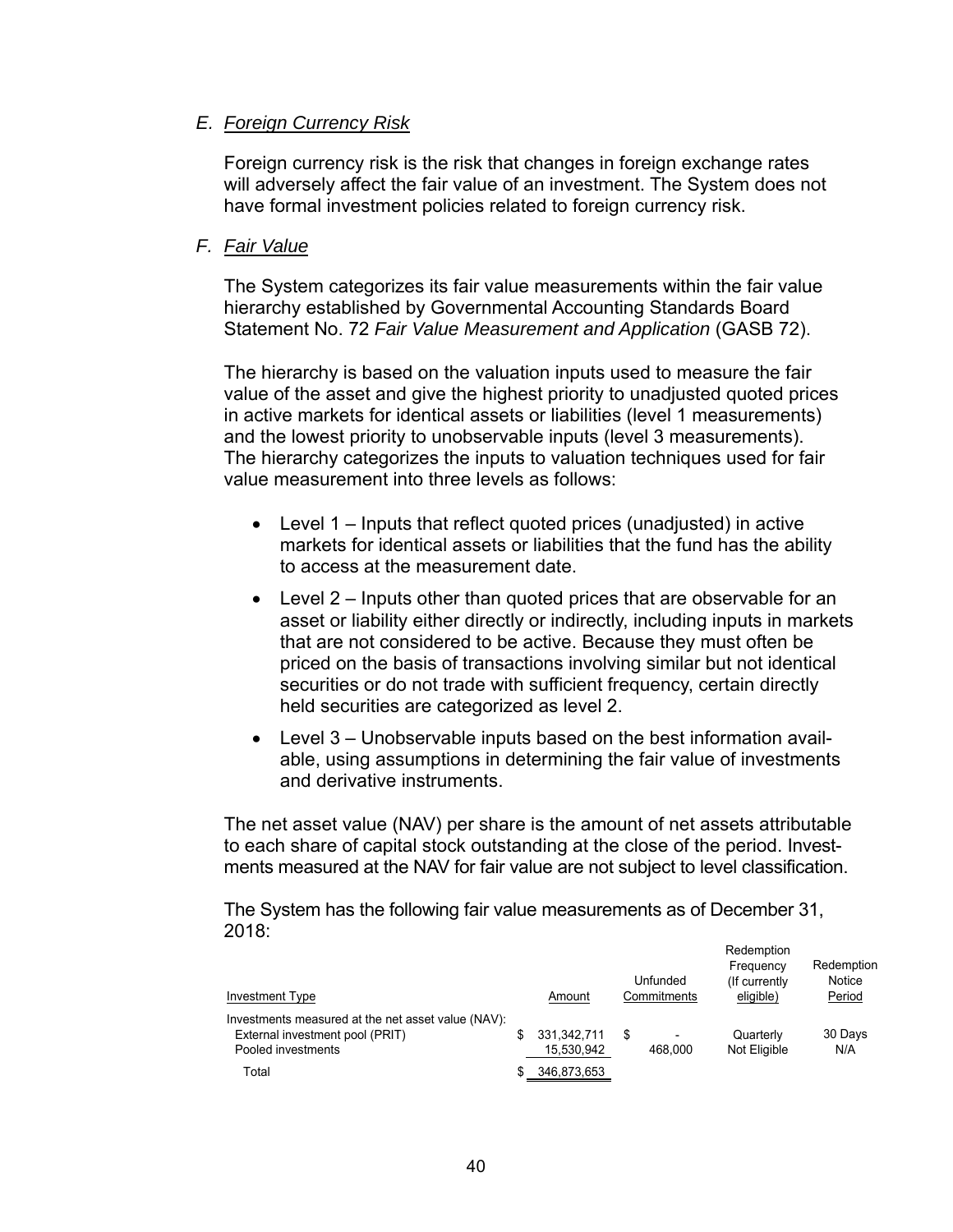### E. *Foreign Currency Risk*

Foreign currency risk is the risk that changes in foreign exchange rates will adversely affect the fair value of an investment. The System does not have formal investment policies related to foreign currency risk.

### F. *Fair Value*

The System categorizes its fair value measurements within the fair value hierarchy established by Governmental Accounting Standards Board Statement No. 72 *Fair Value Measurement and Application* (GASB 72).

The hierarchy is based on the valuation inputs used to measure the fair value of the asset and give the highest priority to unadjusted quoted prices in active markets for identical assets or liabilities (level 1 measurements) and the lowest priority to unobservable inputs (level 3 measurements). The hierarchy categorizes the inputs to valuation techniques used for fair value measurement into three levels as follows:

- Level 1 – Inputs that reflect quoted prices (unadjusted) in active markets for identical assets or liabilities that the fund has the ability to access at the measurement date.
- Level 2 – Inputs other than quoted prices that are observable for an asset or liability either directly or indirectly, including inputs in markets that are not considered to be active. Because they must often be priced on the basis of transactions involving similar but not identical securities or do not trade with sufficient frequency, certain directly held securities are categorized as level 2.
- Level 3 – Unobservable inputs based on the best information available, using assumptions in determining the fair value of investments and derivative instruments.

The net asset value (NAV) per share is the amount of net assets attributable to each share of capital stock outstanding at the close of the period. Investments measured at the NAV for fair value are not subject to level classification.

The System has the following fair value measurements as of December 31, 2018:

| Investment Type | Amount | Unfunded Commitments | Redemption Frequency (If currently eligible) | Redemption Notice Period |
|---|---|---|---|---|
| Investments measured at the net asset value (NAV): | | | | |
| External investment pool (PRIT) | $ 331,342,711 | $ - | Quarterly | 30 Days |
| Pooled investments | 15,530,942 | 468,000 | Not Eligible | N/A |
| Total | $ 346,873,653 | | | |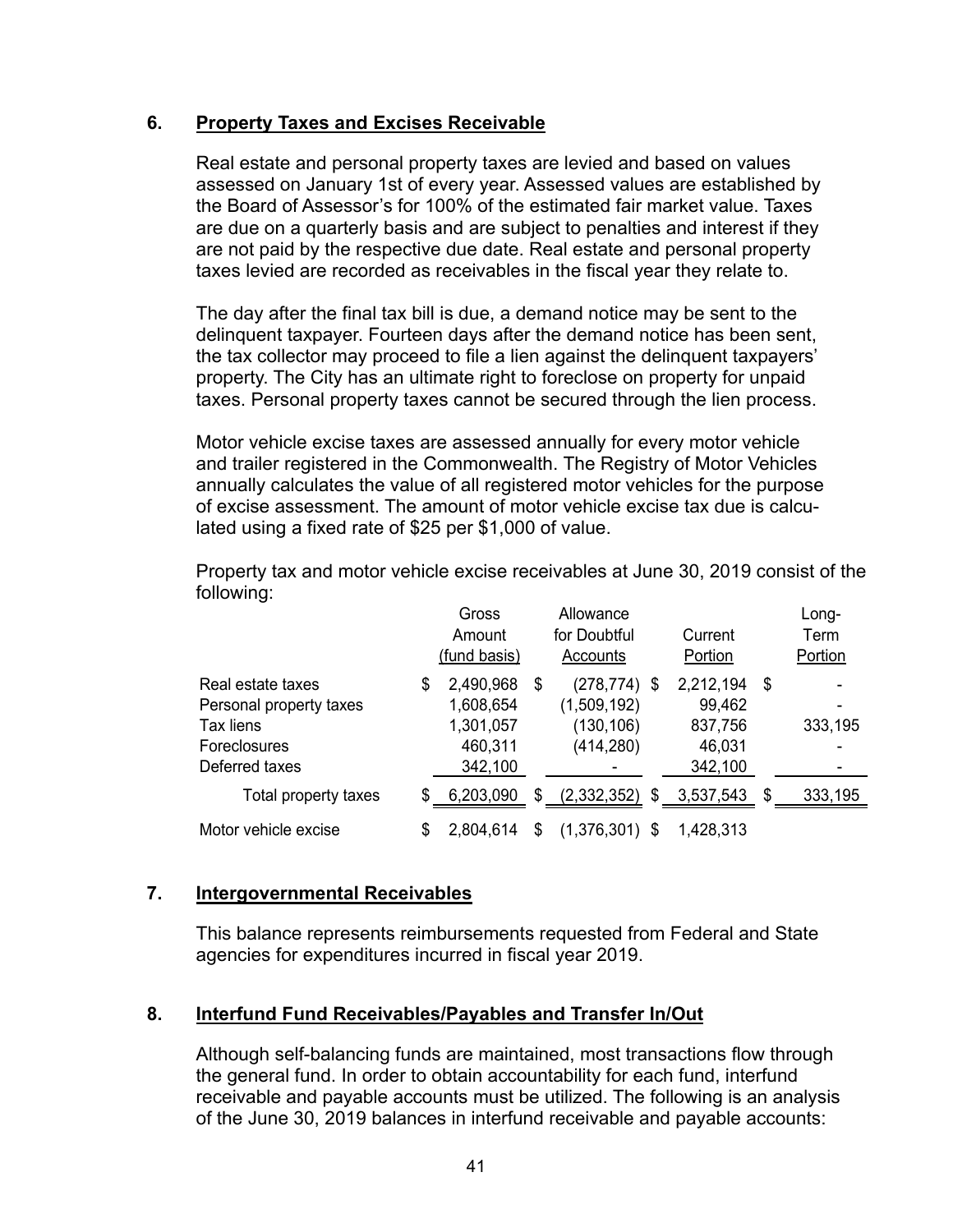## 6. Property Taxes and Excises Receivable

Real estate and personal property taxes are levied and based on values assessed on January 1st of every year. Assessed values are established by the Board of Assessor's for 100% of the estimated fair market value. Taxes are due on a quarterly basis and are subject to penalties and interest if they are not paid by the respective due date. Real estate and personal property taxes levied are recorded as receivables in the fiscal year they relate to.

The day after the final tax bill is due, a demand notice may be sent to the delinquent taxpayer. Fourteen days after the demand notice has been sent, the tax collector may proceed to file a lien against the delinquent taxpayers' property. The City has an ultimate right to foreclose on property for unpaid taxes. Personal property taxes cannot be secured through the lien process.

Motor vehicle excise taxes are assessed annually for every motor vehicle and trailer registered in the Commonwealth. The Registry of Motor Vehicles annually calculates the value of all registered motor vehicles for the purpose of excise assessment. The amount of motor vehicle excise tax due is calculated using a fixed rate of $25 per $1,000 of value.

Property tax and motor vehicle excise receivables at June 30, 2019 consist of the following:

| | Gross Amount (fund basis) | Allowance for Doubtful Accounts | Current Portion | Long-Term Portion |
|---|---|---|---|---|
| Real estate taxes | $ 2,490,968 | $ (278,774) | $ 2,212,194 | $ - |
| Personal property taxes | 1,608,654 | (1,509,192) | 99,462 | - |
| Tax liens | 1,301,057 | (130,106) | 837,756 | 333,195 |
| Foreclosures | 460,311 | (414,280) | 46,031 | - |
| Deferred taxes | 342,100 | - | 342,100 | - |
| Total property taxes | $ 6,203,090 | $ (2,332,352) | $ 3,537,543 | $ 333,195 |
| Motor vehicle excise | $ 2,804,614 | $ (1,376,301) | $ 1,428,313 | |

## 7. Intergovernmental Receivables

This balance represents reimbursements requested from Federal and State agencies for expenditures incurred in fiscal year 2019.

## 8. Interfund Fund Receivables/Payables and Transfer In/Out

Although self-balancing funds are maintained, most transactions flow through the general fund. In order to obtain accountability for each fund, interfund receivable and payable accounts must be utilized. The following is an analysis of the June 30, 2019 balances in interfund receivable and payable accounts: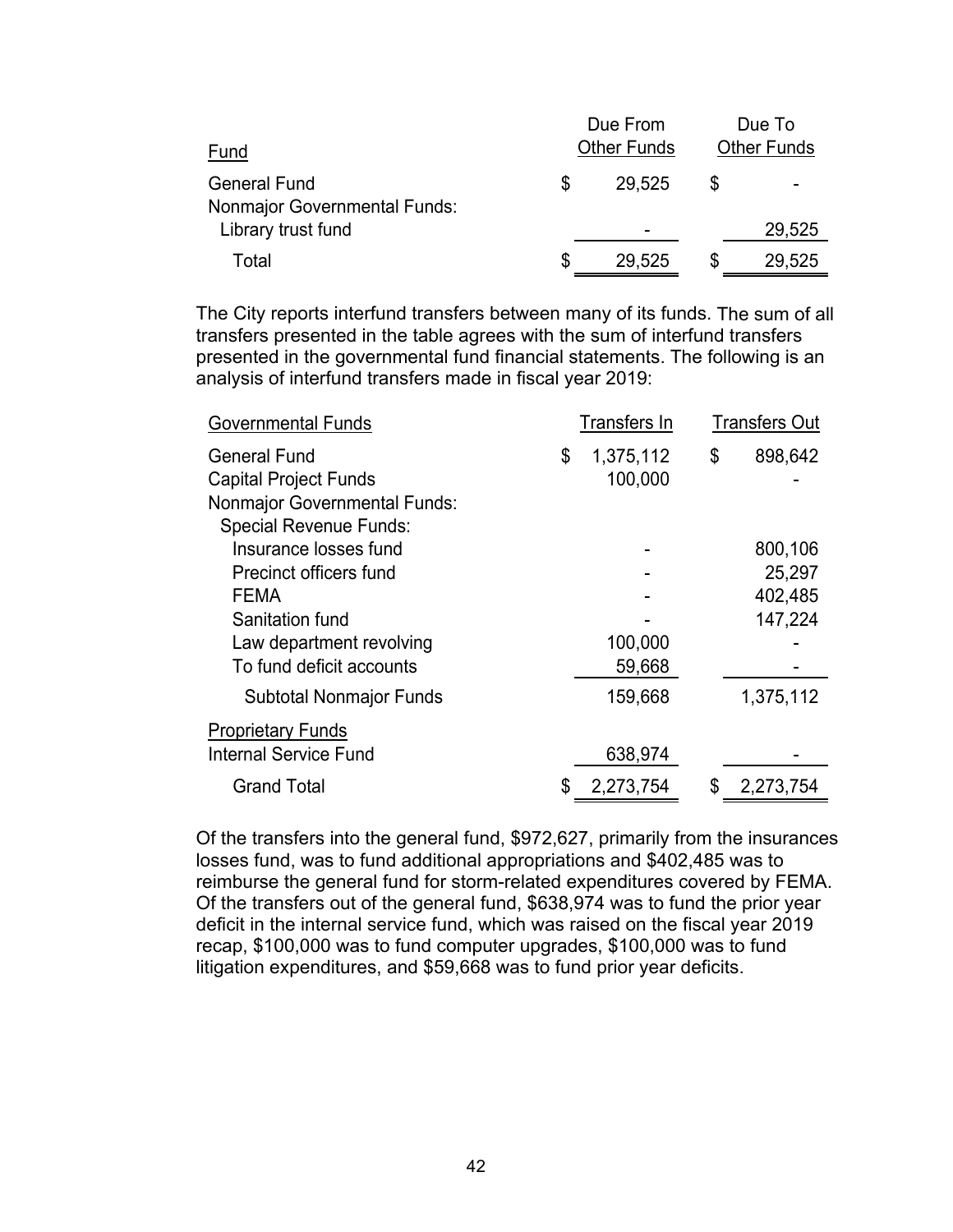| Fund | Due From Other Funds | Due To Other Funds |
|---|---|---|
| General Fund | $ 29,525 | $ - |
| Nonmajor Governmental Funds: | | |
| Library trust fund | - | 29,525 |
| Total | $ 29,525 | $ 29,525 |

The City reports interfund transfers between many of its funds. The sum of all transfers presented in the table agrees with the sum of interfund transfers presented in the governmental fund financial statements. The following is an analysis of interfund transfers made in fiscal year 2019:

| Governmental Funds | Transfers In | Transfers Out |
|---|---|---|
| General Fund | $ 1,375,112 | $ 898,642 |
| Capital Project Funds | 100,000 | - |
| Nonmajor Governmental Funds: | | |
| Special Revenue Funds: | | |
| Insurance losses fund | - | 800,106 |
| Precinct officers fund | - | 25,297 |
| FEMA | - | 402,485 |
| Sanitation fund | - | 147,224 |
| Law department revolving | 100,000 | - |
| To fund deficit accounts | 59,668 | - |
| Subtotal Nonmajor Funds | 159,668 | 1,375,112 |
| Proprietary Funds | | |
| Internal Service Fund | 638,974 | - |
| Grand Total | $ 2,273,754 | $ 2,273,754 |

Of the transfers into the general fund, $972,627, primarily from the insurances losses fund, was to fund additional appropriations and $402,485 was to reimburse the general fund for storm-related expenditures covered by FEMA. Of the transfers out of the general fund, $638,974 was to fund the prior year deficit in the internal service fund, which was raised on the fiscal year 2019 recap, $100,000 was to fund computer upgrades, $100,000 was to fund litigation expenditures, and $59,668 was to fund prior year deficits.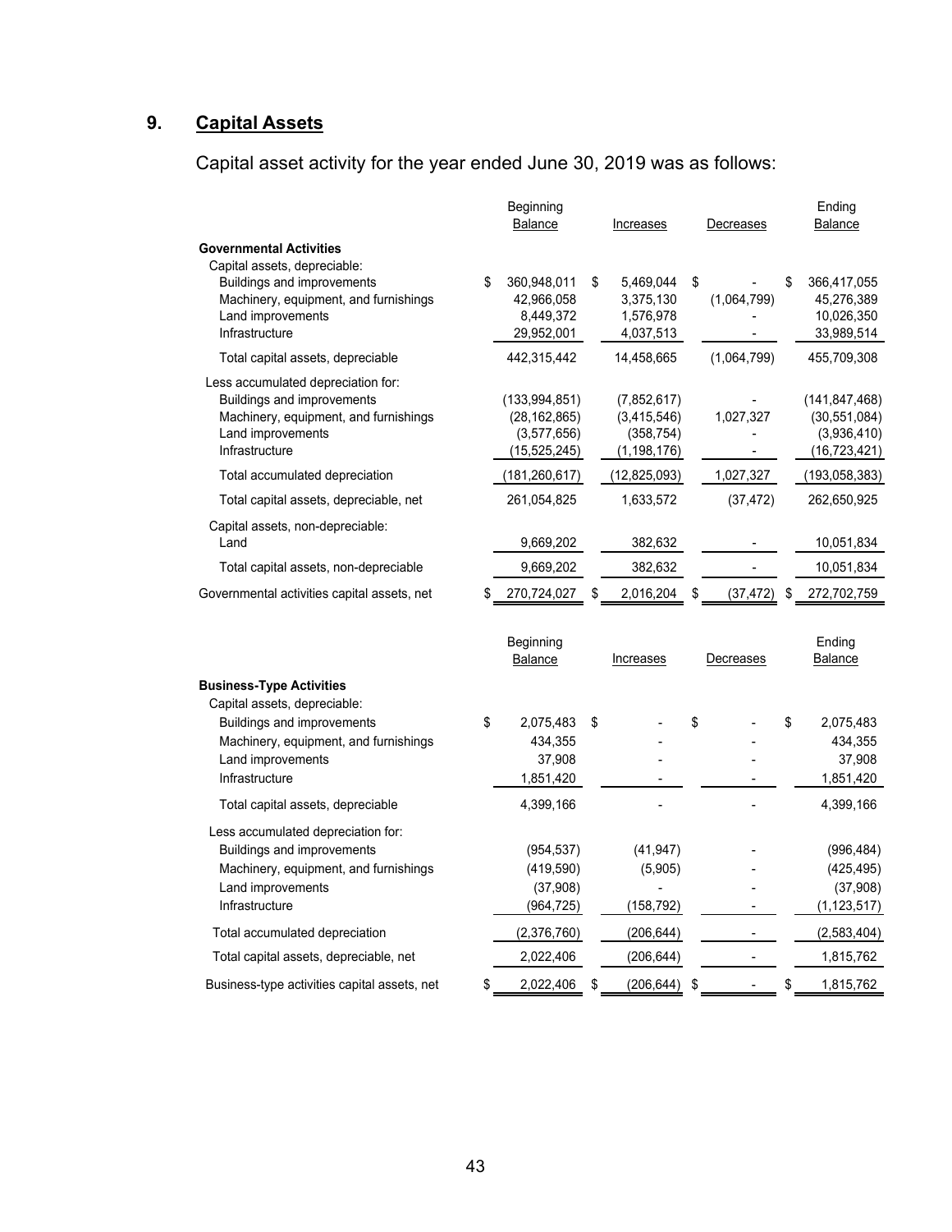## 9. Capital Assets

Capital asset activity for the year ended June 30, 2019 was as follows:

| | Beginning Balance | Increases | Decreases | Ending Balance |
|---|---|---|---|---|
| **Governmental Activities** | | | | |
| Capital assets, depreciable: | | | | |
| Buildings and improvements | $ 360,948,011 | $ 5,469,044 | $ - | $ 366,417,055 |
| Machinery, equipment, and furnishings | 42,966,058 | 3,375,130 | (1,064,799) | 45,276,389 |
| Land improvements | 8,449,372 | 1,576,978 | - | 10,026,350 |
| Infrastructure | 29,952,001 | 4,037,513 | - | 33,989,514 |
| Total capital assets, depreciable | 442,315,442 | 14,458,665 | (1,064,799) | 455,709,308 |
| Less accumulated depreciation for: | | | | |
| Buildings and improvements | (133,994,851) | (7,852,617) | - | (141,847,468) |
| Machinery, equipment, and furnishings | (28,162,865) | (3,415,546) | 1,027,327 | (30,551,084) |
| Land improvements | (3,577,656) | (358,754) | - | (3,936,410) |
| Infrastructure | (15,525,245) | (1,198,176) | - | (16,723,421) |
| Total accumulated depreciation | (181,260,617) | (12,825,093) | 1,027,327 | (193,058,383) |
| Total capital assets, depreciable, net | 261,054,825 | 1,633,572 | (37,472) | 262,650,925 |
| Capital assets, non-depreciable: | | | | |
| Land | 9,669,202 | 382,632 | - | 10,051,834 |
| Total capital assets, non-depreciable | 9,669,202 | 382,632 | - | 10,051,834 |
| Governmental activities capital assets, net | $ 270,724,027 | $ 2,016,204 | $ (37,472) | $ 272,702,759 |

| | Beginning Balance | Increases | Decreases | Ending Balance |
|---|---|---|---|---|
| **Business-Type Activities** | | | | |
| Capital assets, depreciable: | | | | |
| Buildings and improvements | $ 2,075,483 | $ - | $ - | $ 2,075,483 |
| Machinery, equipment, and furnishings | 434,355 | - | - | 434,355 |
| Land improvements | 37,908 | - | - | 37,908 |
| Infrastructure | 1,851,420 | - | - | 1,851,420 |
| Total capital assets, depreciable | 4,399,166 | - | - | 4,399,166 |
| Less accumulated depreciation for: | | | | |
| Buildings and improvements | (954,537) | (41,947) | - | (996,484) |
| Machinery, equipment, and furnishings | (419,590) | (5,905) | - | (425,495) |
| Land improvements | (37,908) | - | - | (37,908) |
| Infrastructure | (964,725) | (158,792) | - | (1,123,517) |
| Total accumulated depreciation | (2,376,760) | (206,644) | - | (2,583,404) |
| Total capital assets, depreciable, net | 2,022,406 | (206,644) | - | 1,815,762 |
| Business-type activities capital assets, net | $ 2,022,406 | $ (206,644) | $ - | $ 1,815,762 |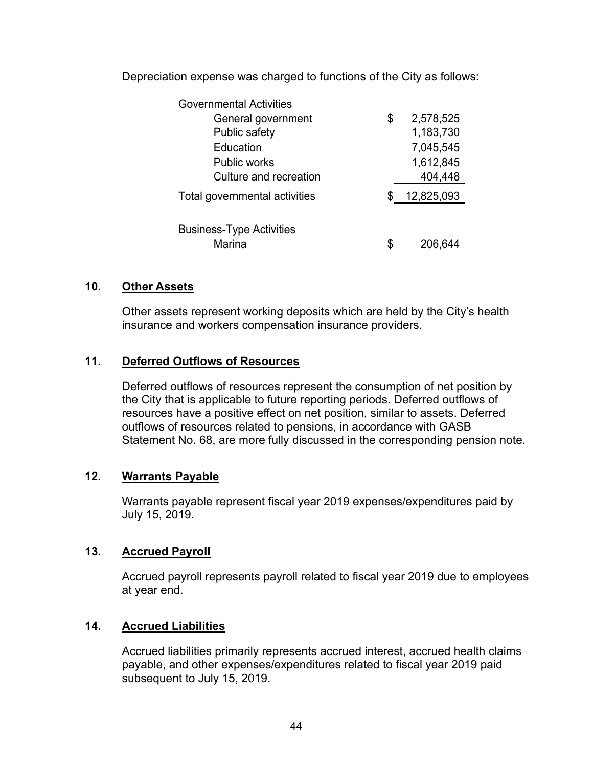Depreciation expense was charged to functions of the City as follows:

| | |
|---|---|
| Governmental Activities | |
| General government | $ 2,578,525 |
| Public safety | 1,183,730 |
| Education | 7,045,545 |
| Public works | 1,612,845 |
| Culture and recreation | 404,448 |
| Total governmental activities | $ 12,825,093 |
| | |
| Business-Type Activities | |
| Marina | $ 206,644 |

## 10. Other Assets

Other assets represent working deposits which are held by the City's health insurance and workers compensation insurance providers.

## 11. Deferred Outflows of Resources

Deferred outflows of resources represent the consumption of net position by the City that is applicable to future reporting periods. Deferred outflows of resources have a positive effect on net position, similar to assets. Deferred outflows of resources related to pensions, in accordance with GASB Statement No. 68, are more fully discussed in the corresponding pension note.

## 12. Warrants Payable

Warrants payable represent fiscal year 2019 expenses/expenditures paid by July 15, 2019.

## 13. Accrued Payroll

Accrued payroll represents payroll related to fiscal year 2019 due to employees at year end.

## 14. Accrued Liabilities

Accrued liabilities primarily represents accrued interest, accrued health claims payable, and other expenses/expenditures related to fiscal year 2019 paid subsequent to July 15, 2019.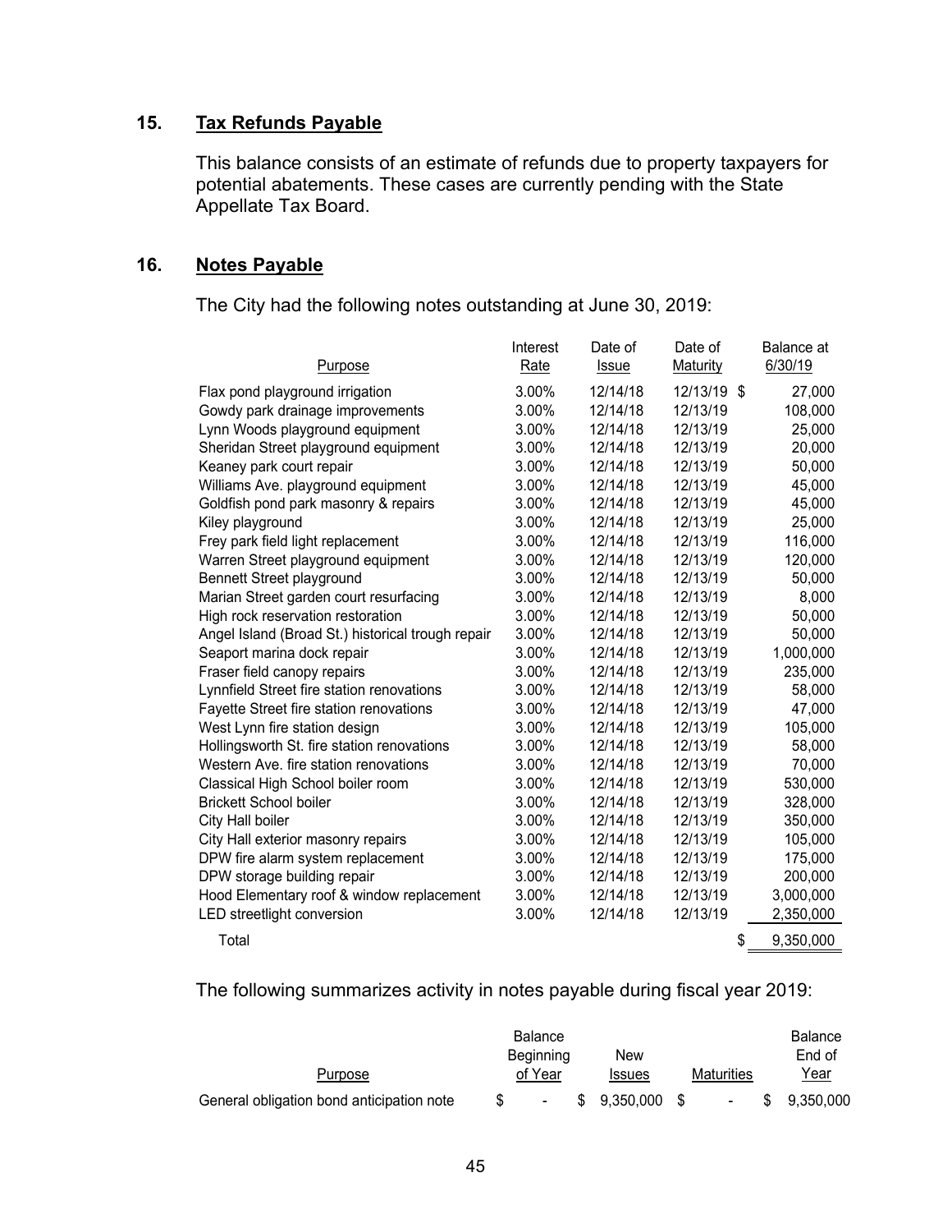## 15. Tax Refunds Payable

This balance consists of an estimate of refunds due to property taxpayers for potential abatements. These cases are currently pending with the State Appellate Tax Board.

## 16. Notes Payable

The City had the following notes outstanding at June 30, 2019:

| Purpose | Interest Rate | Date of Issue | Date of Maturity | Balance at 6/30/19 |
|---|---|---|---|---|
| Flax pond playground irrigation | 3.00% | 12/14/18 | 12/13/19 | $ 27,000 |
| Gowdy park drainage improvements | 3.00% | 12/14/18 | 12/13/19 | 108,000 |
| Lynn Woods playground equipment | 3.00% | 12/14/18 | 12/13/19 | 25,000 |
| Sheridan Street playground equipment | 3.00% | 12/14/18 | 12/13/19 | 20,000 |
| Keaney park court repair | 3.00% | 12/14/18 | 12/13/19 | 50,000 |
| Williams Ave. playground equipment | 3.00% | 12/14/18 | 12/13/19 | 45,000 |
| Goldfish pond park masonry & repairs | 3.00% | 12/14/18 | 12/13/19 | 45,000 |
| Kiley playground | 3.00% | 12/14/18 | 12/13/19 | 25,000 |
| Frey park field light replacement | 3.00% | 12/14/18 | 12/13/19 | 116,000 |
| Warren Street playground equipment | 3.00% | 12/14/18 | 12/13/19 | 120,000 |
| Bennett Street playground | 3.00% | 12/14/18 | 12/13/19 | 50,000 |
| Marian Street garden court resurfacing | 3.00% | 12/14/18 | 12/13/19 | 8,000 |
| High rock reservation restoration | 3.00% | 12/14/18 | 12/13/19 | 50,000 |
| Angel Island (Broad St.) historical trough repair | 3.00% | 12/14/18 | 12/13/19 | 50,000 |
| Seaport marina dock repair | 3.00% | 12/14/18 | 12/13/19 | 1,000,000 |
| Fraser field canopy repairs | 3.00% | 12/14/18 | 12/13/19 | 235,000 |
| Lynnfield Street fire station renovations | 3.00% | 12/14/18 | 12/13/19 | 58,000 |
| Fayette Street fire station renovations | 3.00% | 12/14/18 | 12/13/19 | 47,000 |
| West Lynn fire station design | 3.00% | 12/14/18 | 12/13/19 | 105,000 |
| Hollingsworth St. fire station renovations | 3.00% | 12/14/18 | 12/13/19 | 58,000 |
| Western Ave. fire station renovations | 3.00% | 12/14/18 | 12/13/19 | 70,000 |
| Classical High School boiler room | 3.00% | 12/14/18 | 12/13/19 | 530,000 |
| Brickett School boiler | 3.00% | 12/14/18 | 12/13/19 | 328,000 |
| City Hall boiler | 3.00% | 12/14/18 | 12/13/19 | 350,000 |
| City Hall exterior masonry repairs | 3.00% | 12/14/18 | 12/13/19 | 105,000 |
| DPW fire alarm system replacement | 3.00% | 12/14/18 | 12/13/19 | 175,000 |
| DPW storage building repair | 3.00% | 12/14/18 | 12/13/19 | 200,000 |
| Hood Elementary roof & window replacement | 3.00% | 12/14/18 | 12/13/19 | 3,000,000 |
| LED streetlight conversion | 3.00% | 12/14/18 | 12/13/19 | 2,350,000 |
| Total | | | | $ 9,350,000 |

The following summarizes activity in notes payable during fiscal year 2019:

| Purpose | Balance Beginning of Year | New Issues | Maturities | Balance End of Year |
|---|---|---|---|---|
| General obligation bond anticipation note | $ - | $ 9,350,000 | $ - | $ 9,350,000 |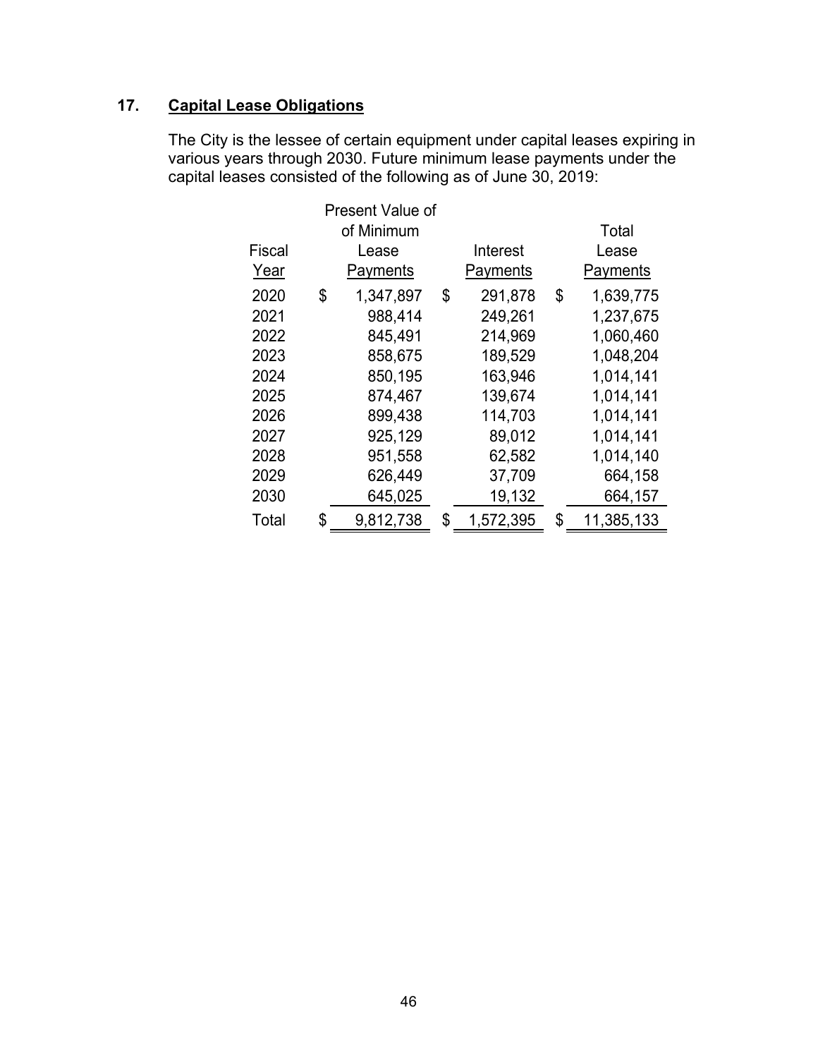## 17. Capital Lease Obligations

The City is the lessee of certain equipment under capital leases expiring in various years through 2030. Future minimum lease payments under the capital leases consisted of the following as of June 30, 2019:

| Fiscal Year | Present Value of of Minimum Lease Payments | Interest Payments | Total Lease Payments |
|---|---|---|---|
| 2020 | $ 1,347,897 | $ 291,878 | $ 1,639,775 |
| 2021 | 988,414 | 249,261 | 1,237,675 |
| 2022 | 845,491 | 214,969 | 1,060,460 |
| 2023 | 858,675 | 189,529 | 1,048,204 |
| 2024 | 850,195 | 163,946 | 1,014,141 |
| 2025 | 874,467 | 139,674 | 1,014,141 |
| 2026 | 899,438 | 114,703 | 1,014,141 |
| 2027 | 925,129 | 89,012 | 1,014,141 |
| 2028 | 951,558 | 62,582 | 1,014,140 |
| 2029 | 626,449 | 37,709 | 664,158 |
| 2030 | 645,025 | 19,132 | 664,157 |
| Total | $ 9,812,738 | $ 1,572,395 | $ 11,385,133 |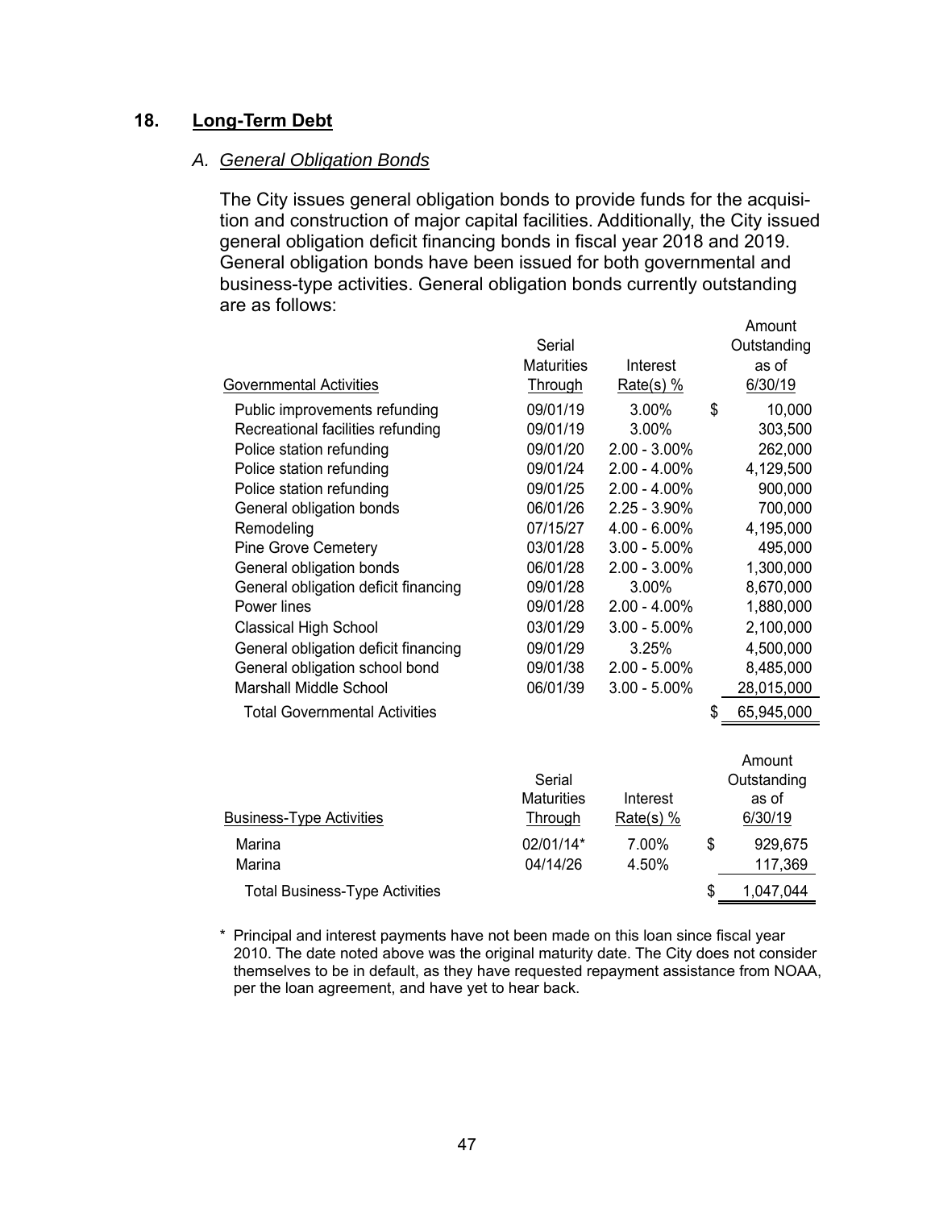## 18. Long-Term Debt

### A. *General Obligation Bonds*

The City issues general obligation bonds to provide funds for the acquisition and construction of major capital facilities. Additionally, the City issued general obligation deficit financing bonds in fiscal year 2018 and 2019. General obligation bonds have been issued for both governmental and business-type activities. General obligation bonds currently outstanding are as follows:

| Governmental Activities | Serial Maturities Through | Interest Rate(s) % | Amount Outstanding as of 6/30/19 |
|---|---|---|---|
| Public improvements refunding | 09/01/19 | 3.00% | $ 10,000 |
| Recreational facilities refunding | 09/01/19 | 3.00% | 303,500 |
| Police station refunding | 09/01/20 | 2.00 - 3.00% | 262,000 |
| Police station refunding | 09/01/24 | 2.00 - 4.00% | 4,129,500 |
| Police station refunding | 09/01/25 | 2.00 - 4.00% | 900,000 |
| General obligation bonds | 06/01/26 | 2.25 - 3.90% | 700,000 |
| Remodeling | 07/15/27 | 4.00 - 6.00% | 4,195,000 |
| Pine Grove Cemetery | 03/01/28 | 3.00 - 5.00% | 495,000 |
| General obligation bonds | 06/01/28 | 2.00 - 3.00% | 1,300,000 |
| General obligation deficit financing | 09/01/28 | 3.00% | 8,670,000 |
| Power lines | 09/01/28 | 2.00 - 4.00% | 1,880,000 |
| Classical High School | 03/01/29 | 3.00 - 5.00% | 2,100,000 |
| General obligation deficit financing | 09/01/29 | 3.25% | 4,500,000 |
| General obligation school bond | 09/01/38 | 2.00 - 5.00% | 8,485,000 |
| Marshall Middle School | 06/01/39 | 3.00 - 5.00% | 28,015,000 |
| Total Governmental Activities | | | $ 65,945,000 |

| Business-Type Activities | Serial Maturities Through | Interest Rate(s) % | Amount Outstanding as of 6/30/19 |
|---|---|---|---|
| Marina | 02/01/14* | 7.00% | $ 929,675 |
| Marina | 04/14/26 | 4.50% | 117,369 |
| Total Business-Type Activities | | | $ 1,047,044 |

\* Principal and interest payments have not been made on this loan since fiscal year 2010. The date noted above was the original maturity date. The City does not consider themselves to be in default, as they have requested repayment assistance from NOAA, per the loan agreement, and have yet to hear back.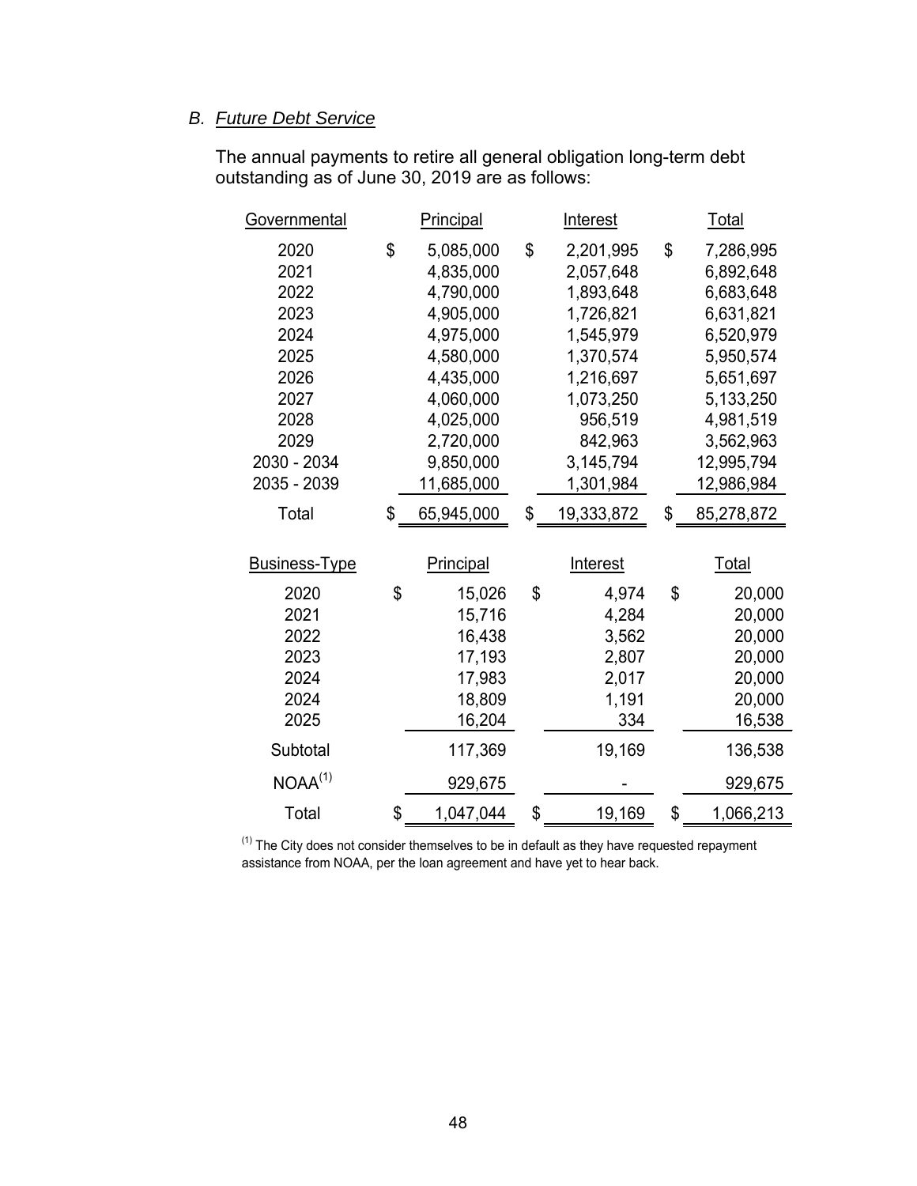### B. *Future Debt Service*

The annual payments to retire all general obligation long-term debt outstanding as of June 30, 2019 are as follows:

| Governmental | Principal | Interest | Total |
|---|---|---|---|
| 2020 | $ 5,085,000 | $ 2,201,995 | $ 7,286,995 |
| 2021 | 4,835,000 | 2,057,648 | 6,892,648 |
| 2022 | 4,790,000 | 1,893,648 | 6,683,648 |
| 2023 | 4,905,000 | 1,726,821 | 6,631,821 |
| 2024 | 4,975,000 | 1,545,979 | 6,520,979 |
| 2025 | 4,580,000 | 1,370,574 | 5,950,574 |
| 2026 | 4,435,000 | 1,216,697 | 5,651,697 |
| 2027 | 4,060,000 | 1,073,250 | 5,133,250 |
| 2028 | 4,025,000 | 956,519 | 4,981,519 |
| 2029 | 2,720,000 | 842,963 | 3,562,963 |
| 2030 - 2034 | 9,850,000 | 3,145,794 | 12,995,794 |
| 2035 - 2039 | 11,685,000 | 1,301,984 | 12,986,984 |
| Total | $ 65,945,000 | $ 19,333,872 | $ 85,278,872 |

| Business-Type | Principal | Interest | Total |
|---|---|---|---|
| 2020 | $ 15,026 | $ 4,974 | $ 20,000 |
| 2021 | 15,716 | 4,284 | 20,000 |
| 2022 | 16,438 | 3,562 | 20,000 |
| 2023 | 17,193 | 2,807 | 20,000 |
| 2024 | 17,983 | 2,017 | 20,000 |
| 2024 | 18,809 | 1,191 | 20,000 |
| 2025 | 16,204 | 334 | 16,538 |
| Subtotal | 117,369 | 19,169 | 136,538 |
| NOAA[(1)] | 929,675 | - | 929,675 |
| Total | $ 1,047,044 | $ 19,169 | $ 1,066,213 |

[(1)] The City does not consider themselves to be in default as they have requested repayment assistance from NOAA, per the loan agreement and have yet to hear back.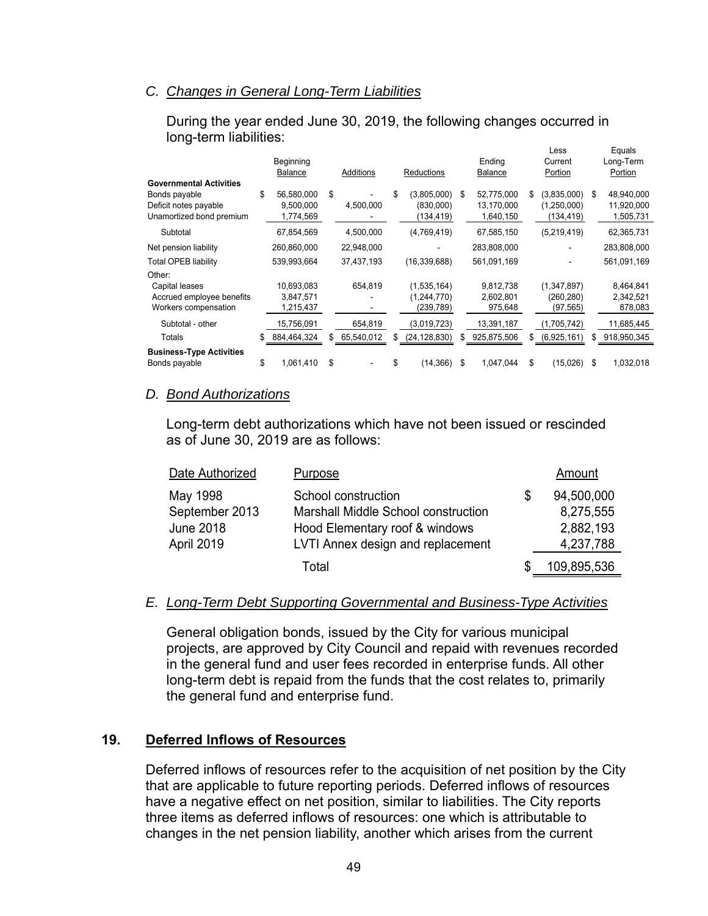### *C. Changes in General Long-Term Liabilities*

During the year ended June 30, 2019, the following changes occurred in long-term liabilities:

| | Beginning Balance | Additions | Reductions | Ending Balance | Less Current Portion | Equals Long-Term Portion |
|---|---|---|---|---|---|---|
| **Governmental Activities** | | | | | | |
| Bonds payable | $ 56,580,000 | $ - | $ (3,805,000) | $ 52,775,000 | $ (3,835,000) | $ 48,940,000 |
| Deficit notes payable | 9,500,000 | 4,500,000 | (830,000) | 13,170,000 | (1,250,000) | 11,920,000 |
| Unamortized bond premium | 1,774,569 | - | (134,419) | 1,640,150 | (134,419) | 1,505,731 |
| Subtotal | 67,854,569 | 4,500,000 | (4,769,419) | 67,585,150 | (5,219,419) | 62,365,731 |
| Net pension liability | 260,860,000 | 22,948,000 | - | 283,808,000 | - | 283,808,000 |
| Total OPEB liability | 539,993,664 | 37,437,193 | (16,339,688) | 561,091,169 | - | 561,091,169 |
| Other: | | | | | | |
| Capital leases | 10,693,083 | 654,819 | (1,535,164) | 9,812,738 | (1,347,897) | 8,464,841 |
| Accrued employee benefits | 3,847,571 | - | (1,244,770) | 2,602,801 | (260,280) | 2,342,521 |
| Workers compensation | 1,215,437 | - | (239,789) | 975,648 | (97,565) | 878,083 |
| Subtotal - other | 15,756,091 | 654,819 | (3,019,723) | 13,391,187 | (1,705,742) | 11,685,445 |
| Totals | $ 884,464,324 | $ 65,540,012 | $ (24,128,830) | $ 925,875,506 | $ (6,925,161) | $ 918,950,345 |
| **Business-Type Activities** | | | | | | |
| Bonds payable | $ 1,061,410 | $ - | $ (14,366) | $ 1,047,044 | $ (15,026) | $ 1,032,018 |

### *D. Bond Authorizations*

Long-term debt authorizations which have not been issued or rescinded as of June 30, 2019 are as follows:

| Date Authorized | Purpose | Amount |
|---|---|---|
| May 1998 | School construction | $ 94,500,000 |
| September 2013 | Marshall Middle School construction | 8,275,555 |
| June 2018 | Hood Elementary roof & windows | 2,882,193 |
| April 2019 | LVTI Annex design and replacement | 4,237,788 |
| | Total | $ 109,895,536 |

### *E. Long-Term Debt Supporting Governmental and Business-Type Activities*

General obligation bonds, issued by the City for various municipal projects, are approved by City Council and repaid with revenues recorded in the general fund and user fees recorded in enterprise funds. All other long-term debt is repaid from the funds that the cost relates to, primarily the general fund and enterprise fund.

## 19. Deferred Inflows of Resources

Deferred inflows of resources refer to the acquisition of net position by the City that are applicable to future reporting periods. Deferred inflows of resources have a negative effect on net position, similar to liabilities. The City reports three items as deferred inflows of resources: one which is attributable to changes in the net pension liability, another which arises from the current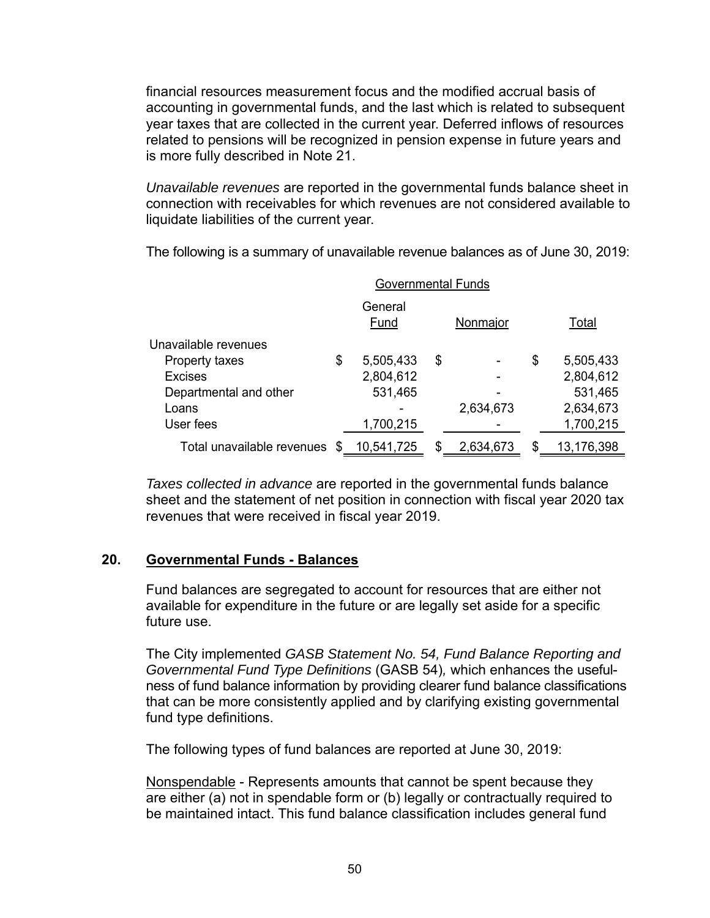financial resources measurement focus and the modified accrual basis of accounting in governmental funds, and the last which is related to subsequent year taxes that are collected in the current year. Deferred inflows of resources related to pensions will be recognized in pension expense in future years and is more fully described in Note 21.

*Unavailable revenues* are reported in the governmental funds balance sheet in connection with receivables for which revenues are not considered available to liquidate liabilities of the current year.

The following is a summary of unavailable revenue balances as of June 30, 2019:

| | Governmental Funds | | |
|---|---|---|---|
| | General Fund | Nonmajor | Total |
| Unavailable revenues | | | |
| Property taxes | $ 5,505,433 | $ - | $ 5,505,433 |
| Excises | 2,804,612 | - | 2,804,612 |
| Departmental and other | 531,465 | - | 531,465 |
| Loans | - | 2,634,673 | 2,634,673 |
| User fees | 1,700,215 | - | 1,700,215 |
| Total unavailable revenues | $ 10,541,725 | $ 2,634,673 | $ 13,176,398 |

*Taxes collected in advance* are reported in the governmental funds balance sheet and the statement of net position in connection with fiscal year 2020 tax revenues that were received in fiscal year 2019.

## 20. Governmental Funds - Balances

Fund balances are segregated to account for resources that are either not available for expenditure in the future or are legally set aside for a specific future use.

The City implemented *GASB Statement No. 54, Fund Balance Reporting and Governmental Fund Type Definitions* (GASB 54), which enhances the usefulness of fund balance information by providing clearer fund balance classifications that can be more consistently applied and by clarifying existing governmental fund type definitions.

The following types of fund balances are reported at June 30, 2019:

Nonspendable - Represents amounts that cannot be spent because they are either (a) not in spendable form or (b) legally or contractually required to be maintained intact. This fund balance classification includes general fund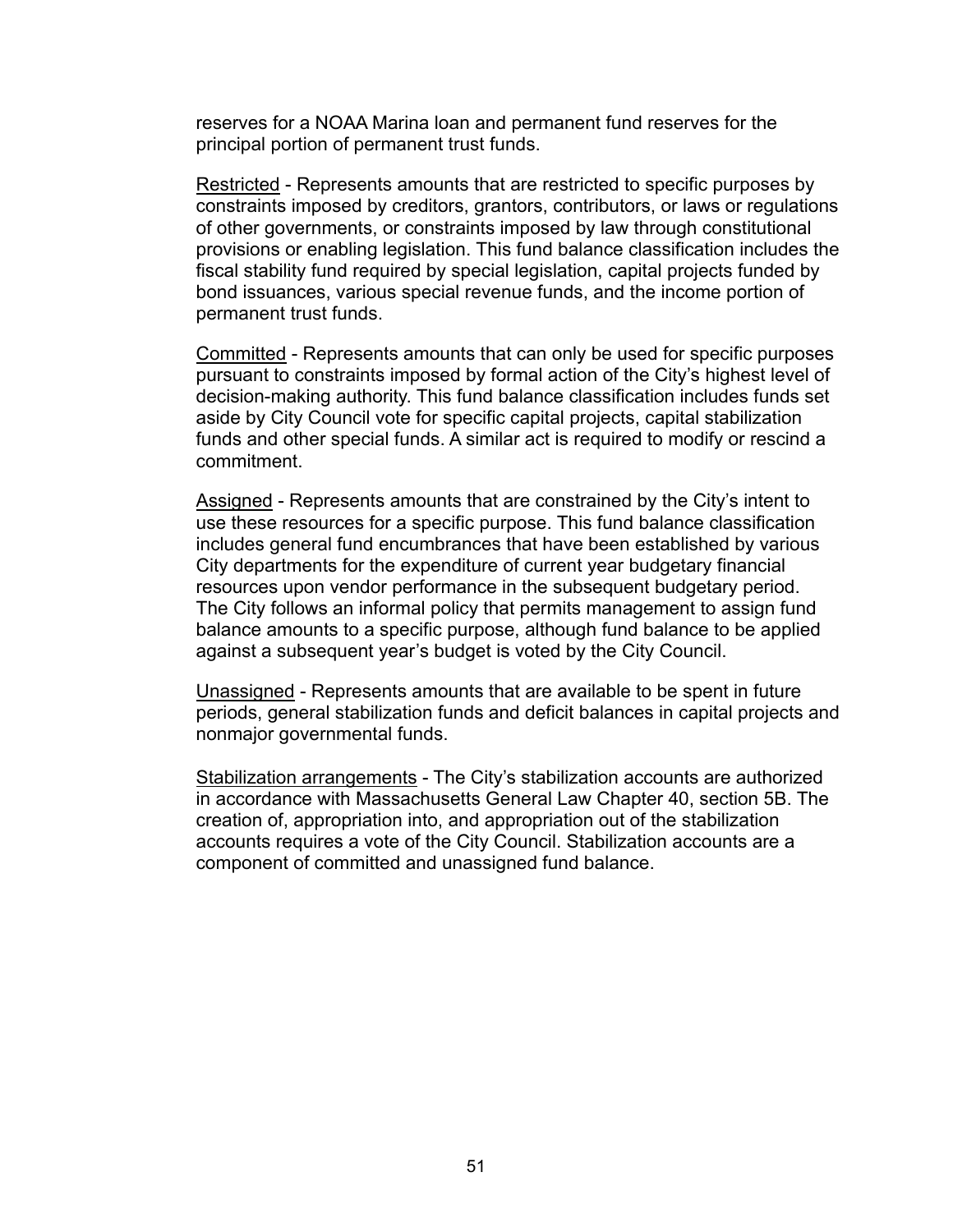reserves for a NOAA Marina loan and permanent fund reserves for the principal portion of permanent trust funds.

Restricted - Represents amounts that are restricted to specific purposes by constraints imposed by creditors, grantors, contributors, or laws or regulations of other governments, or constraints imposed by law through constitutional provisions or enabling legislation. This fund balance classification includes the fiscal stability fund required by special legislation, capital projects funded by bond issuances, various special revenue funds, and the income portion of permanent trust funds.

Committed - Represents amounts that can only be used for specific purposes pursuant to constraints imposed by formal action of the City's highest level of decision-making authority. This fund balance classification includes funds set aside by City Council vote for specific capital projects, capital stabilization funds and other special funds. A similar act is required to modify or rescind a commitment.

Assigned - Represents amounts that are constrained by the City's intent to use these resources for a specific purpose. This fund balance classification includes general fund encumbrances that have been established by various City departments for the expenditure of current year budgetary financial resources upon vendor performance in the subsequent budgetary period. The City follows an informal policy that permits management to assign fund balance amounts to a specific purpose, although fund balance to be applied against a subsequent year's budget is voted by the City Council.

Unassigned - Represents amounts that are available to be spent in future periods, general stabilization funds and deficit balances in capital projects and nonmajor governmental funds.

Stabilization arrangements - The City's stabilization accounts are authorized in accordance with Massachusetts General Law Chapter 40, section 5B. The creation of, appropriation into, and appropriation out of the stabilization accounts requires a vote of the City Council. Stabilization accounts are a component of committed and unassigned fund balance.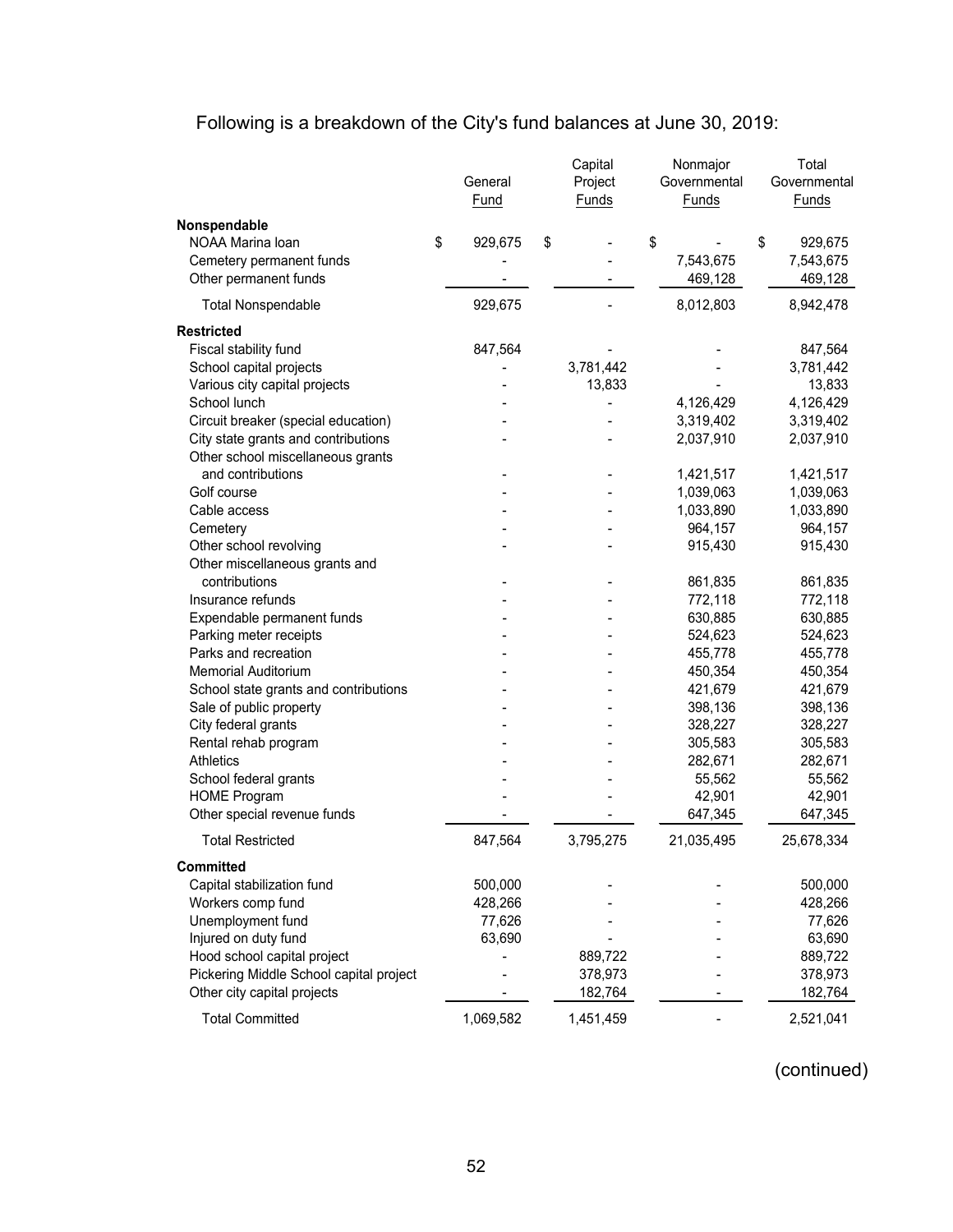Following is a breakdown of the City's fund balances at June 30, 2019:

| | General Fund | Capital Project Funds | Nonmajor Governmental Funds | Total Governmental Funds |
|---|---|---|---|---|
| **Nonspendable** | | | | |
| NOAA Marina loan | $ 929,675 | $ - | $ - | $ 929,675 |
| Cemetery permanent funds | - | - | 7,543,675 | 7,543,675 |
| Other permanent funds | - | - | 469,128 | 469,128 |
| Total Nonspendable | 929,675 | - | 8,012,803 | 8,942,478 |
| **Restricted** | | | | |
| Fiscal stability fund | 847,564 | - | - | 847,564 |
| School capital projects | - | 3,781,442 | - | 3,781,442 |
| Various city capital projects | - | 13,833 | - | 13,833 |
| School lunch | - | - | 4,126,429 | 4,126,429 |
| Circuit breaker (special education) | - | - | 3,319,402 | 3,319,402 |
| City state grants and contributions | - | - | 2,037,910 | 2,037,910 |
| Other school miscellaneous grants and contributions | - | - | 1,421,517 | 1,421,517 |
| Golf course | - | - | 1,039,063 | 1,039,063 |
| Cable access | - | - | 1,033,890 | 1,033,890 |
| Cemetery | - | - | 964,157 | 964,157 |
| Other school revolving | - | - | 915,430 | 915,430 |
| Other miscellaneous grants and contributions | - | - | 861,835 | 861,835 |
| Insurance refunds | - | - | 772,118 | 772,118 |
| Expendable permanent funds | - | - | 630,885 | 630,885 |
| Parking meter receipts | - | - | 524,623 | 524,623 |
| Parks and recreation | - | - | 455,778 | 455,778 |
| Memorial Auditorium | - | - | 450,354 | 450,354 |
| School state grants and contributions | - | - | 421,679 | 421,679 |
| Sale of public property | - | - | 398,136 | 398,136 |
| City federal grants | - | - | 328,227 | 328,227 |
| Rental rehab program | - | - | 305,583 | 305,583 |
| Athletics | - | - | 282,671 | 282,671 |
| School federal grants | - | - | 55,562 | 55,562 |
| HOME Program | - | - | 42,901 | 42,901 |
| Other special revenue funds | - | - | 647,345 | 647,345 |
| Total Restricted | 847,564 | 3,795,275 | 21,035,495 | 25,678,334 |
| **Committed** | | | | |
| Capital stabilization fund | 500,000 | - | - | 500,000 |
| Workers comp fund | 428,266 | - | - | 428,266 |
| Unemployment fund | 77,626 | - | - | 77,626 |
| Injured on duty fund | 63,690 | - | - | 63,690 |
| Hood school capital project | - | 889,722 | - | 889,722 |
| Pickering Middle School capital project | - | 378,973 | - | 378,973 |
| Other city capital projects | - | 182,764 | - | 182,764 |
| Total Committed | 1,069,582 | 1,451,459 | - | 2,521,041 |

(continued)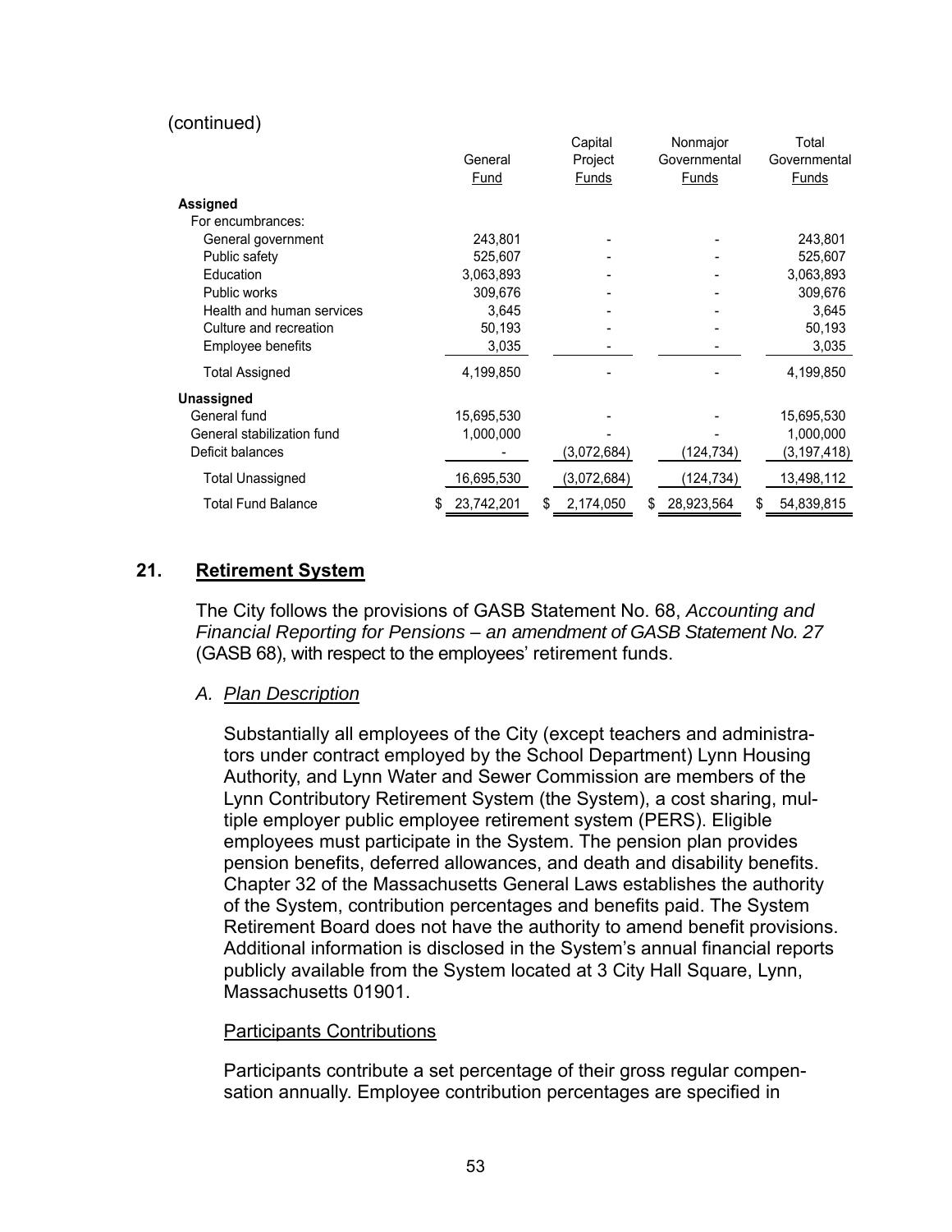(continued)

| | General Fund | Capital Project Funds | Nonmajor Governmental Funds | Total Governmental Funds |
|---|---|---|---|---|
| **Assigned** | | | | |
| For encumbrances: | | | | |
| General government | 243,801 | - | - | 243,801 |
| Public safety | 525,607 | - | - | 525,607 |
| Education | 3,063,893 | - | - | 3,063,893 |
| Public works | 309,676 | - | - | 309,676 |
| Health and human services | 3,645 | - | - | 3,645 |
| Culture and recreation | 50,193 | - | - | 50,193 |
| Employee benefits | 3,035 | - | - | 3,035 |
| Total Assigned | 4,199,850 | - | - | 4,199,850 |
| **Unassigned** | | | | |
| General fund | 15,695,530 | - | - | 15,695,530 |
| General stabilization fund | 1,000,000 | - | - | 1,000,000 |
| Deficit balances | - | (3,072,684) | (124,734) | (3,197,418) |
| Total Unassigned | 16,695,530 | (3,072,684) | (124,734) | 13,498,112 |
| Total Fund Balance | $ 23,742,201 | $ 2,174,050 | $ 28,923,564 | $ 54,839,815 |

## 21. Retirement System

The City follows the provisions of GASB Statement No. 68, *Accounting and Financial Reporting for Pensions – an amendment of GASB Statement No. 27* (GASB 68), with respect to the employees' retirement funds.

### A. Plan Description

Substantially all employees of the City (except teachers and administrators under contract employed by the School Department) Lynn Housing Authority, and Lynn Water and Sewer Commission are members of the Lynn Contributory Retirement System (the System), a cost sharing, multiple employer public employee retirement system (PERS). Eligible employees must participate in the System. The pension plan provides pension benefits, deferred allowances, and death and disability benefits. Chapter 32 of the Massachusetts General Laws establishes the authority of the System, contribution percentages and benefits paid. The System Retirement Board does not have the authority to amend benefit provisions. Additional information is disclosed in the System's annual financial reports publicly available from the System located at 3 City Hall Square, Lynn, Massachusetts 01901.

Participants Contributions

Participants contribute a set percentage of their gross regular compensation annually. Employee contribution percentages are specified in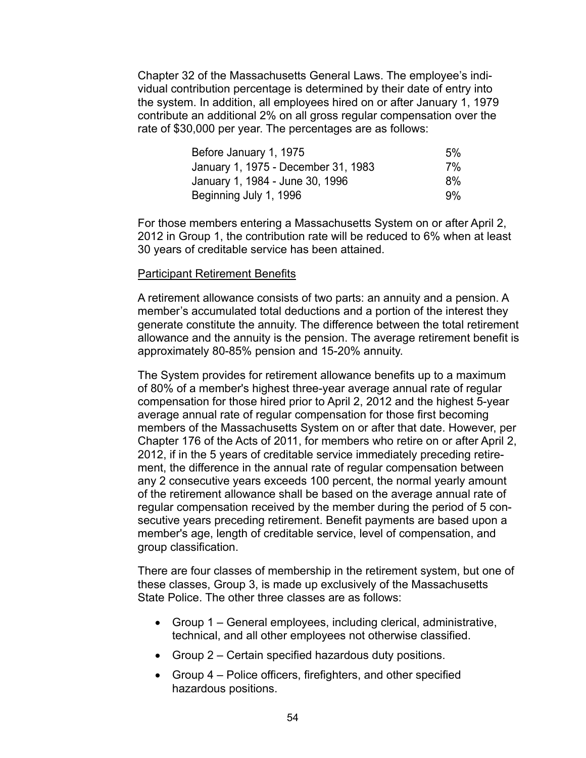Chapter 32 of the Massachusetts General Laws. The employee's individual contribution percentage is determined by their date of entry into the system. In addition, all employees hired on or after January 1, 1979 contribute an additional 2% on all gross regular compensation over the rate of $30,000 per year. The percentages are as follows:

| | |
|---|---|
| Before January 1, 1975 | 5% |
| January 1, 1975 - December 31, 1983 | 7% |
| January 1, 1984 - June 30, 1996 | 8% |
| Beginning July 1, 1996 | 9% |

For those members entering a Massachusetts System on or after April 2, 2012 in Group 1, the contribution rate will be reduced to 6% when at least 30 years of creditable service has been attained.

Participant Retirement Benefits

A retirement allowance consists of two parts: an annuity and a pension. A member's accumulated total deductions and a portion of the interest they generate constitute the annuity. The difference between the total retirement allowance and the annuity is the pension. The average retirement benefit is approximately 80-85% pension and 15-20% annuity.

The System provides for retirement allowance benefits up to a maximum of 80% of a member's highest three-year average annual rate of regular compensation for those hired prior to April 2, 2012 and the highest 5-year average annual rate of regular compensation for those first becoming members of the Massachusetts System on or after that date. However, per Chapter 176 of the Acts of 2011, for members who retire on or after April 2, 2012, if in the 5 years of creditable service immediately preceding retirement, the difference in the annual rate of regular compensation between any 2 consecutive years exceeds 100 percent, the normal yearly amount of the retirement allowance shall be based on the average annual rate of regular compensation received by the member during the period of 5 consecutive years preceding retirement. Benefit payments are based upon a member's age, length of creditable service, level of compensation, and group classification.

There are four classes of membership in the retirement system, but one of these classes, Group 3, is made up exclusively of the Massachusetts State Police. The other three classes are as follows:

- Group 1 – General employees, including clerical, administrative, technical, and all other employees not otherwise classified.
- Group 2 – Certain specified hazardous duty positions.
- Group 4 – Police officers, firefighters, and other specified hazardous positions.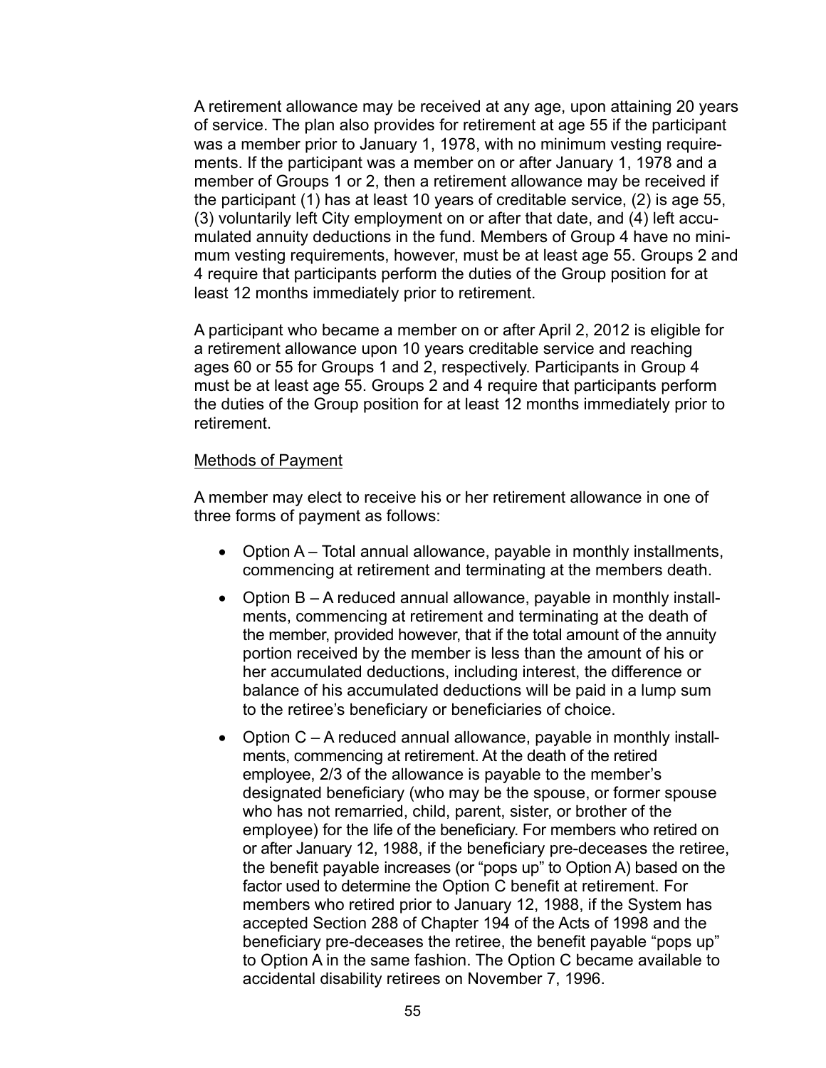A retirement allowance may be received at any age, upon attaining 20 years of service. The plan also provides for retirement at age 55 if the participant was a member prior to January 1, 1978, with no minimum vesting requirements. If the participant was a member on or after January 1, 1978 and a member of Groups 1 or 2, then a retirement allowance may be received if the participant (1) has at least 10 years of creditable service, (2) is age 55, (3) voluntarily left City employment on or after that date, and (4) left accumulated annuity deductions in the fund. Members of Group 4 have no minimum vesting requirements, however, must be at least age 55. Groups 2 and 4 require that participants perform the duties of the Group position for at least 12 months immediately prior to retirement.

A participant who became a member on or after April 2, 2012 is eligible for a retirement allowance upon 10 years creditable service and reaching ages 60 or 55 for Groups 1 and 2, respectively. Participants in Group 4 must be at least age 55. Groups 2 and 4 require that participants perform the duties of the Group position for at least 12 months immediately prior to retirement.

<u>Methods of Payment</u>

A member may elect to receive his or her retirement allowance in one of three forms of payment as follows:

- Option A – Total annual allowance, payable in monthly installments, commencing at retirement and terminating at the members death.
- Option B – A reduced annual allowance, payable in monthly installments, commencing at retirement and terminating at the death of the member, provided however, that if the total amount of the annuity portion received by the member is less than the amount of his or her accumulated deductions, including interest, the difference or balance of his accumulated deductions will be paid in a lump sum to the retiree's beneficiary or beneficiaries of choice.
- Option C – A reduced annual allowance, payable in monthly installments, commencing at retirement. At the death of the retired employee, 2/3 of the allowance is payable to the member's designated beneficiary (who may be the spouse, or former spouse who has not remarried, child, parent, sister, or brother of the employee) for the life of the beneficiary. For members who retired on or after January 12, 1988, if the beneficiary pre-deceases the retiree, the benefit payable increases (or "pops up" to Option A) based on the factor used to determine the Option C benefit at retirement. For members who retired prior to January 12, 1988, if the System has accepted Section 288 of Chapter 194 of the Acts of 1998 and the beneficiary pre-deceases the retiree, the benefit payable "pops up" to Option A in the same fashion. The Option C became available to accidental disability retirees on November 7, 1996.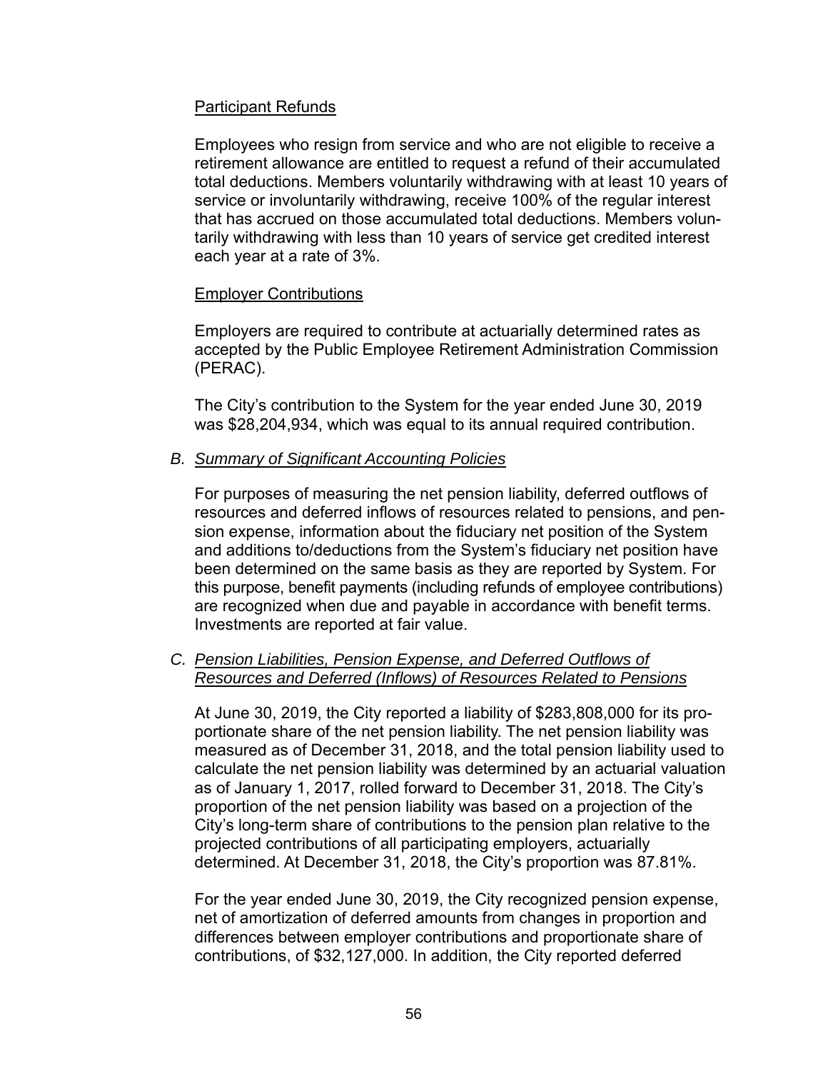Participant Refunds

Employees who resign from service and who are not eligible to receive a retirement allowance are entitled to request a refund of their accumulated total deductions. Members voluntarily withdrawing with at least 10 years of service or involuntarily withdrawing, receive 100% of the regular interest that has accrued on those accumulated total deductions. Members voluntarily withdrawing with less than 10 years of service get credited interest each year at a rate of 3%.

Employer Contributions

Employers are required to contribute at actuarially determined rates as accepted by the Public Employee Retirement Administration Commission (PERAC).

The City's contribution to the System for the year ended June 30, 2019 was $28,204,934, which was equal to its annual required contribution.

### B. *Summary of Significant Accounting Policies*

For purposes of measuring the net pension liability, deferred outflows of resources and deferred inflows of resources related to pensions, and pension expense, information about the fiduciary net position of the System and additions to/deductions from the System's fiduciary net position have been determined on the same basis as they are reported by System. For this purpose, benefit payments (including refunds of employee contributions) are recognized when due and payable in accordance with benefit terms. Investments are reported at fair value.

### C. *Pension Liabilities, Pension Expense, and Deferred Outflows of Resources and Deferred (Inflows) of Resources Related to Pensions*

At June 30, 2019, the City reported a liability of $283,808,000 for its proportionate share of the net pension liability. The net pension liability was measured as of December 31, 2018, and the total pension liability used to calculate the net pension liability was determined by an actuarial valuation as of January 1, 2017, rolled forward to December 31, 2018. The City's proportion of the net pension liability was based on a projection of the City's long-term share of contributions to the pension plan relative to the projected contributions of all participating employers, actuarially determined. At December 31, 2018, the City's proportion was 87.81%.

For the year ended June 30, 2019, the City recognized pension expense, net of amortization of deferred amounts from changes in proportion and differences between employer contributions and proportionate share of contributions, of $32,127,000. In addition, the City reported deferred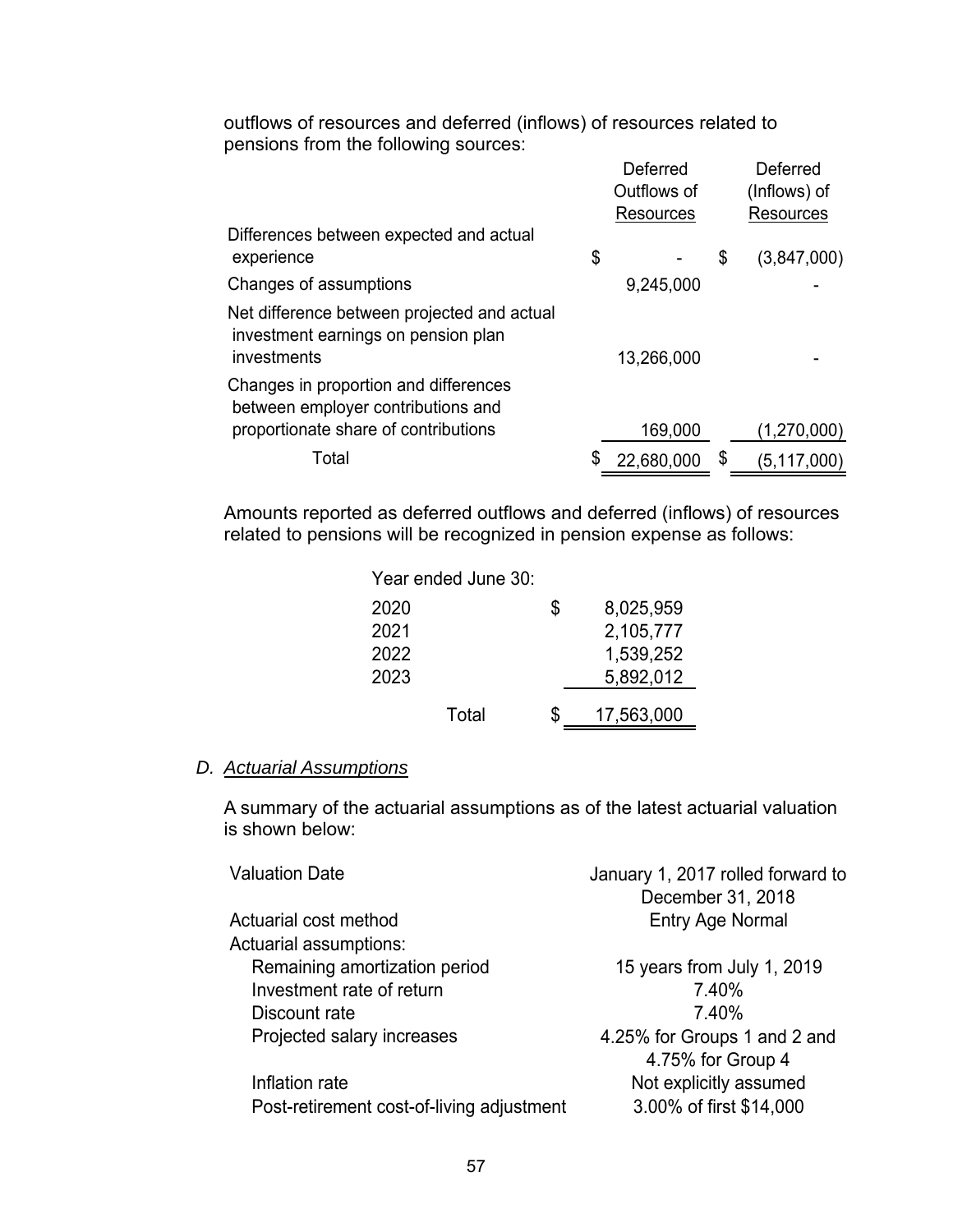outflows of resources and deferred (inflows) of resources related to pensions from the following sources:

| | Deferred Outflows of Resources | Deferred (Inflows) of Resources |
|---|---|---|
| Differences between expected and actual experience | $ - | $ (3,847,000) |
| Changes of assumptions | 9,245,000 | - |
| Net difference between projected and actual investment earnings on pension plan investments | 13,266,000 | - |
| Changes in proportion and differences between employer contributions and proportionate share of contributions | 169,000 | (1,270,000) |
| Total | $ 22,680,000 | $ (5,117,000) |

Amounts reported as deferred outflows and deferred (inflows) of resources related to pensions will be recognized in pension expense as follows:

| Year ended June 30: | |
|---|---|
| 2020 | $ 8,025,959 |
| 2021 | 2,105,777 |
| 2022 | 1,539,252 |
| 2023 | 5,892,012 |
| Total | $ 17,563,000 |

## D. *Actuarial Assumptions*

A summary of the actuarial assumptions as of the latest actuarial valuation is shown below:

| | |
|---|---|
| Valuation Date | January 1, 2017 rolled forward to December 31, 2018 |
| Actuarial cost method | Entry Age Normal |
| Actuarial assumptions: | |
| Remaining amortization period | 15 years from July 1, 2019 |
| Investment rate of return | 7.40% |
| Discount rate | 7.40% |
| Projected salary increases | 4.25% for Groups 1 and 2 and 4.75% for Group 4 |
| Inflation rate | Not explicitly assumed |
| Post-retirement cost-of-living adjustment | 3.00% of first $14,000 |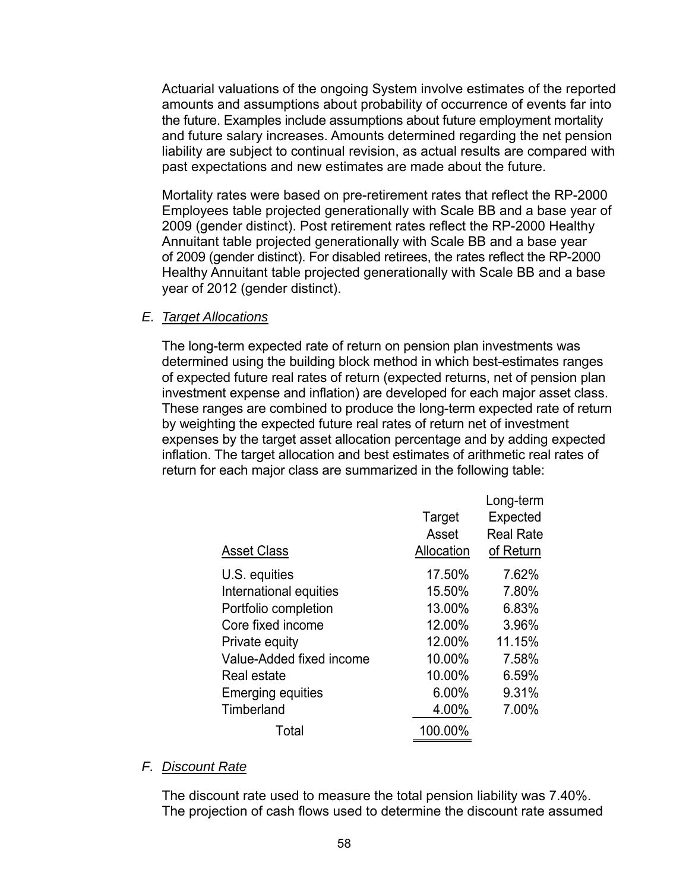Actuarial valuations of the ongoing System involve estimates of the reported amounts and assumptions about probability of occurrence of events far into the future. Examples include assumptions about future employment mortality and future salary increases. Amounts determined regarding the net pension liability are subject to continual revision, as actual results are compared with past expectations and new estimates are made about the future.

Mortality rates were based on pre-retirement rates that reflect the RP-2000 Employees table projected generationally with Scale BB and a base year of 2009 (gender distinct). Post retirement rates reflect the RP-2000 Healthy Annuitant table projected generationally with Scale BB and a base year of 2009 (gender distinct). For disabled retirees, the rates reflect the RP-2000 Healthy Annuitant table projected generationally with Scale BB and a base year of 2012 (gender distinct).

### E. *Target Allocations*

The long-term expected rate of return on pension plan investments was determined using the building block method in which best-estimates ranges of expected future real rates of return (expected returns, net of pension plan investment expense and inflation) are developed for each major asset class. These ranges are combined to produce the long-term expected rate of return by weighting the expected future real rates of return net of investment expenses by the target asset allocation percentage and by adding expected inflation. The target allocation and best estimates of arithmetic real rates of return for each major class are summarized in the following table:

| Asset Class | Target Asset Allocation | Long-term Expected Real Rate of Return |
|---|---|---|
| U.S. equities | 17.50% | 7.62% |
| International equities | 15.50% | 7.80% |
| Portfolio completion | 13.00% | 6.83% |
| Core fixed income | 12.00% | 3.96% |
| Private equity | 12.00% | 11.15% |
| Value-Added fixed income | 10.00% | 7.58% |
| Real estate | 10.00% | 6.59% |
| Emerging equities | 6.00% | 9.31% |
| Timberland | 4.00% | 7.00% |
| Total | 100.00% | |

### F. *Discount Rate*

The discount rate used to measure the total pension liability was 7.40%. The projection of cash flows used to determine the discount rate assumed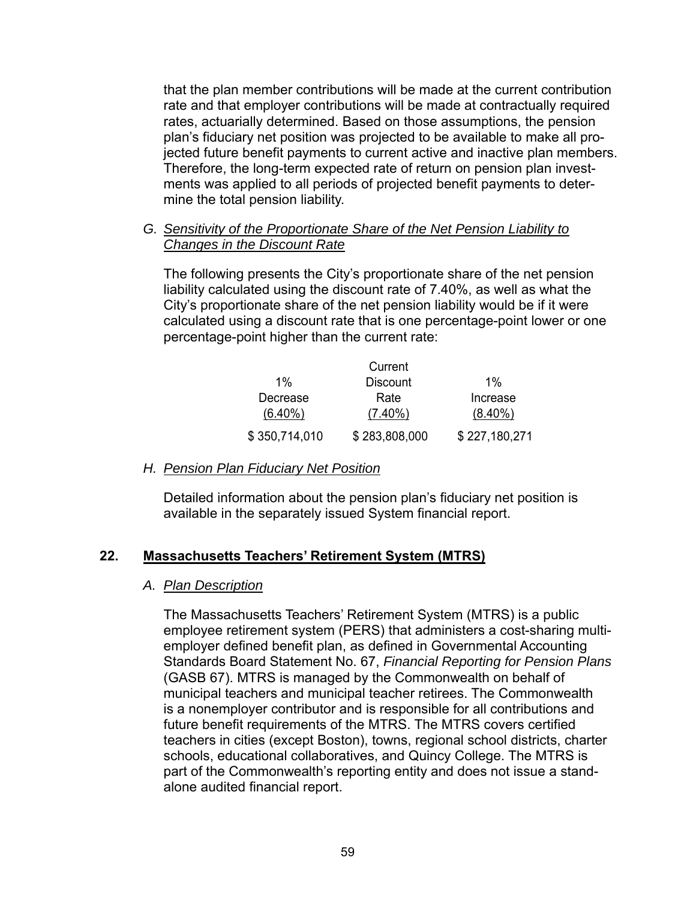that the plan member contributions will be made at the current contribution rate and that employer contributions will be made at contractually required rates, actuarially determined. Based on those assumptions, the pension plan's fiduciary net position was projected to be available to make all projected future benefit payments to current active and inactive plan members. Therefore, the long-term expected rate of return on pension plan investments was applied to all periods of projected benefit payments to determine the total pension liability.

*G. Sensitivity of the Proportionate Share of the Net Pension Liability to Changes in the Discount Rate*

The following presents the City's proportionate share of the net pension liability calculated using the discount rate of 7.40%, as well as what the City's proportionate share of the net pension liability would be if it were calculated using a discount rate that is one percentage-point lower or one percentage-point higher than the current rate:

| 1% Decrease (6.40%) | Current Discount Rate (7.40%) | 1% Increase (8.40%) |
|---|---|---|
| $ 350,714,010 | $ 283,808,000 | $ 227,180,271 |

*H. Pension Plan Fiduciary Net Position*

Detailed information about the pension plan's fiduciary net position is available in the separately issued System financial report.

## 22. Massachusetts Teachers' Retirement System (MTRS)

*A. Plan Description*

The Massachusetts Teachers' Retirement System (MTRS) is a public employee retirement system (PERS) that administers a cost-sharing multi-employer defined benefit plan, as defined in Governmental Accounting Standards Board Statement No. 67, *Financial Reporting for Pension Plans* (GASB 67). MTRS is managed by the Commonwealth on behalf of municipal teachers and municipal teacher retirees. The Commonwealth is a nonemployer contributor and is responsible for all contributions and future benefit requirements of the MTRS. The MTRS covers certified teachers in cities (except Boston), towns, regional school districts, charter schools, educational collaboratives, and Quincy College. The MTRS is part of the Commonwealth's reporting entity and does not issue a stand-alone audited financial report.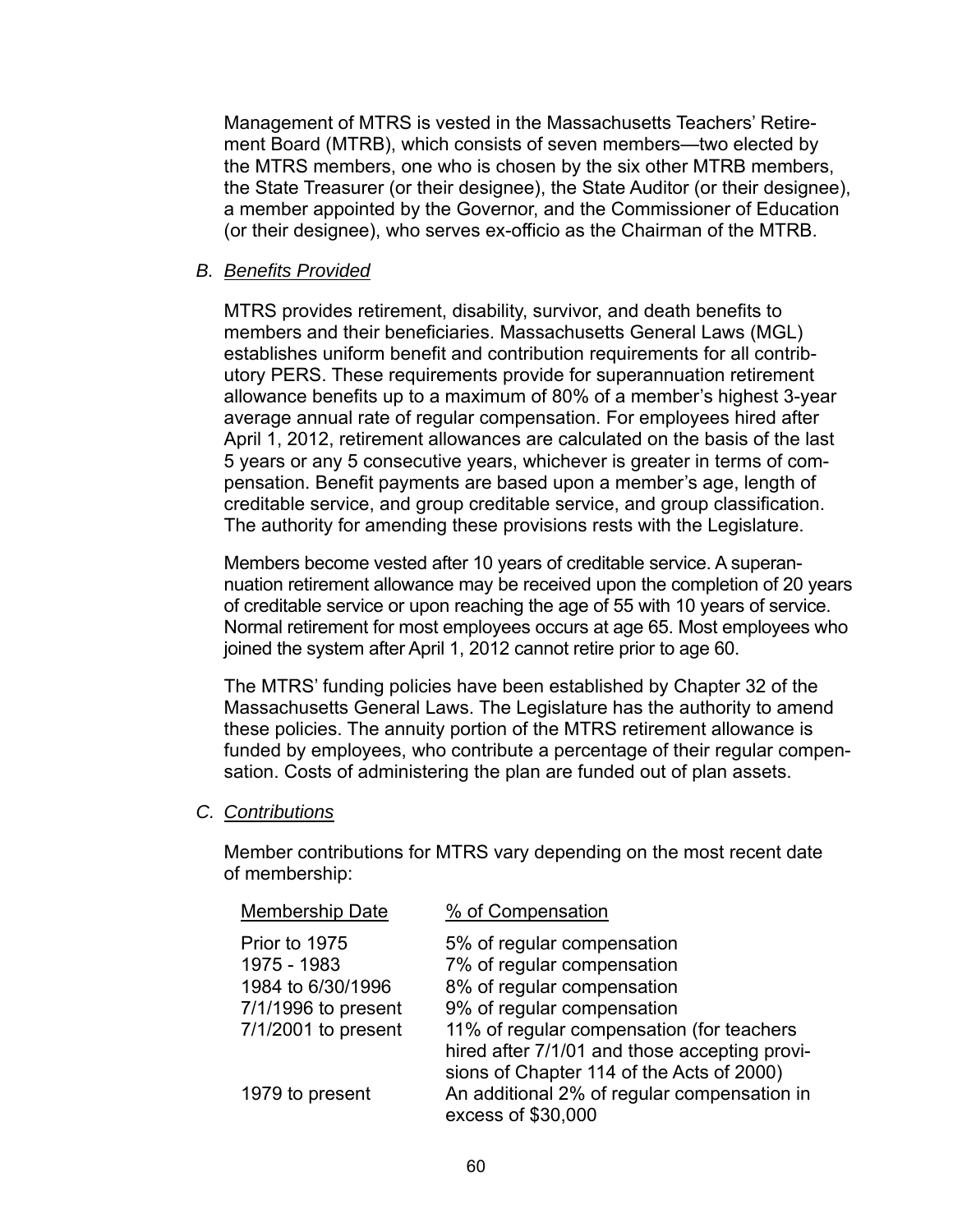Management of MTRS is vested in the Massachusetts Teachers' Retirement Board (MTRB), which consists of seven members—two elected by the MTRS members, one who is chosen by the six other MTRB members, the State Treasurer (or their designee), the State Auditor (or their designee), a member appointed by the Governor, and the Commissioner of Education (or their designee), who serves ex-officio as the Chairman of the MTRB.

*B. Benefits Provided*

MTRS provides retirement, disability, survivor, and death benefits to members and their beneficiaries. Massachusetts General Laws (MGL) establishes uniform benefit and contribution requirements for all contributory PERS. These requirements provide for superannuation retirement allowance benefits up to a maximum of 80% of a member's highest 3-year average annual rate of regular compensation. For employees hired after April 1, 2012, retirement allowances are calculated on the basis of the last 5 years or any 5 consecutive years, whichever is greater in terms of compensation. Benefit payments are based upon a member's age, length of creditable service, and group creditable service, and group classification. The authority for amending these provisions rests with the Legislature.

Members become vested after 10 years of creditable service. A superannuation retirement allowance may be received upon the completion of 20 years of creditable service or upon reaching the age of 55 with 10 years of service. Normal retirement for most employees occurs at age 65. Most employees who joined the system after April 1, 2012 cannot retire prior to age 60.

The MTRS' funding policies have been established by Chapter 32 of the Massachusetts General Laws. The Legislature has the authority to amend these policies. The annuity portion of the MTRS retirement allowance is funded by employees, who contribute a percentage of their regular compensation. Costs of administering the plan are funded out of plan assets.

*C. Contributions*

Member contributions for MTRS vary depending on the most recent date of membership:

| Membership Date | % of Compensation |
|---|---|
| Prior to 1975 | 5% of regular compensation |
| 1975 - 1983 | 7% of regular compensation |
| 1984 to 6/30/1996 | 8% of regular compensation |
| 7/1/1996 to present | 9% of regular compensation |
| 7/1/2001 to present | 11% of regular compensation (for teachers hired after 7/1/01 and those accepting provisions of Chapter 114 of the Acts of 2000) |
| 1979 to present | An additional 2% of regular compensation in excess of $30,000 |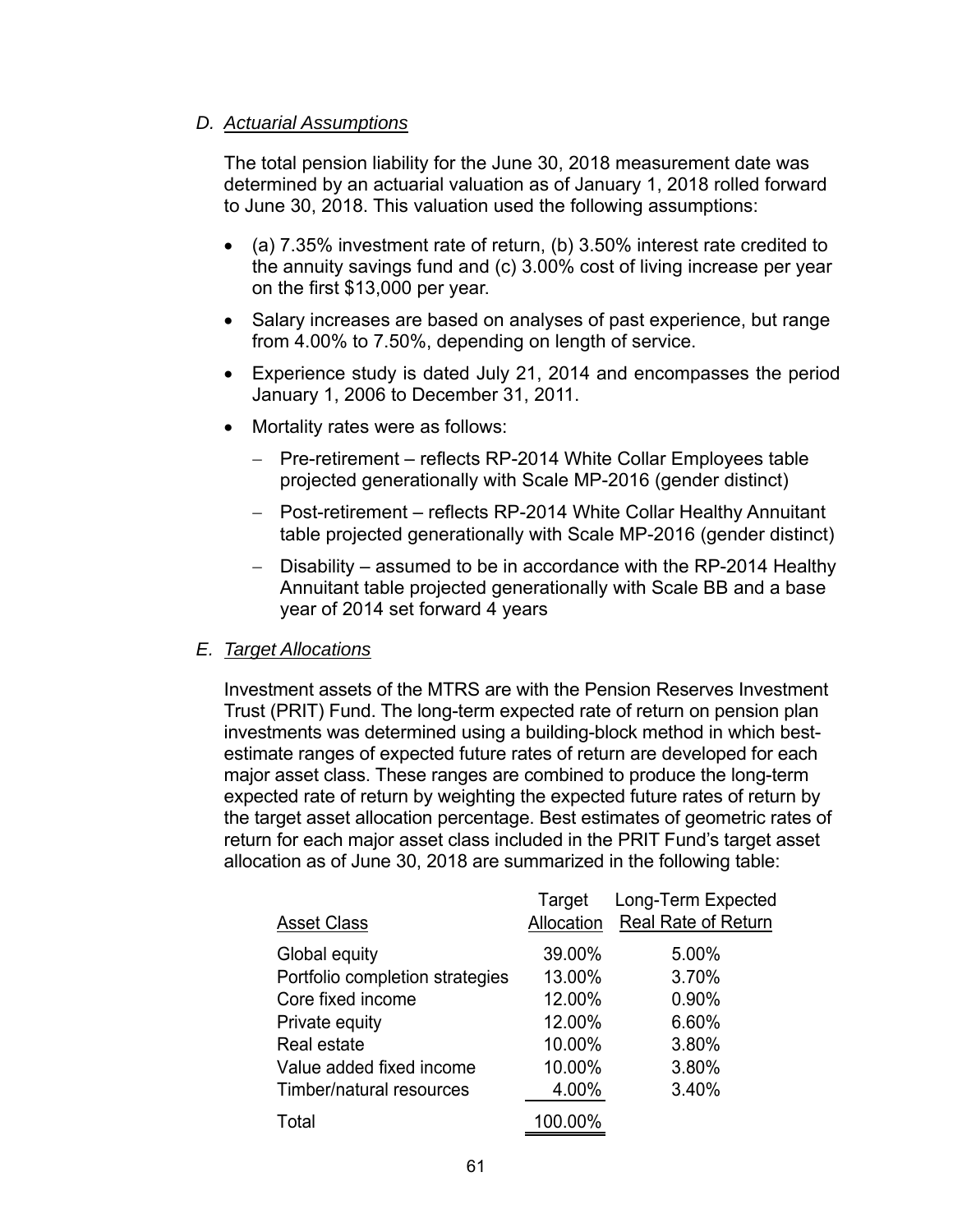*D. Actuarial Assumptions*

The total pension liability for the June 30, 2018 measurement date was determined by an actuarial valuation as of January 1, 2018 rolled forward to June 30, 2018. This valuation used the following assumptions:

- (a) 7.35% investment rate of return, (b) 3.50% interest rate credited to the annuity savings fund and (c) 3.00% cost of living increase per year on the first $13,000 per year.
- Salary increases are based on analyses of past experience, but range from 4.00% to 7.50%, depending on length of service.
- Experience study is dated July 21, 2014 and encompasses the period January 1, 2006 to December 31, 2011.
- Mortality rates were as follows:
  - Pre-retirement – reflects RP-2014 White Collar Employees table projected generationally with Scale MP-2016 (gender distinct)
  - Post-retirement – reflects RP-2014 White Collar Healthy Annuitant table projected generationally with Scale MP-2016 (gender distinct)
  - Disability – assumed to be in accordance with the RP-2014 Healthy Annuitant table projected generationally with Scale BB and a base year of 2014 set forward 4 years

*E. Target Allocations*

Investment assets of the MTRS are with the Pension Reserves Investment Trust (PRIT) Fund. The long-term expected rate of return on pension plan investments was determined using a building-block method in which best-estimate ranges of expected future rates of return are developed for each major asset class. These ranges are combined to produce the long-term expected rate of return by weighting the expected future rates of return by the target asset allocation percentage. Best estimates of geometric rates of return for each major asset class included in the PRIT Fund's target asset allocation as of June 30, 2018 are summarized in the following table:

| Asset Class | Target Allocation | Long-Term Expected Real Rate of Return |
|---|---|---|
| Global equity | 39.00% | 5.00% |
| Portfolio completion strategies | 13.00% | 3.70% |
| Core fixed income | 12.00% | 0.90% |
| Private equity | 12.00% | 6.60% |
| Real estate | 10.00% | 3.80% |
| Value added fixed income | 10.00% | 3.80% |
| Timber/natural resources | 4.00% | 3.40% |
| Total | 100.00% | |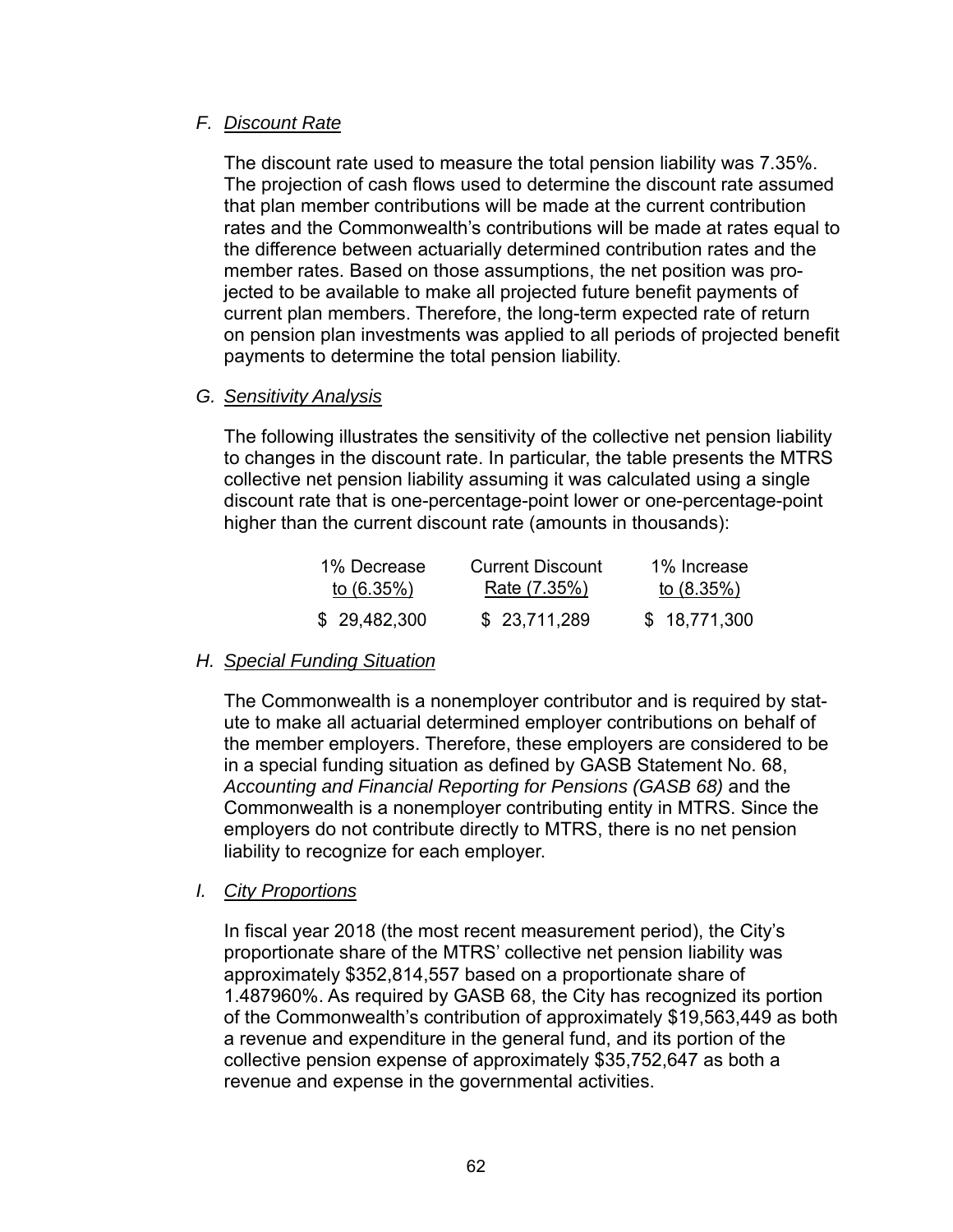### F. *Discount Rate*

The discount rate used to measure the total pension liability was 7.35%. The projection of cash flows used to determine the discount rate assumed that plan member contributions will be made at the current contribution rates and the Commonwealth's contributions will be made at rates equal to the difference between actuarially determined contribution rates and the member rates. Based on those assumptions, the net position was projected to be available to make all projected future benefit payments of current plan members. Therefore, the long-term expected rate of return on pension plan investments was applied to all periods of projected benefit payments to determine the total pension liability.

### G. *Sensitivity Analysis*

The following illustrates the sensitivity of the collective net pension liability to changes in the discount rate. In particular, the table presents the MTRS collective net pension liability assuming it was calculated using a single discount rate that is one-percentage-point lower or one-percentage-point higher than the current discount rate (amounts in thousands):

| 1% Decrease to (6.35%) | Current Discount Rate (7.35%) | 1% Increase to (8.35%) |
|---|---|---|
| $ 29,482,300 | $ 23,711,289 | $ 18,771,300 |

### H. *Special Funding Situation*

The Commonwealth is a nonemployer contributor and is required by statute to make all actuarial determined employer contributions on behalf of the member employers. Therefore, these employers are considered to be in a special funding situation as defined by GASB Statement No. 68, *Accounting and Financial Reporting for Pensions (GASB 68)* and the Commonwealth is a nonemployer contributing entity in MTRS. Since the employers do not contribute directly to MTRS, there is no net pension liability to recognize for each employer.

### I. *City Proportions*

In fiscal year 2018 (the most recent measurement period), the City's proportionate share of the MTRS' collective net pension liability was approximately $352,814,557 based on a proportionate share of 1.487960%. As required by GASB 68, the City has recognized its portion of the Commonwealth's contribution of approximately $19,563,449 as both a revenue and expenditure in the general fund, and its portion of the collective pension expense of approximately $35,752,647 as both a revenue and expense in the governmental activities.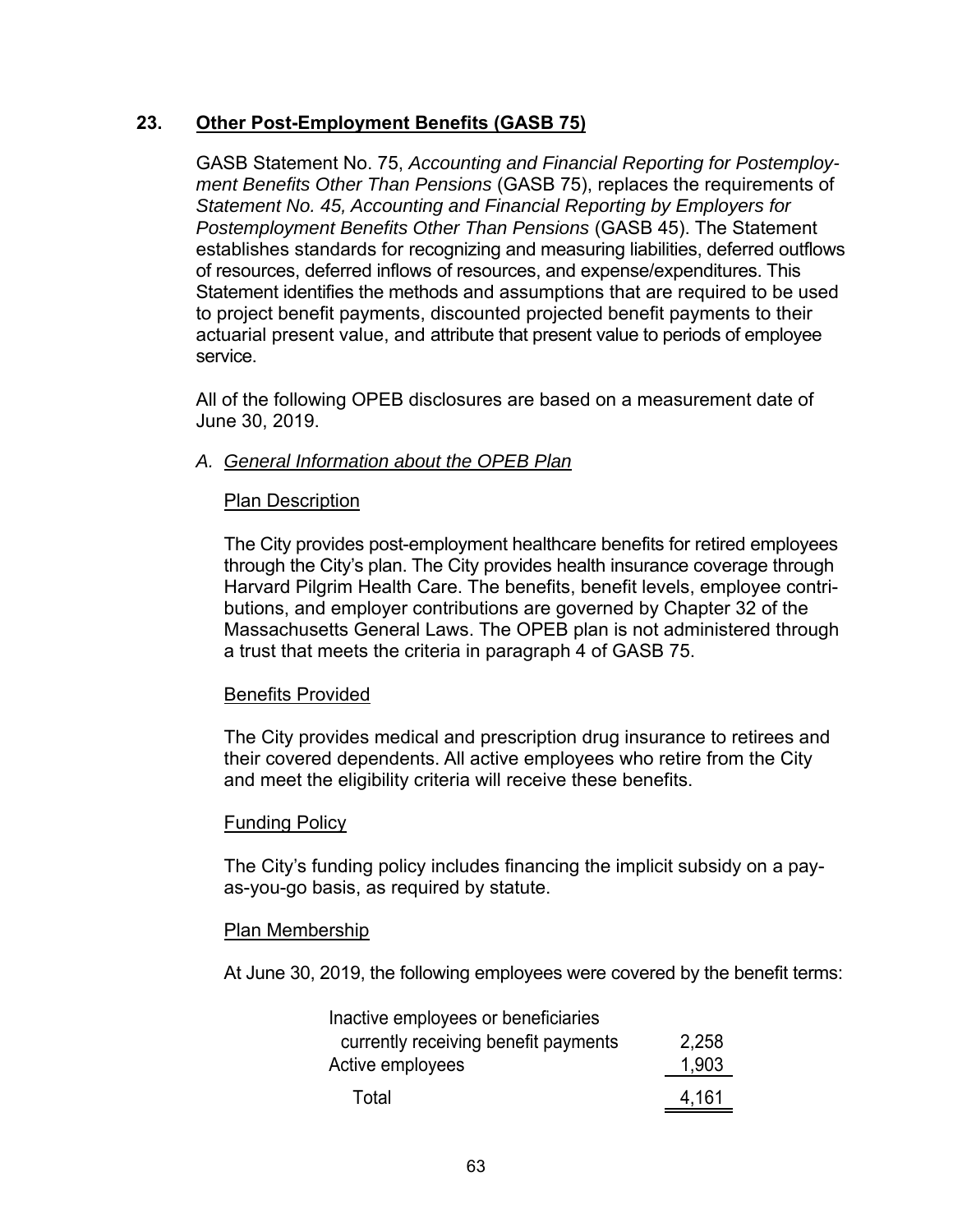## 23. Other Post-Employment Benefits (GASB 75)

GASB Statement No. 75, *Accounting and Financial Reporting for Postemployment Benefits Other Than Pensions* (GASB 75), replaces the requirements of *Statement No. 45, Accounting and Financial Reporting by Employers for Postemployment Benefits Other Than Pensions* (GASB 45). The Statement establishes standards for recognizing and measuring liabilities, deferred outflows of resources, deferred inflows of resources, and expense/expenditures. This Statement identifies the methods and assumptions that are required to be used to project benefit payments, discounted projected benefit payments to their actuarial present value, and attribute that present value to periods of employee service.

All of the following OPEB disclosures are based on a measurement date of June 30, 2019.

### *A. General Information about the OPEB Plan*

#### Plan Description

The City provides post-employment healthcare benefits for retired employees through the City's plan. The City provides health insurance coverage through Harvard Pilgrim Health Care. The benefits, benefit levels, employee contributions, and employer contributions are governed by Chapter 32 of the Massachusetts General Laws. The OPEB plan is not administered through a trust that meets the criteria in paragraph 4 of GASB 75.

#### Benefits Provided

The City provides medical and prescription drug insurance to retirees and their covered dependents. All active employees who retire from the City and meet the eligibility criteria will receive these benefits.

#### Funding Policy

The City's funding policy includes financing the implicit subsidy on a pay-as-you-go basis, as required by statute.

#### Plan Membership

At June 30, 2019, the following employees were covered by the benefit terms:

| | |
|---|---|
| Inactive employees or beneficiaries currently receiving benefit payments | 2,258 |
| Active employees | 1,903 |
| Total | 4,161 |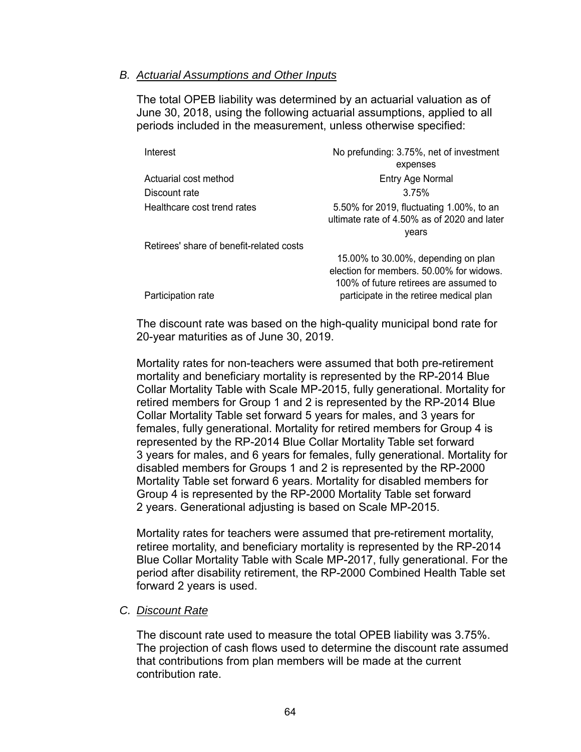### B. *Actuarial Assumptions and Other Inputs*

The total OPEB liability was determined by an actuarial valuation as of June 30, 2018, using the following actuarial assumptions, applied to all periods included in the measurement, unless otherwise specified:

| | |
|---|---|
| Interest | No prefunding: 3.75%, net of investment expenses |
| Actuarial cost method | Entry Age Normal |
| Discount rate | 3.75% |
| Healthcare cost trend rates | 5.50% for 2019, fluctuating 1.00%, to an ultimate rate of 4.50% as of 2020 and later years |
| Retirees' share of benefit-related costs | 15.00% to 30.00%, depending on plan election for members. 50.00% for widows. |
| Participation rate | 100% of future retirees are assumed to participate in the retiree medical plan |

The discount rate was based on the high-quality municipal bond rate for 20-year maturities as of June 30, 2019.

Mortality rates for non-teachers were assumed that both pre-retirement mortality and beneficiary mortality is represented by the RP-2014 Blue Collar Mortality Table with Scale MP-2015, fully generational. Mortality for retired members for Group 1 and 2 is represented by the RP-2014 Blue Collar Mortality Table set forward 5 years for males, and 3 years for females, fully generational. Mortality for retired members for Group 4 is represented by the RP-2014 Blue Collar Mortality Table set forward 3 years for males, and 6 years for females, fully generational. Mortality for disabled members for Groups 1 and 2 is represented by the RP-2000 Mortality Table set forward 6 years. Mortality for disabled members for Group 4 is represented by the RP-2000 Mortality Table set forward 2 years. Generational adjusting is based on Scale MP-2015.

Mortality rates for teachers were assumed that pre-retirement mortality, retiree mortality, and beneficiary mortality is represented by the RP-2014 Blue Collar Mortality Table with Scale MP-2017, fully generational. For the period after disability retirement, the RP-2000 Combined Health Table set forward 2 years is used.

### C. *Discount Rate*

The discount rate used to measure the total OPEB liability was 3.75%. The projection of cash flows used to determine the discount rate assumed that contributions from plan members will be made at the current contribution rate.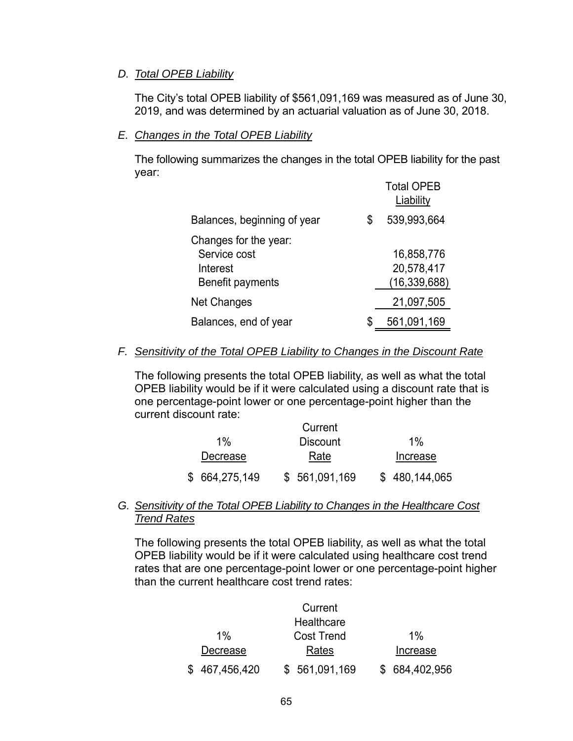D. *Total OPEB Liability*

The City's total OPEB liability of $561,091,169 was measured as of June 30, 2019, and was determined by an actuarial valuation as of June 30, 2018.

E. *Changes in the Total OPEB Liability*

The following summarizes the changes in the total OPEB liability for the past year:

| | Total OPEB Liability |
|---|---|
| Balances, beginning of year | $ 539,993,664 |
| Changes for the year: | |
| Service cost | 16,858,776 |
| Interest | 20,578,417 |
| Benefit payments | (16,339,688) |
| Net Changes | 21,097,505 |
| Balances, end of year | $ 561,091,169 |

F. *Sensitivity of the Total OPEB Liability to Changes in the Discount Rate*

The following presents the total OPEB liability, as well as what the total OPEB liability would be if it were calculated using a discount rate that is one percentage-point lower or one percentage-point higher than the current discount rate:

| 1% Decrease | Current Discount Rate | 1% Increase |
|---|---|---|
| $ 664,275,149 | $ 561,091,169 | $ 480,144,065 |

G. *Sensitivity of the Total OPEB Liability to Changes in the Healthcare Cost Trend Rates*

The following presents the total OPEB liability, as well as what the total OPEB liability would be if it were calculated using healthcare cost trend rates that are one percentage-point lower or one percentage-point higher than the current healthcare cost trend rates:

| 1% Decrease | Current Healthcare Cost Trend Rates | 1% Increase |
|---|---|---|
| $ 467,456,420 | $ 561,091,169 | $ 684,402,956 |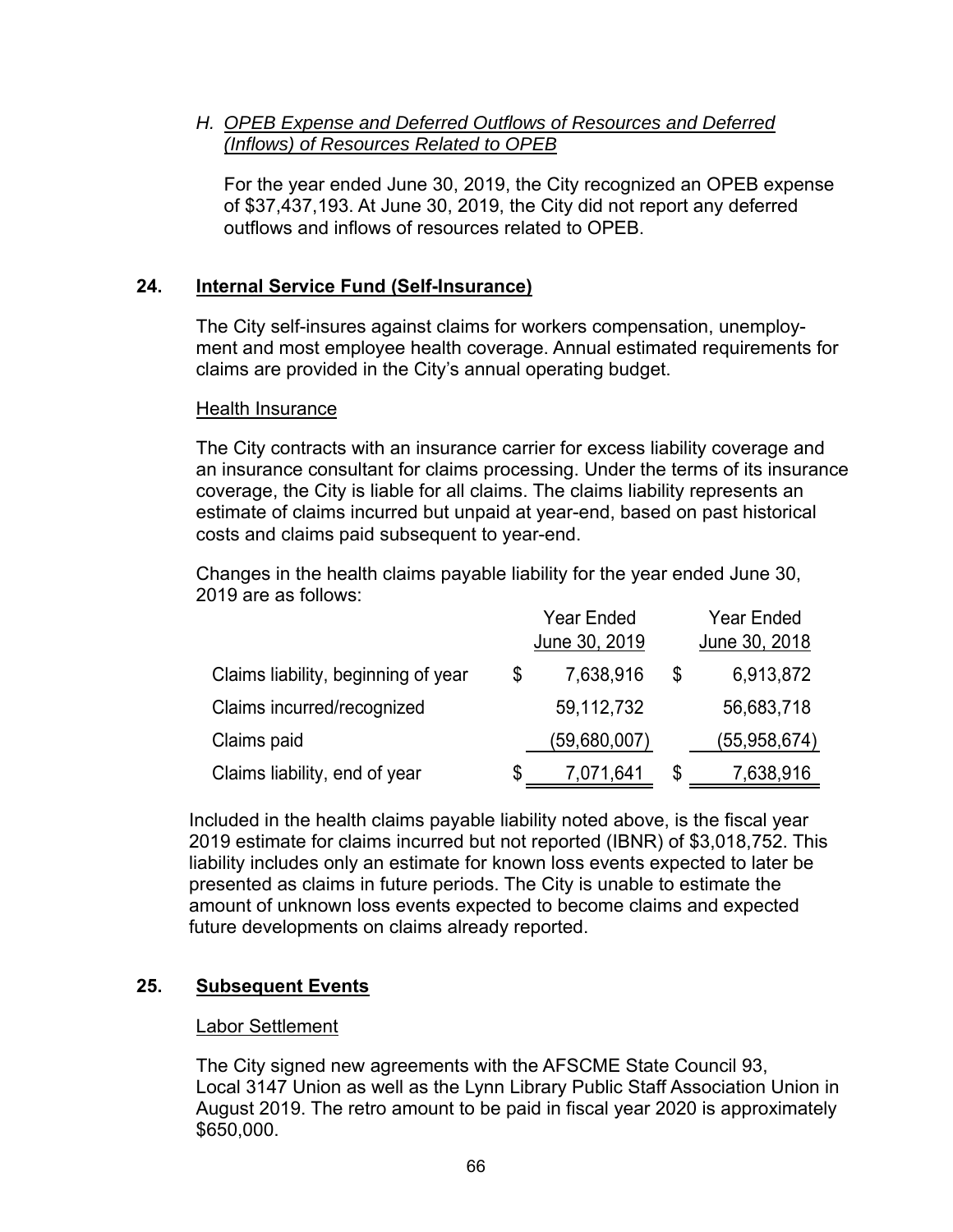*H. OPEB Expense and Deferred Outflows of Resources and Deferred (Inflows) of Resources Related to OPEB*

For the year ended June 30, 2019, the City recognized an OPEB expense of $37,437,193. At June 30, 2019, the City did not report any deferred outflows and inflows of resources related to OPEB.

## 24. Internal Service Fund (Self-Insurance)

The City self-insures against claims for workers compensation, unemployment and most employee health coverage. Annual estimated requirements for claims are provided in the City's annual operating budget.

Health Insurance

The City contracts with an insurance carrier for excess liability coverage and an insurance consultant for claims processing. Under the terms of its insurance coverage, the City is liable for all claims. The claims liability represents an estimate of claims incurred but unpaid at year-end, based on past historical costs and claims paid subsequent to year-end.

Changes in the health claims payable liability for the year ended June 30, 2019 are as follows:

| | Year Ended June 30, 2019 | Year Ended June 30, 2018 |
|---|---|---|
| Claims liability, beginning of year | $ 7,638,916 | $ 6,913,872 |
| Claims incurred/recognized | 59,112,732 | 56,683,718 |
| Claims paid | (59,680,007) | (55,958,674) |
| Claims liability, end of year | $ 7,071,641 | $ 7,638,916 |

Included in the health claims payable liability noted above, is the fiscal year 2019 estimate for claims incurred but not reported (IBNR) of $3,018,752. This liability includes only an estimate for known loss events expected to later be presented as claims in future periods. The City is unable to estimate the amount of unknown loss events expected to become claims and expected future developments on claims already reported.

## 25. Subsequent Events

Labor Settlement

The City signed new agreements with the AFSCME State Council 93, Local 3147 Union as well as the Lynn Library Public Staff Association Union in August 2019. The retro amount to be paid in fiscal year 2020 is approximately $650,000.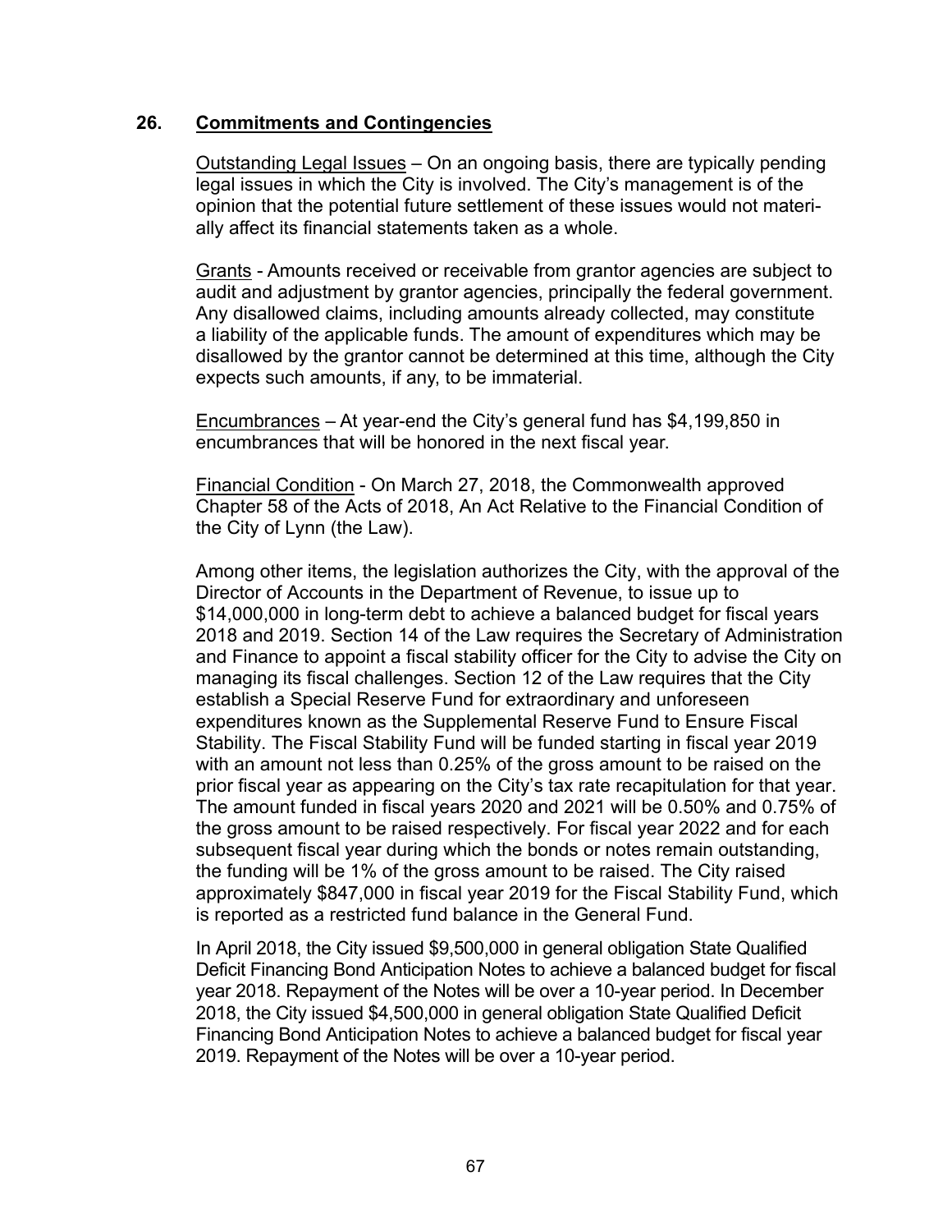## 26. Commitments and Contingencies

Outstanding Legal Issues – On an ongoing basis, there are typically pending legal issues in which the City is involved. The City's management is of the opinion that the potential future settlement of these issues would not materially affect its financial statements taken as a whole.

Grants - Amounts received or receivable from grantor agencies are subject to audit and adjustment by grantor agencies, principally the federal government. Any disallowed claims, including amounts already collected, may constitute a liability of the applicable funds. The amount of expenditures which may be disallowed by the grantor cannot be determined at this time, although the City expects such amounts, if any, to be immaterial.

Encumbrances – At year-end the City's general fund has $4,199,850 in encumbrances that will be honored in the next fiscal year.

Financial Condition - On March 27, 2018, the Commonwealth approved Chapter 58 of the Acts of 2018, An Act Relative to the Financial Condition of the City of Lynn (the Law).

Among other items, the legislation authorizes the City, with the approval of the Director of Accounts in the Department of Revenue, to issue up to $14,000,000 in long-term debt to achieve a balanced budget for fiscal years 2018 and 2019. Section 14 of the Law requires the Secretary of Administration and Finance to appoint a fiscal stability officer for the City to advise the City on managing its fiscal challenges. Section 12 of the Law requires that the City establish a Special Reserve Fund for extraordinary and unforeseen expenditures known as the Supplemental Reserve Fund to Ensure Fiscal Stability. The Fiscal Stability Fund will be funded starting in fiscal year 2019 with an amount not less than 0.25% of the gross amount to be raised on the prior fiscal year as appearing on the City's tax rate recapitulation for that year. The amount funded in fiscal years 2020 and 2021 will be 0.50% and 0.75% of the gross amount to be raised respectively. For fiscal year 2022 and for each subsequent fiscal year during which the bonds or notes remain outstanding, the funding will be 1% of the gross amount to be raised. The City raised approximately $847,000 in fiscal year 2019 for the Fiscal Stability Fund, which is reported as a restricted fund balance in the General Fund.

In April 2018, the City issued $9,500,000 in general obligation State Qualified Deficit Financing Bond Anticipation Notes to achieve a balanced budget for fiscal year 2018. Repayment of the Notes will be over a 10-year period. In December 2018, the City issued $4,500,000 in general obligation State Qualified Deficit Financing Bond Anticipation Notes to achieve a balanced budget for fiscal year 2019. Repayment of the Notes will be over a 10-year period.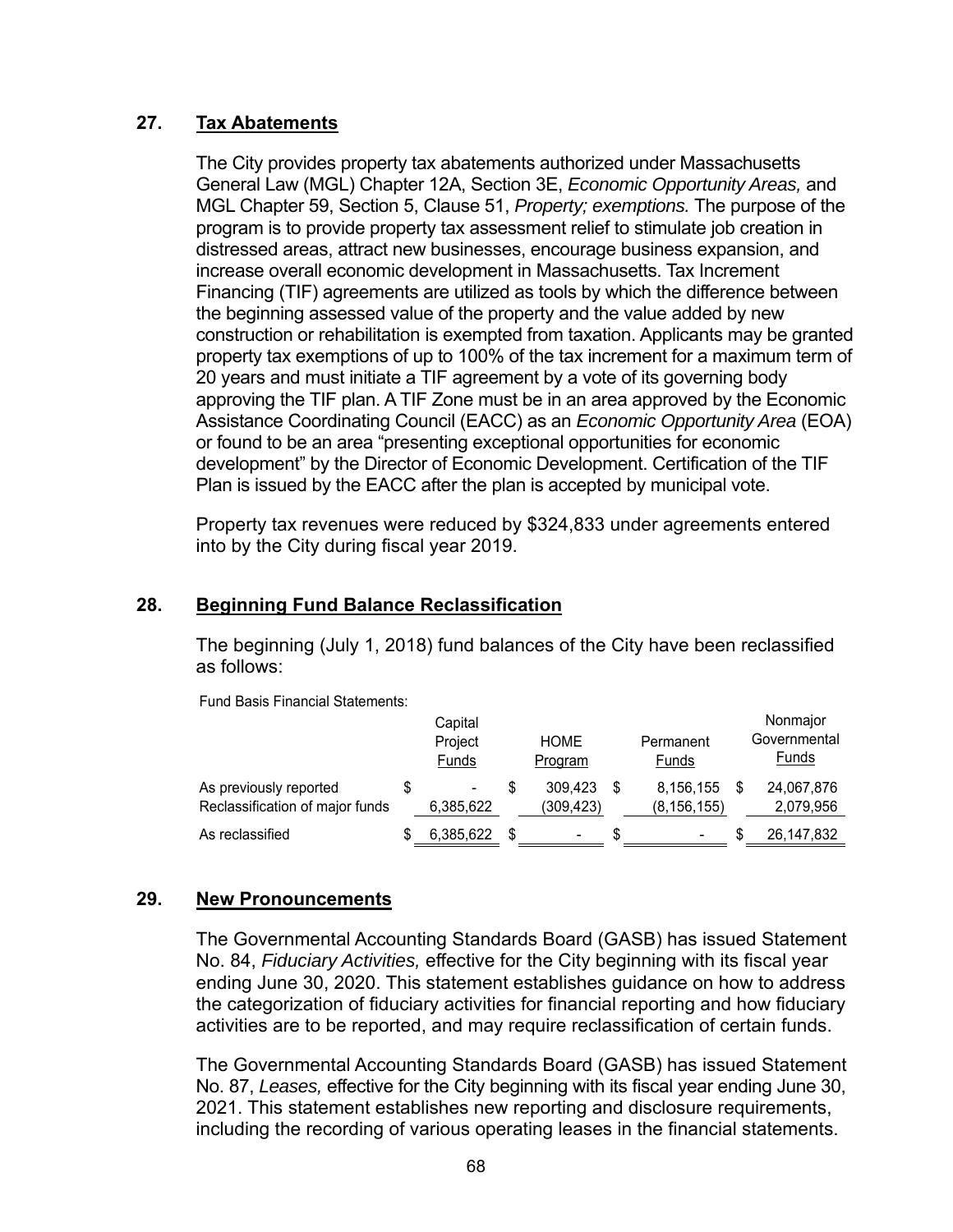## 27. Tax Abatements

The City provides property tax abatements authorized under Massachusetts General Law (MGL) Chapter 12A, Section 3E, *Economic Opportunity Areas,* and MGL Chapter 59, Section 5, Clause 51, *Property; exemptions.* The purpose of the program is to provide property tax assessment relief to stimulate job creation in distressed areas, attract new businesses, encourage business expansion, and increase overall economic development in Massachusetts. Tax Increment Financing (TIF) agreements are utilized as tools by which the difference between the beginning assessed value of the property and the value added by new construction or rehabilitation is exempted from taxation. Applicants may be granted property tax exemptions of up to 100% of the tax increment for a maximum term of 20 years and must initiate a TIF agreement by a vote of its governing body approving the TIF plan. A TIF Zone must be in an area approved by the Economic Assistance Coordinating Council (EACC) as an *Economic Opportunity Area* (EOA) or found to be an area "presenting exceptional opportunities for economic development" by the Director of Economic Development. Certification of the TIF Plan is issued by the EACC after the plan is accepted by municipal vote.

Property tax revenues were reduced by $324,833 under agreements entered into by the City during fiscal year 2019.

## 28. Beginning Fund Balance Reclassification

The beginning (July 1, 2018) fund balances of the City have been reclassified as follows:

Fund Basis Financial Statements:

| | Capital Project Funds | HOME Program | Permanent Funds | Nonmajor Governmental Funds |
|---|---|---|---|---|
| As previously reported | $ - | $ 309,423 | $ 8,156,155 | $ 24,067,876 |
| Reclassification of major funds | 6,385,622 | (309,423) | (8,156,155) | 2,079,956 |
| As reclassified | $ 6,385,622 | $ - | $ - | $ 26,147,832 |

## 29. New Pronouncements

The Governmental Accounting Standards Board (GASB) has issued Statement No. 84, *Fiduciary Activities,* effective for the City beginning with its fiscal year ending June 30, 2020. This statement establishes guidance on how to address the categorization of fiduciary activities for financial reporting and how fiduciary activities are to be reported, and may require reclassification of certain funds.

The Governmental Accounting Standards Board (GASB) has issued Statement No. 87, *Leases,* effective for the City beginning with its fiscal year ending June 30, 2021. This statement establishes new reporting and disclosure requirements, including the recording of various operating leases in the financial statements.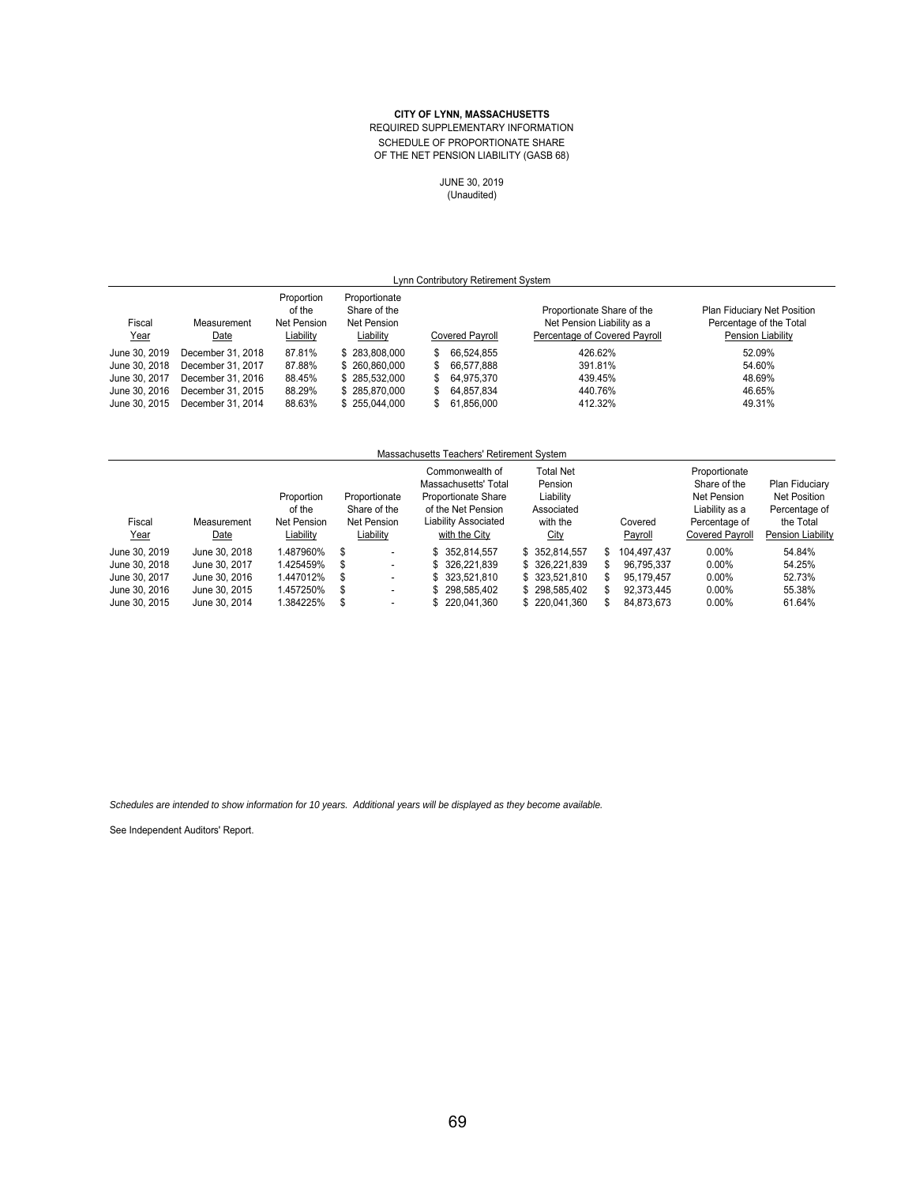**CITY OF LYNN, MASSACHUSETTS**

REQUIRED SUPPLEMENTARY INFORMATION

SCHEDULE OF PROPORTIONATE SHARE

OF THE NET PENSION LIABILITY (GASB 68)

JUNE 30, 2019

(Unaudited)

Lynn Contributory Retirement System

| Fiscal Year | Measurement Date | Proportion of the Net Pension Liability | Proportionate Share of the Net Pension Liability | Covered Payroll | Proportionate Share of the Net Pension Liability as a Percentage of Covered Payroll | Plan Fiduciary Net Position Percentage of the Total Pension Liability |
|---|---|---|---|---|---|---|
| June 30, 2019 | December 31, 2018 | 87.81% | $ 283,808,000 | $ 66,524,855 | 426.62% | 52.09% |
| June 30, 2018 | December 31, 2017 | 87.88% | $ 260,860,000 | $ 66,577,888 | 391.81% | 54.60% |
| June 30, 2017 | December 31, 2016 | 88.45% | $ 285,532,000 | $ 64,975,370 | 439.45% | 48.69% |
| June 30, 2016 | December 31, 2015 | 88.29% | $ 285,870,000 | $ 64,857,834 | 440.76% | 46.65% |
| June 30, 2015 | December 31, 2014 | 88.63% | $ 255,044,000 | $ 61,856,000 | 412.32% | 49.31% |

Massachusetts Teachers' Retirement System

| Fiscal Year | Measurement Date | Proportion of the Net Pension Liability | Proportionate Share of the Net Pension Liability | Commonwealth of Massachusetts' Total Proportionate Share of the Net Pension Liability Associated with the City | Total Net Pension Liability Associated with the City | Covered Payroll | Proportionate Share of the Net Pension Liability as a Percentage of Covered Payroll | Plan Fiduciary Net Position Percentage of the Total Pension Liability |
|---|---|---|---|---|---|---|---|---|
| June 30, 2019 | June 30, 2018 | 1.487960% | $ - | $ 352,814,557 | $ 352,814,557 | $ 104,497,437 | 0.00% | 54.84% |
| June 30, 2018 | June 30, 2017 | 1.425459% | $ - | $ 326,221,839 | $ 326,221,839 | $ 96,795,337 | 0.00% | 54.25% |
| June 30, 2017 | June 30, 2016 | 1.447012% | $ - | $ 323,521,810 | $ 323,521,810 | $ 95,179,457 | 0.00% | 52.73% |
| June 30, 2016 | June 30, 2015 | 1.457250% | $ - | $ 298,585,402 | $ 298,585,402 | $ 92,373,445 | 0.00% | 55.38% |
| June 30, 2015 | June 30, 2014 | 1.384225% | $ - | $ 220,041,360 | $ 220,041,360 | $ 84,873,673 | 0.00% | 61.64% |

*Schedules are intended to show information for 10 years. Additional years will be displayed as they become available.*

See Independent Auditors' Report.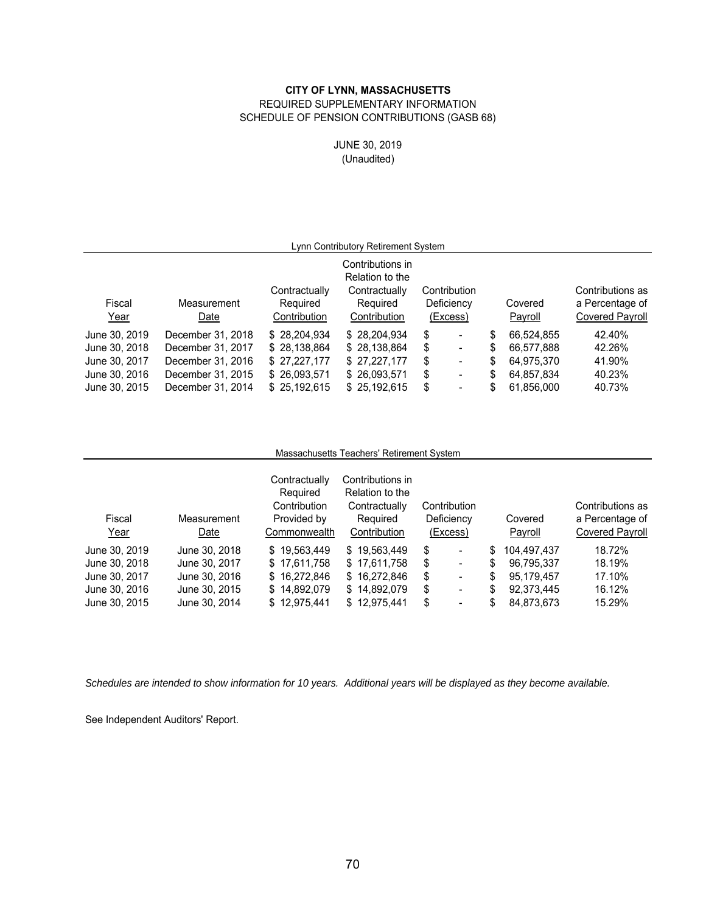**CITY OF LYNN, MASSACHUSETTS**

REQUIRED SUPPLEMENTARY INFORMATION

SCHEDULE OF PENSION CONTRIBUTIONS (GASB 68)

JUNE 30, 2019

(Unaudited)

Lynn Contributory Retirement System

| Fiscal Year | Measurement Date | Contractually Required Contribution | Contributions in Relation to the Contractually Required Contribution | Contribution Deficiency (Excess) | Covered Payroll | Contributions as a Percentage of Covered Payroll |
|---|---|---|---|---|---|---|
| June 30, 2019 | December 31, 2018 | $ 28,204,934 | $ 28,204,934 | $ - | $ 66,524,855 | 42.40% |
| June 30, 2018 | December 31, 2017 | $ 28,138,864 | $ 28,138,864 | $ - | $ 66,577,888 | 42.26% |
| June 30, 2017 | December 31, 2016 | $ 27,227,177 | $ 27,227,177 | $ - | $ 64,975,370 | 41.90% |
| June 30, 2016 | December 31, 2015 | $ 26,093,571 | $ 26,093,571 | $ - | $ 64,857,834 | 40.23% |
| June 30, 2015 | December 31, 2014 | $ 25,192,615 | $ 25,192,615 | $ - | $ 61,856,000 | 40.73% |

Massachusetts Teachers' Retirement System

| Fiscal Year | Measurement Date | Contractually Required Contribution Provided by Commonwealth | Contributions in Relation to the Contractually Required Contribution | Contribution Deficiency (Excess) | Covered Payroll | Contributions as a Percentage of Covered Payroll |
|---|---|---|---|---|---|---|
| June 30, 2019 | June 30, 2018 | $ 19,563,449 | $ 19,563,449 | $ - | $ 104,497,437 | 18.72% |
| June 30, 2018 | June 30, 2017 | $ 17,611,758 | $ 17,611,758 | $ - | $ 96,795,337 | 18.19% |
| June 30, 2017 | June 30, 2016 | $ 16,272,846 | $ 16,272,846 | $ - | $ 95,179,457 | 17.10% |
| June 30, 2016 | June 30, 2015 | $ 14,892,079 | $ 14,892,079 | $ - | $ 92,373,445 | 16.12% |
| June 30, 2015 | June 30, 2014 | $ 12,975,441 | $ 12,975,441 | $ - | $ 84,873,673 | 15.29% |

*Schedules are intended to show information for 10 years. Additional years will be displayed as they become available.*

See Independent Auditors' Report.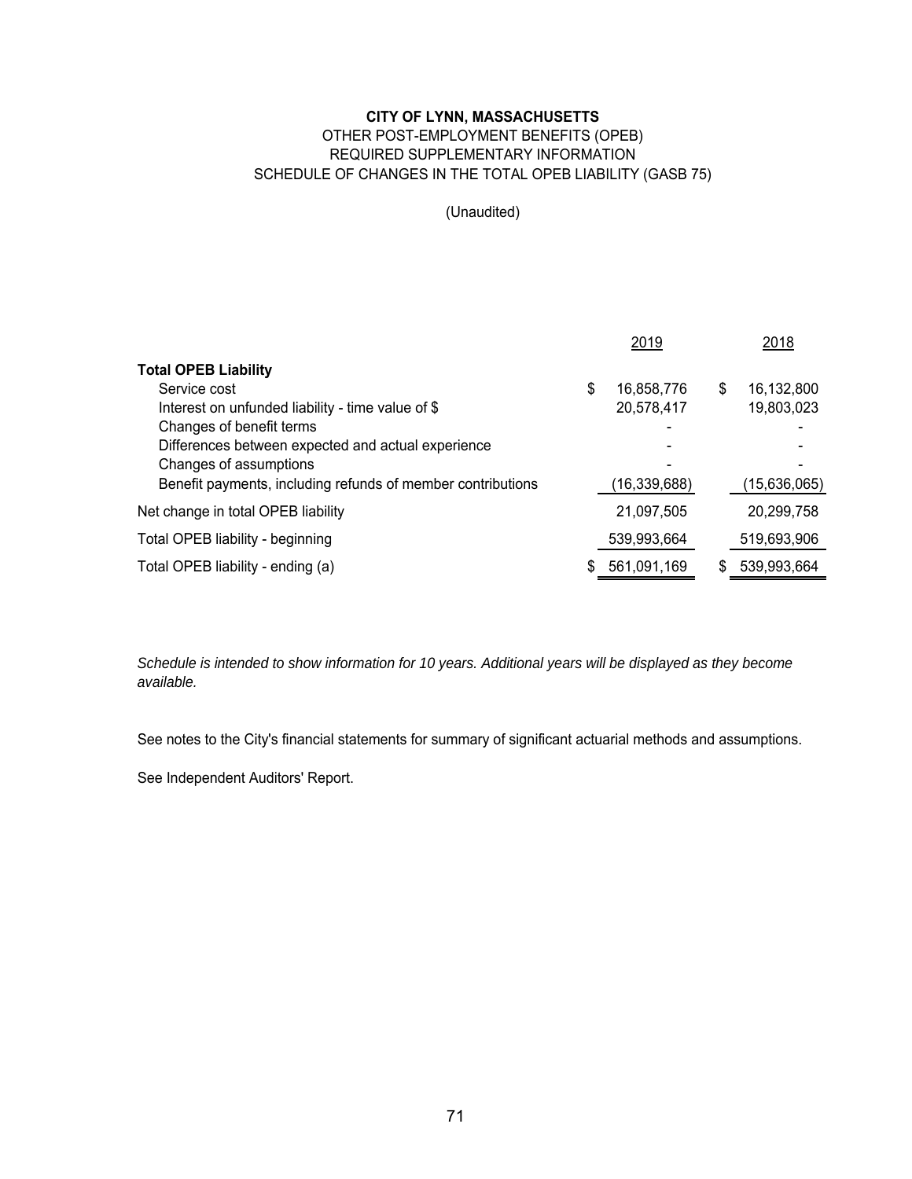**CITY OF LYNN, MASSACHUSETTS**

OTHER POST-EMPLOYMENT BENEFITS (OPEB)

REQUIRED SUPPLEMENTARY INFORMATION

SCHEDULE OF CHANGES IN THE TOTAL OPEB LIABILITY (GASB 75)

(Unaudited)

| | 2019 | 2018 |
|---|---|---|
| **Total OPEB Liability** | | |
| Service cost | $ 16,858,776 | $ 16,132,800 |
| Interest on unfunded liability - time value of $ | 20,578,417 | 19,803,023 |
| Changes of benefit terms | - | - |
| Differences between expected and actual experience | - | - |
| Changes of assumptions | - | - |
| Benefit payments, including refunds of member contributions | (16,339,688) | (15,636,065) |
| Net change in total OPEB liability | 21,097,505 | 20,299,758 |
| Total OPEB liability - beginning | 539,993,664 | 519,693,906 |
| Total OPEB liability - ending (a) | $ 561,091,169 | $ 539,993,664 |

*Schedule is intended to show information for 10 years. Additional years will be displayed as they become available.*

See notes to the City's financial statements for summary of significant actuarial methods and assumptions.

See Independent Auditors' Report.